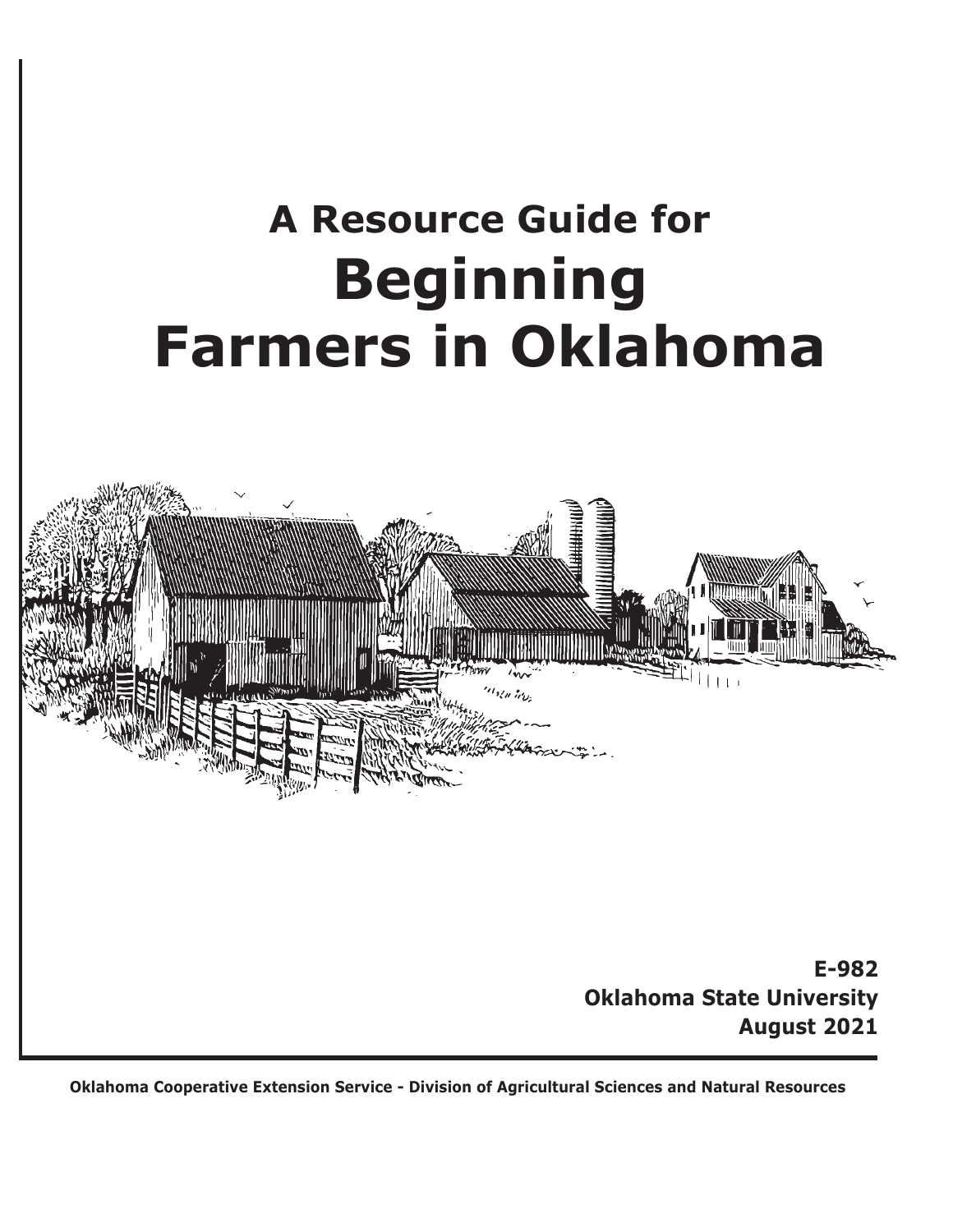# A Resource Guide for
# Beginning Farmers in Oklahoma

**E-982**
**Oklahoma State University**
**August 2021**

**Oklahoma Cooperative Extension Service - Division of Agricultural Sciences and Natural Resources**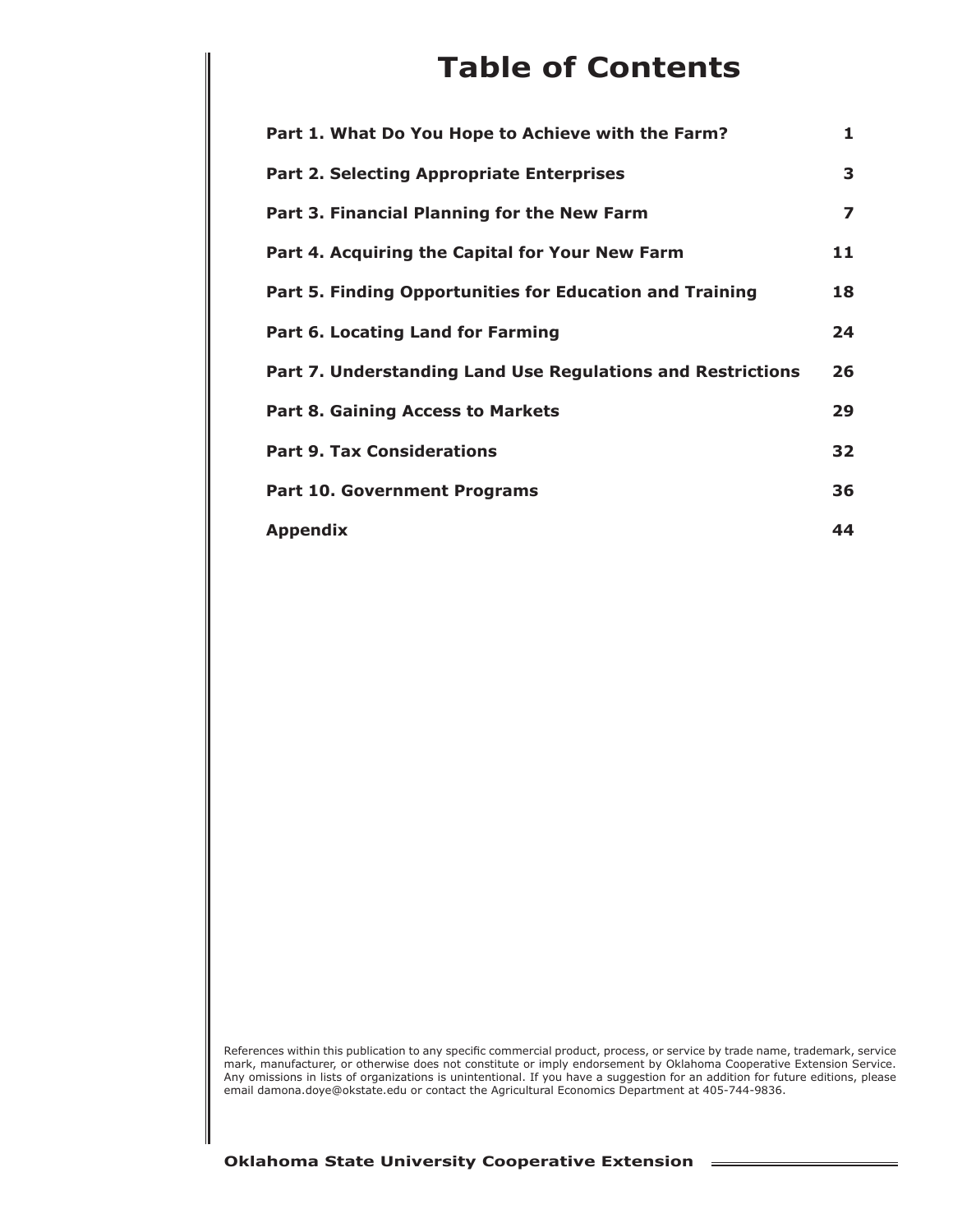# Table of Contents

| | |
|---|---|
| **Part 1. What Do You Hope to Achieve with the Farm?** | **1** |
| **Part 2. Selecting Appropriate Enterprises** | **3** |
| **Part 3. Financial Planning for the New Farm** | **7** |
| **Part 4. Acquiring the Capital for Your New Farm** | **11** |
| **Part 5. Finding Opportunities for Education and Training** | **18** |
| **Part 6. Locating Land for Farming** | **24** |
| **Part 7. Understanding Land Use Regulations and Restrictions** | **26** |
| **Part 8. Gaining Access to Markets** | **29** |
| **Part 9. Tax Considerations** | **32** |
| **Part 10. Government Programs** | **36** |
| **Appendix** | **44** |

References within this publication to any specific commercial product, process, or service by trade name, trademark, service mark, manufacturer, or otherwise does not constitute or imply endorsement by Oklahoma Cooperative Extension Service. Any omissions in lists of organizations is unintentional. If you have a suggestion for an addition for future editions, please email damona.doye@okstate.edu or contact the Agricultural Economics Department at 405-744-9836.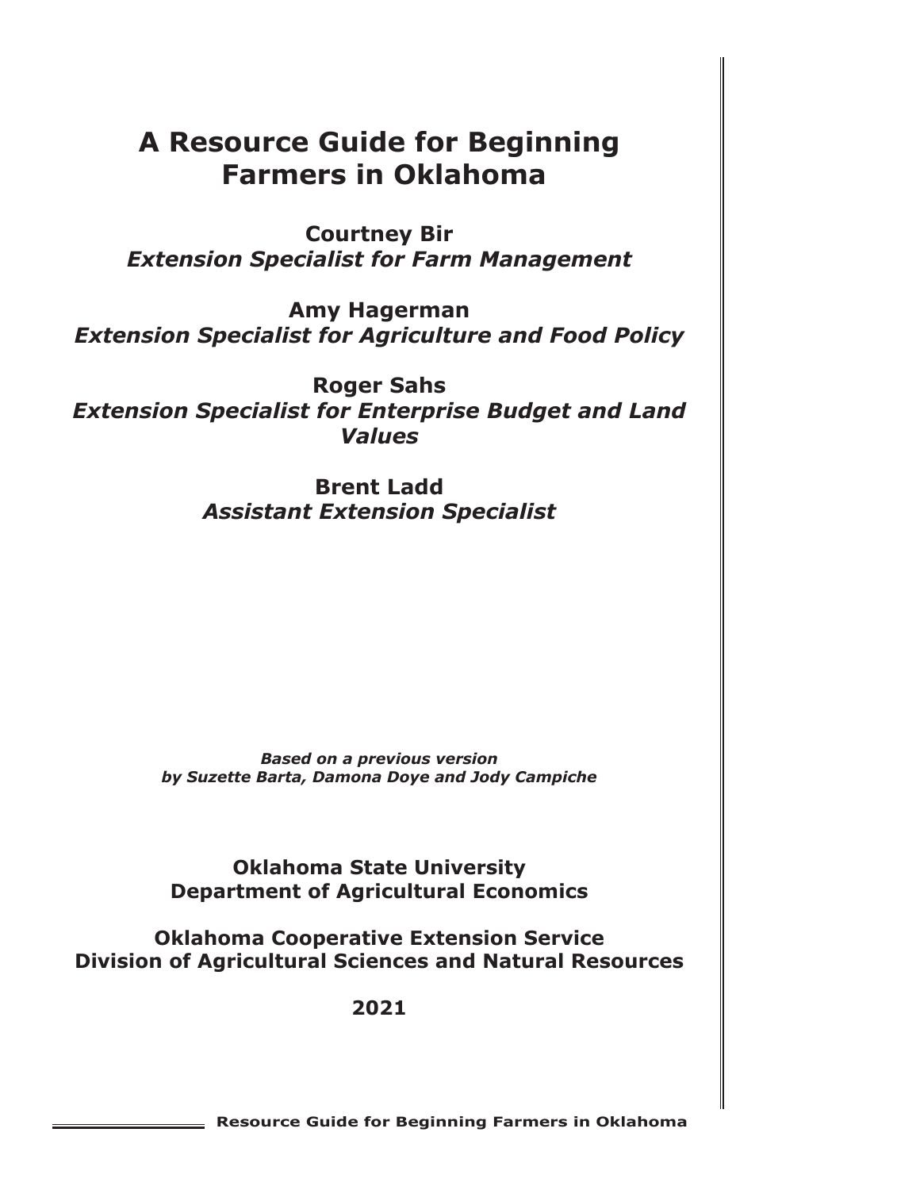# A Resource Guide for Beginning Farmers in Oklahoma

**Courtney Bir**
***Extension Specialist for Farm Management***

**Amy Hagerman**
***Extension Specialist for Agriculture and Food Policy***

**Roger Sahs**
***Extension Specialist for Enterprise Budget and Land Values***

**Brent Ladd**
***Assistant Extension Specialist***

***Based on a previous version***
***by Suzette Barta, Damona Doye and Jody Campiche***

**Oklahoma State University**
**Department of Agricultural Economics**

**Oklahoma Cooperative Extension Service**
**Division of Agricultural Sciences and Natural Resources**

**2021**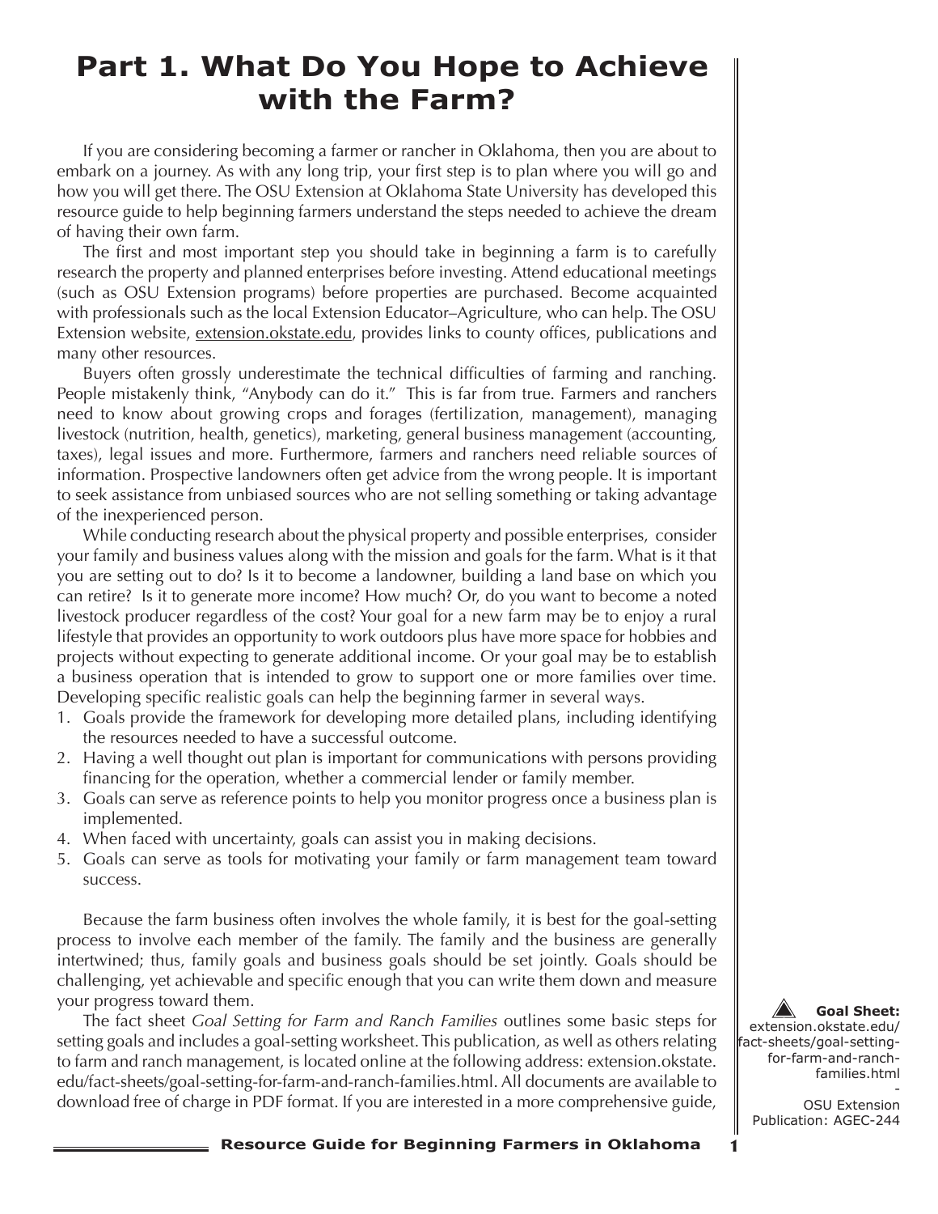# Part 1. What Do You Hope to Achieve with the Farm?

If you are considering becoming a farmer or rancher in Oklahoma, then you are about to embark on a journey. As with any long trip, your first step is to plan where you will go and how you will get there. The OSU Extension at Oklahoma State University has developed this resource guide to help beginning farmers understand the steps needed to achieve the dream of having their own farm.

The first and most important step you should take in beginning a farm is to carefully research the property and planned enterprises before investing. Attend educational meetings (such as OSU Extension programs) before properties are purchased. Become acquainted with professionals such as the local Extension Educator–Agriculture, who can help. The OSU Extension website, extension.okstate.edu, provides links to county offices, publications and many other resources.

Buyers often grossly underestimate the technical difficulties of farming and ranching. People mistakenly think, "Anybody can do it." This is far from true. Farmers and ranchers need to know about growing crops and forages (fertilization, management), managing livestock (nutrition, health, genetics), marketing, general business management (accounting, taxes), legal issues and more. Furthermore, farmers and ranchers need reliable sources of information. Prospective landowners often get advice from the wrong people. It is important to seek assistance from unbiased sources who are not selling something or taking advantage of the inexperienced person.

While conducting research about the physical property and possible enterprises, consider your family and business values along with the mission and goals for the farm. What is it that you are setting out to do? Is it to become a landowner, building a land base on which you can retire? Is it to generate more income? How much? Or, do you want to become a noted livestock producer regardless of the cost? Your goal for a new farm may be to enjoy a rural lifestyle that provides an opportunity to work outdoors plus have more space for hobbies and projects without expecting to generate additional income. Or your goal may be to establish a business operation that is intended to grow to support one or more families over time. Developing specific realistic goals can help the beginning farmer in several ways.

1. Goals provide the framework for developing more detailed plans, including identifying the resources needed to have a successful outcome.
2. Having a well thought out plan is important for communications with persons providing financing for the operation, whether a commercial lender or family member.
3. Goals can serve as reference points to help you monitor progress once a business plan is implemented.
4. When faced with uncertainty, goals can assist you in making decisions.
5. Goals can serve as tools for motivating your family or farm management team toward success.

Because the farm business often involves the whole family, it is best for the goal-setting process to involve each member of the family. The family and the business are generally intertwined; thus, family goals and business goals should be set jointly. Goals should be challenging, yet achievable and specific enough that you can write them down and measure your progress toward them.

The fact sheet *Goal Setting for Farm and Ranch Families* outlines some basic steps for setting goals and includes a goal-setting worksheet. This publication, as well as others relating to farm and ranch management, is located online at the following address: extension.okstate.edu/fact-sheets/goal-setting-for-farm-and-ranch-families.html. All documents are available to download free of charge in PDF format. If you are interested in a more comprehensive guide,

**Goal Sheet:** extension.okstate.edu/fact-sheets/goal-setting-for-farm-and-ranch-families.html - OSU Extension Publication: AGEC-244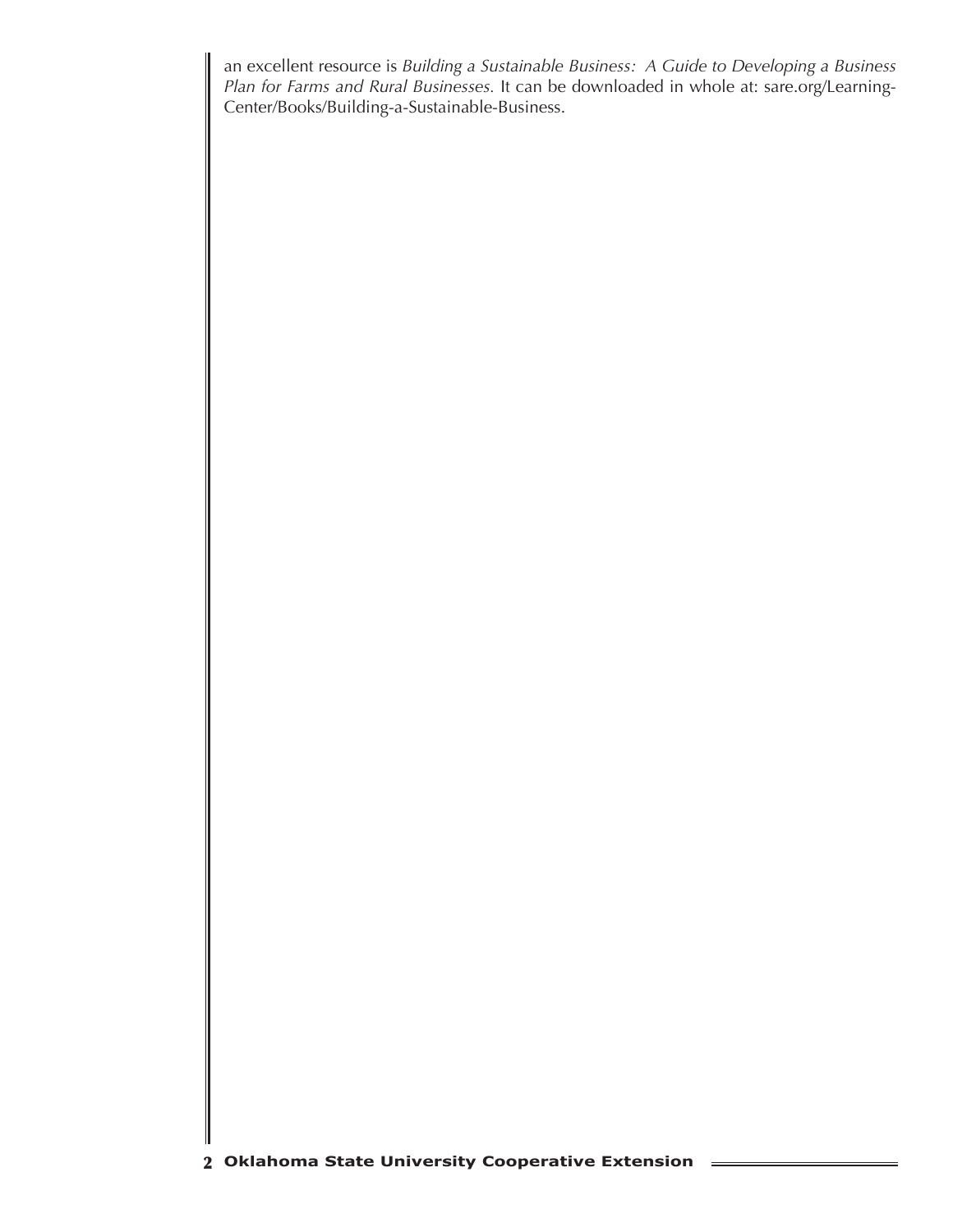an excellent resource is *Building a Sustainable Business: A Guide to Developing a Business Plan for Farms and Rural Businesses*. It can be downloaded in whole at: sare.org/Learning-Center/Books/Building-a-Sustainable-Business.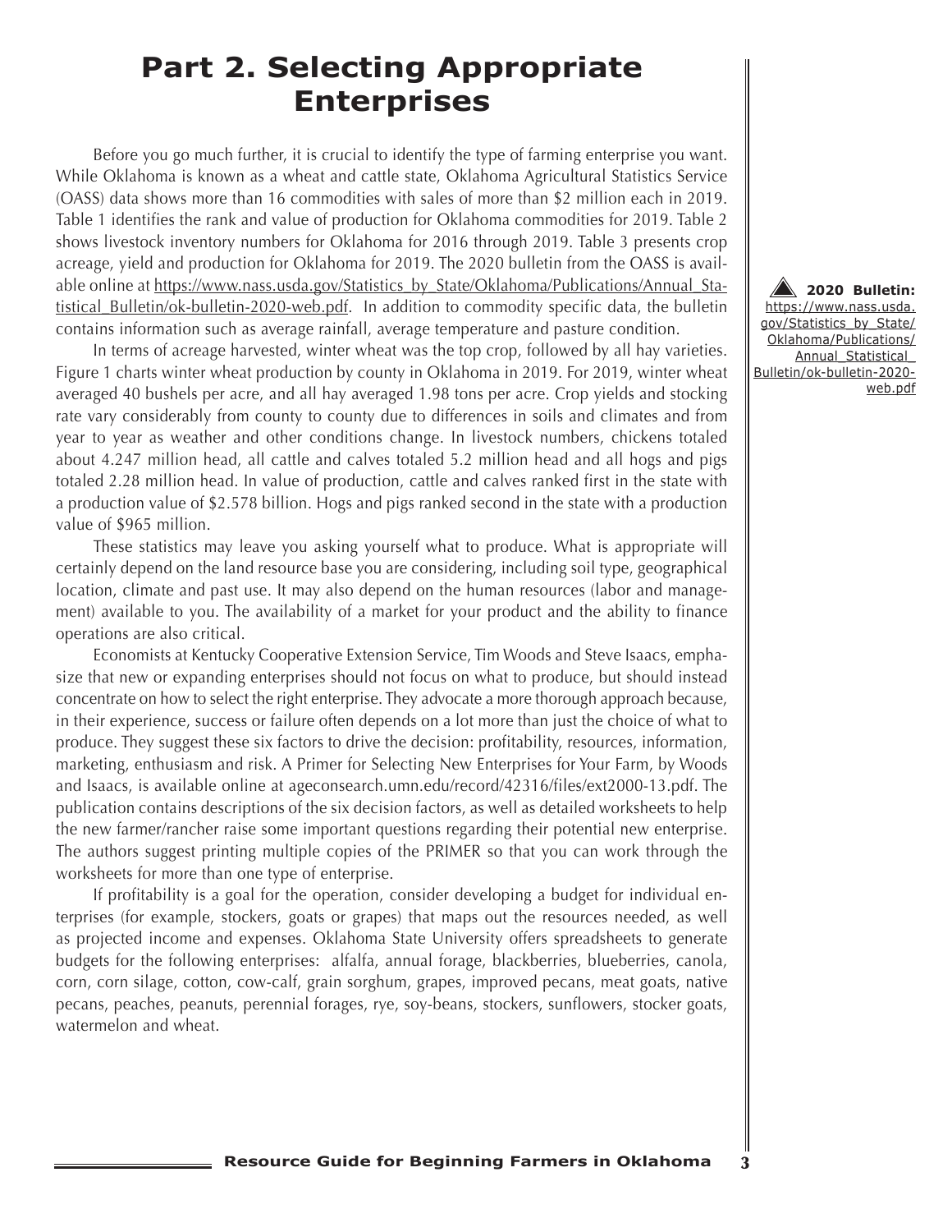# Part 2. Selecting Appropriate Enterprises

Before you go much further, it is crucial to identify the type of farming enterprise you want. While Oklahoma is known as a wheat and cattle state, Oklahoma Agricultural Statistics Service (OASS) data shows more than 16 commodities with sales of more than $2 million each in 2019. Table 1 identifies the rank and value of production for Oklahoma commodities for 2019. Table 2 shows livestock inventory numbers for Oklahoma for 2016 through 2019. Table 3 presents crop acreage, yield and production for Oklahoma for 2019. The 2020 bulletin from the OASS is available online at https://www.nass.usda.gov/Statistics_by_State/Oklahoma/Publications/Annual_Statistical_Bulletin/ok-bulletin-2020-web.pdf. In addition to commodity specific data, the bulletin contains information such as average rainfall, average temperature and pasture condition.

**2020 Bulletin:** https://www.nass.usda.gov/Statistics_by_State/Oklahoma/Publications/Annual_Statistical_Bulletin/ok-bulletin-2020-web.pdf

In terms of acreage harvested, winter wheat was the top crop, followed by all hay varieties. Figure 1 charts winter wheat production by county in Oklahoma in 2019. For 2019, winter wheat averaged 40 bushels per acre, and all hay averaged 1.98 tons per acre. Crop yields and stocking rate vary considerably from county to county due to differences in soils and climates and from year to year as weather and other conditions change. In livestock numbers, chickens totaled about 4.247 million head, all cattle and calves totaled 5.2 million head and all hogs and pigs totaled 2.28 million head. In value of production, cattle and calves ranked first in the state with a production value of $2.578 billion. Hogs and pigs ranked second in the state with a production value of $965 million.

These statistics may leave you asking yourself what to produce. What is appropriate will certainly depend on the land resource base you are considering, including soil type, geographical location, climate and past use. It may also depend on the human resources (labor and management) available to you. The availability of a market for your product and the ability to finance operations are also critical.

Economists at Kentucky Cooperative Extension Service, Tim Woods and Steve Isaacs, emphasize that new or expanding enterprises should not focus on what to produce, but should instead concentrate on how to select the right enterprise. They advocate a more thorough approach because, in their experience, success or failure often depends on a lot more than just the choice of what to produce. They suggest these six factors to drive the decision: profitability, resources, information, marketing, enthusiasm and risk. A Primer for Selecting New Enterprises for Your Farm, by Woods and Isaacs, is available online at ageconsearch.umn.edu/record/42316/files/ext2000-13.pdf. The publication contains descriptions of the six decision factors, as well as detailed worksheets to help the new farmer/rancher raise some important questions regarding their potential new enterprise. The authors suggest printing multiple copies of the PRIMER so that you can work through the worksheets for more than one type of enterprise.

If profitability is a goal for the operation, consider developing a budget for individual enterprises (for example, stockers, goats or grapes) that maps out the resources needed, as well as projected income and expenses. Oklahoma State University offers spreadsheets to generate budgets for the following enterprises: alfalfa, annual forage, blackberries, blueberries, canola, corn, corn silage, cotton, cow-calf, grain sorghum, grapes, improved pecans, meat goats, native pecans, peaches, peanuts, perennial forages, rye, soy-beans, stockers, sunflowers, stocker goats, watermelon and wheat.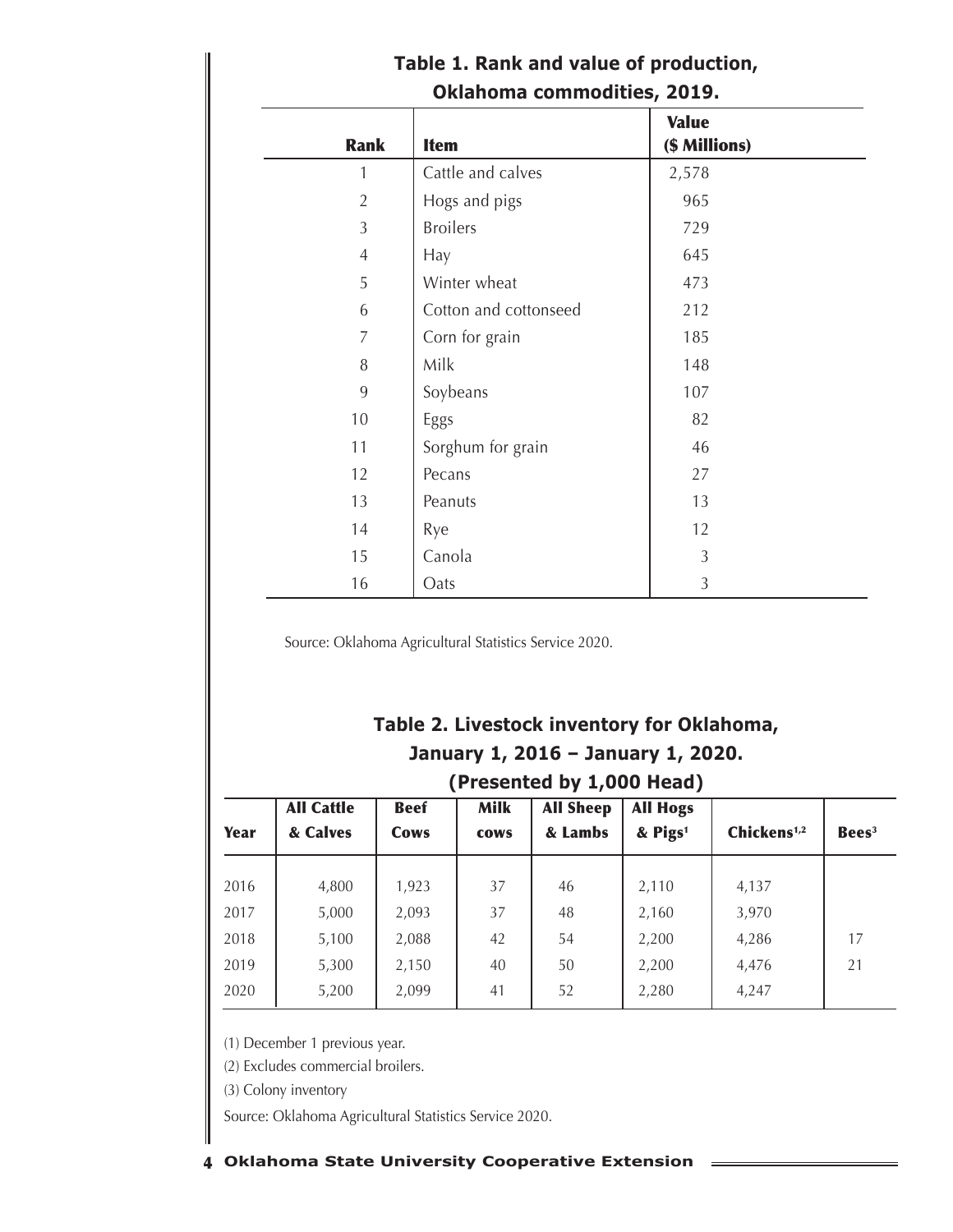**Table 1. Rank and value of production, Oklahoma commodities, 2019.**

| Rank | Item | Value ($ Millions) |
|---|---|---|
| 1 | Cattle and calves | 2,578 |
| 2 | Hogs and pigs | 965 |
| 3 | Broilers | 729 |
| 4 | Hay | 645 |
| 5 | Winter wheat | 473 |
| 6 | Cotton and cottonseed | 212 |
| 7 | Corn for grain | 185 |
| 8 | Milk | 148 |
| 9 | Soybeans | 107 |
| 10 | Eggs | 82 |
| 11 | Sorghum for grain | 46 |
| 12 | Pecans | 27 |
| 13 | Peanuts | 13 |
| 14 | Rye | 12 |
| 15 | Canola | 3 |
| 16 | Oats | 3 |

Source: Oklahoma Agricultural Statistics Service 2020.

**Table 2. Livestock inventory for Oklahoma, January 1, 2016 – January 1, 2020. (Presented by 1,000 Head)**

| Year | All Cattle & Calves | Beef Cows | Milk cows | All Sheep & Lambs | All Hogs & Pigs[1] | Chickens[1,2] | Bees[3] |
|---|---|---|---|---|---|---|---|
| 2016 | 4,800 | 1,923 | 37 | 46 | 2,110 | 4,137 | |
| 2017 | 5,000 | 2,093 | 37 | 48 | 2,160 | 3,970 | |
| 2018 | 5,100 | 2,088 | 42 | 54 | 2,200 | 4,286 | 17 |
| 2019 | 5,300 | 2,150 | 40 | 50 | 2,200 | 4,476 | 21 |
| 2020 | 5,200 | 2,099 | 41 | 52 | 2,280 | 4,247 | |

(1) December 1 previous year.

(2) Excludes commercial broilers.

(3) Colony inventory

Source: Oklahoma Agricultural Statistics Service 2020.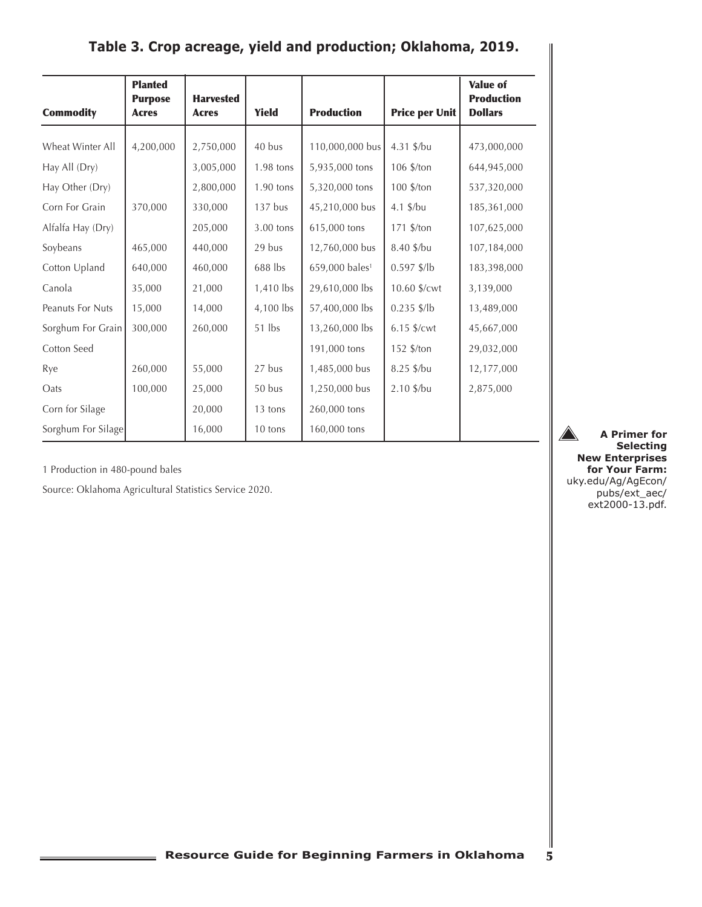## Table 3. Crop acreage, yield and production; Oklahoma, 2019.

| Commodity | Planted Purpose Acres | Harvested Acres | Yield | Production | Price per Unit | Value of Production Dollars |
|---|---|---|---|---|---|---|
| Wheat Winter All | 4,200,000 | 2,750,000 | 40 bus | 110,000,000 bus | 4.31 $/bu | 473,000,000 |
| Hay All (Dry) | | 3,005,000 | 1.98 tons | 5,935,000 tons | 106 $/ton | 644,945,000 |
| Hay Other (Dry) | | 2,800,000 | 1.90 tons | 5,320,000 tons | 100 $/ton | 537,320,000 |
| Corn For Grain | 370,000 | 330,000 | 137 bus | 45,210,000 bus | 4.1 $/bu | 185,361,000 |
| Alfalfa Hay (Dry) | | 205,000 | 3.00 tons | 615,000 tons | 171 $/ton | 107,625,000 |
| Soybeans | 465,000 | 440,000 | 29 bus | 12,760,000 bus | 8.40 $/bu | 107,184,000 |
| Cotton Upland | 640,000 | 460,000 | 688 lbs | 659,000 bales[1] | 0.597 $/lb | 183,398,000 |
| Canola | 35,000 | 21,000 | 1,410 lbs | 29,610,000 lbs | 10.60 $/cwt | 3,139,000 |
| Peanuts For Nuts | 15,000 | 14,000 | 4,100 lbs | 57,400,000 lbs | 0.235 $/lb | 13,489,000 |
| Sorghum For Grain | 300,000 | 260,000 | 51 lbs | 13,260,000 lbs | 6.15 $/cwt | 45,667,000 |
| Cotton Seed | | | | 191,000 tons | 152 $/ton | 29,032,000 |
| Rye | 260,000 | 55,000 | 27 bus | 1,485,000 bus | 8.25 $/bu | 12,177,000 |
| Oats | 100,000 | 25,000 | 50 bus | 1,250,000 bus | 2.10 $/bu | 2,875,000 |
| Corn for Silage | | 20,000 | 13 tons | 260,000 tons | | |
| Sorghum For Silage | | 16,000 | 10 tons | 160,000 tons | | |

1 Production in 480-pound bales

Source: Oklahoma Agricultural Statistics Service 2020.

**A Primer for Selecting New Enterprises for Your Farm:** uky.edu/Ag/AgEcon/pubs/ext_aec/ext2000-13.pdf.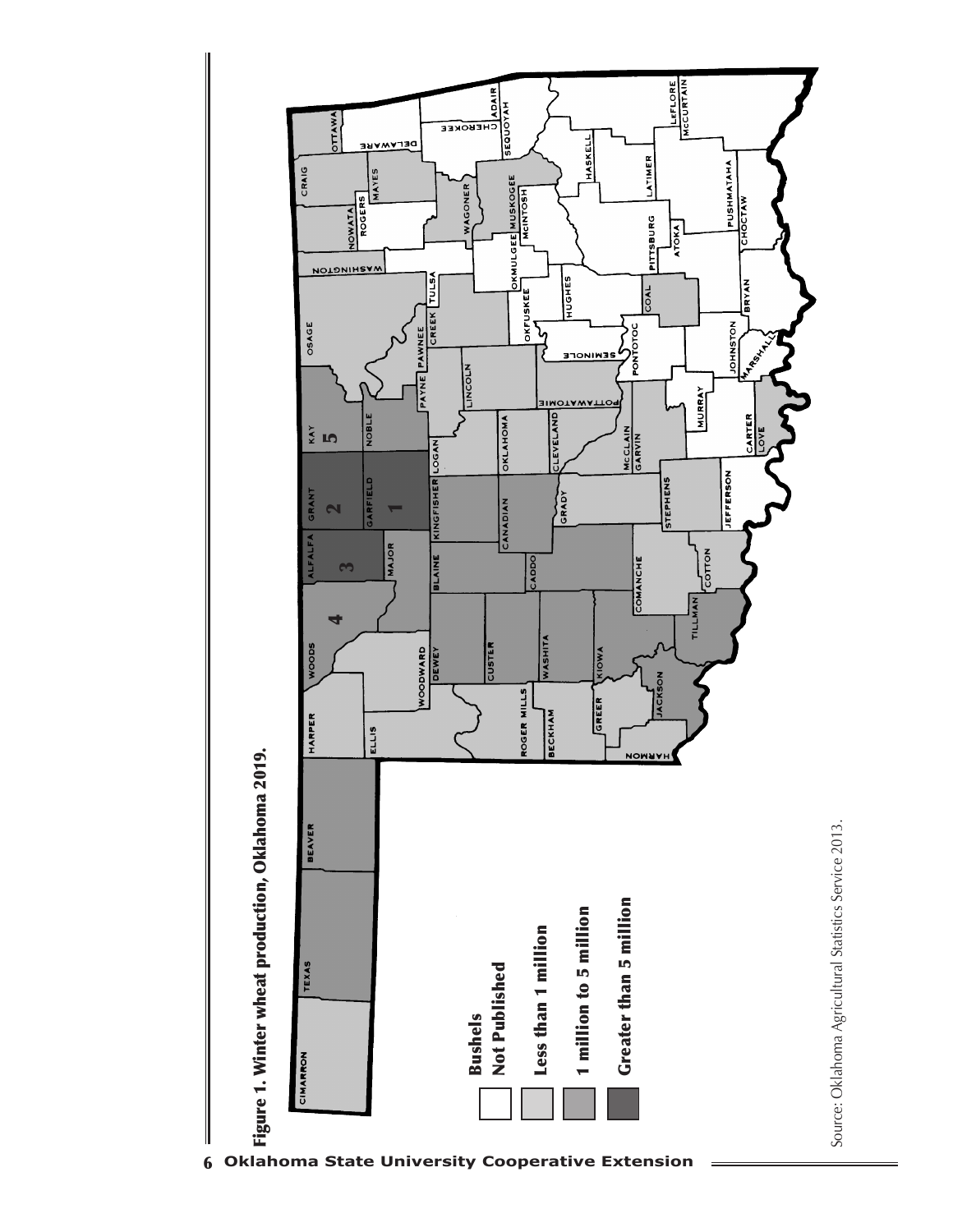**Figure 1. Winter wheat production, Oklahoma 2019.**

**Bushels**

- **Not Published**
- **Less than 1 million**
- **1 million to 5 million**
- **Greater than 5 million**

Source: Oklahoma Agricultural Statistics Service 2013.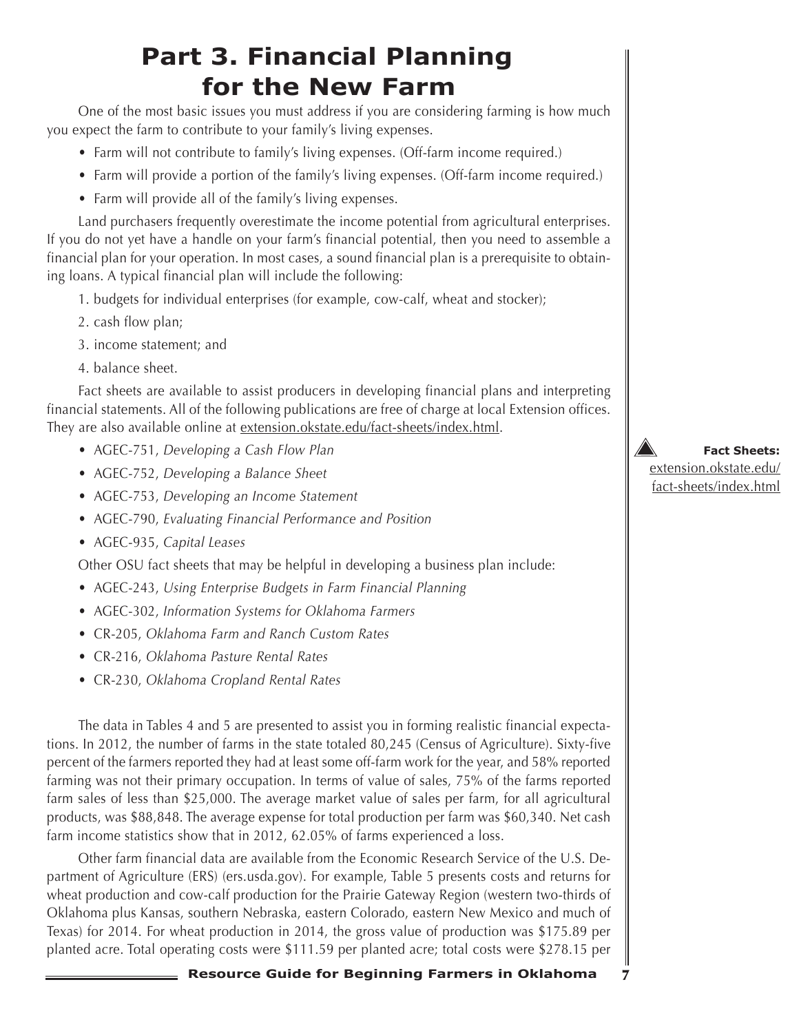# Part 3. Financial Planning for the New Farm

One of the most basic issues you must address if you are considering farming is how much you expect the farm to contribute to your family's living expenses.

- Farm will not contribute to family's living expenses. (Off-farm income required.)
- Farm will provide a portion of the family's living expenses. (Off-farm income required.)
- Farm will provide all of the family's living expenses.

Land purchasers frequently overestimate the income potential from agricultural enterprises. If you do not yet have a handle on your farm's financial potential, then you need to assemble a financial plan for your operation. In most cases, a sound financial plan is a prerequisite to obtaining loans. A typical financial plan will include the following:

1. budgets for individual enterprises (for example, cow-calf, wheat and stocker);
2. cash flow plan;
3. income statement; and
4. balance sheet.

Fact sheets are available to assist producers in developing financial plans and interpreting financial statements. All of the following publications are free of charge at local Extension offices. They are also available online at extension.okstate.edu/fact-sheets/index.html.

**Fact Sheets:** extension.okstate.edu/fact-sheets/index.html

- AGEC-751, *Developing a Cash Flow Plan*
- AGEC-752, *Developing a Balance Sheet*
- AGEC-753, *Developing an Income Statement*
- AGEC-790, *Evaluating Financial Performance and Position*
- AGEC-935, *Capital Leases*

Other OSU fact sheets that may be helpful in developing a business plan include:

- AGEC-243, *Using Enterprise Budgets in Farm Financial Planning*
- AGEC-302, *Information Systems for Oklahoma Farmers*
- CR-205, *Oklahoma Farm and Ranch Custom Rates*
- CR-216, *Oklahoma Pasture Rental Rates*
- CR-230, *Oklahoma Cropland Rental Rates*

The data in Tables 4 and 5 are presented to assist you in forming realistic financial expectations. In 2012, the number of farms in the state totaled 80,245 (Census of Agriculture). Sixty-five percent of the farmers reported they had at least some off-farm work for the year, and 58% reported farming was not their primary occupation. In terms of value of sales, 75% of the farms reported farm sales of less than $25,000. The average market value of sales per farm, for all agricultural products, was $88,848. The average expense for total production per farm was $60,340. Net cash farm income statistics show that in 2012, 62.05% of farms experienced a loss.

Other farm financial data are available from the Economic Research Service of the U.S. Department of Agriculture (ERS) (ers.usda.gov). For example, Table 5 presents costs and returns for wheat production and cow-calf production for the Prairie Gateway Region (western two-thirds of Oklahoma plus Kansas, southern Nebraska, eastern Colorado, eastern New Mexico and much of Texas) for 2014. For wheat production in 2014, the gross value of production was $175.89 per planted acre. Total operating costs were $111.59 per planted acre; total costs were $278.15 per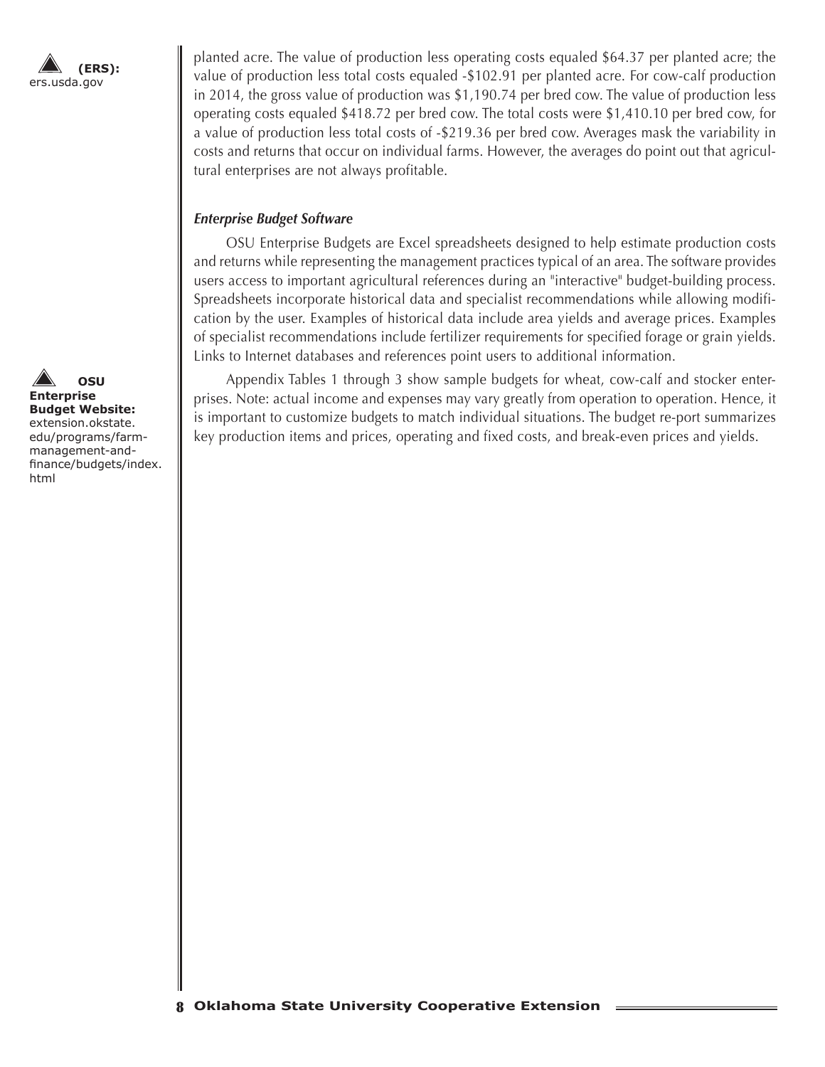**(ERS):** ers.usda.gov

planted acre. The value of production less operating costs equaled $64.37 per planted acre; the value of production less total costs equaled -$102.91 per planted acre. For cow-calf production in 2014, the gross value of production was $1,190.74 per bred cow. The value of production less operating costs equaled $418.72 per bred cow. The total costs were $1,410.10 per bred cow, for a value of production less total costs of -$219.36 per bred cow. Averages mask the variability in costs and returns that occur on individual farms. However, the averages do point out that agricultural enterprises are not always profitable.

### *Enterprise Budget Software*

OSU Enterprise Budgets are Excel spreadsheets designed to help estimate production costs and returns while representing the management practices typical of an area. The software provides users access to important agricultural references during an "interactive" budget-building process. Spreadsheets incorporate historical data and specialist recommendations while allowing modification by the user. Examples of historical data include area yields and average prices. Examples of specialist recommendations include fertilizer requirements for specified forage or grain yields. Links to Internet databases and references point users to additional information.

**OSU Enterprise Budget Website:** extension.okstate.edu/programs/farm-management-and-finance/budgets/index.html

Appendix Tables 1 through 3 show sample budgets for wheat, cow-calf and stocker enterprises. Note: actual income and expenses may vary greatly from operation to operation. Hence, it is important to customize budgets to match individual situations. The budget re-port summarizes key production items and prices, operating and fixed costs, and break-even prices and yields.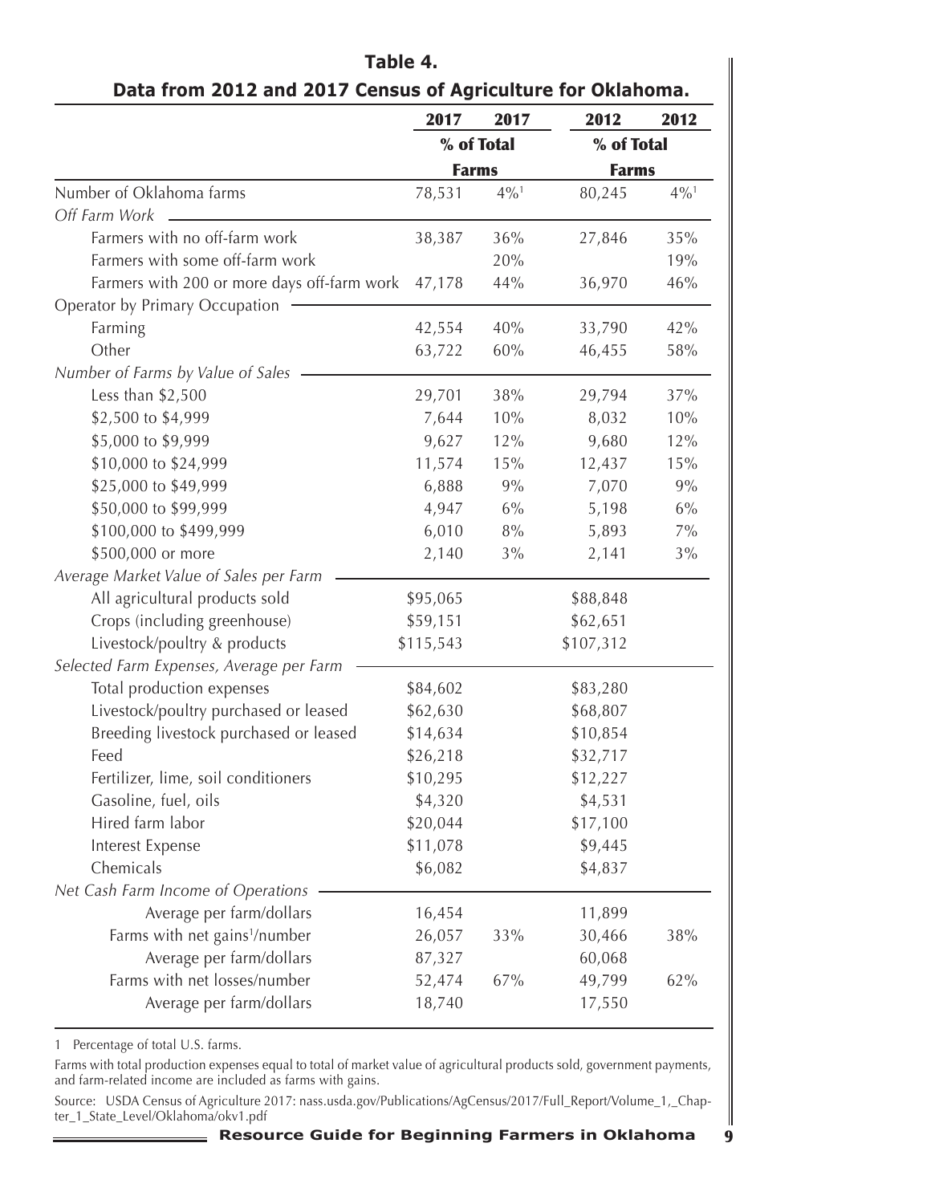**Table 4.**

**Data from 2012 and 2017 Census of Agriculture for Oklahoma.**

| | 2017 | 2017 % of Total Farms | 2012 | 2012 % of Total Farms |
|---|---|---|---|---|
| Number of Oklahoma farms | 78,531 | 4%[1] | 80,245 | 4%[1] |
| *Off Farm Work* | | | | |
| Farmers with no off-farm work | 38,387 | 36% | 27,846 | 35% |
| Farmers with some off-farm work | | 20% | | 19% |
| Farmers with 200 or more days off-farm work | 47,178 | 44% | 36,970 | 46% |
| Operator by Primary Occupation | | | | |
| Farming | 42,554 | 40% | 33,790 | 42% |
| Other | 63,722 | 60% | 46,455 | 58% |
| *Number of Farms by Value of Sales* | | | | |
| Less than $2,500 | 29,701 | 38% | 29,794 | 37% |
| $2,500 to $4,999 | 7,644 | 10% | 8,032 | 10% |
| $5,000 to $9,999 | 9,627 | 12% | 9,680 | 12% |
| $10,000 to $24,999 | 11,574 | 15% | 12,437 | 15% |
| $25,000 to $49,999 | 6,888 | 9% | 7,070 | 9% |
| $50,000 to $99,999 | 4,947 | 6% | 5,198 | 6% |
| $100,000 to $499,999 | 6,010 | 8% | 5,893 | 7% |
| $500,000 or more | 2,140 | 3% | 2,141 | 3% |
| *Average Market Value of Sales per Farm* | | | | |
| All agricultural products sold | $95,065 | | $88,848 | |
| Crops (including greenhouse) | $59,151 | | $62,651 | |
| Livestock/poultry & products | $115,543 | | $107,312 | |
| *Selected Farm Expenses, Average per Farm* | | | | |
| Total production expenses | $84,602 | | $83,280 | |
| Livestock/poultry purchased or leased | $62,630 | | $68,807 | |
| Breeding livestock purchased or leased | $14,634 | | $10,854 | |
| Feed | $26,218 | | $32,717 | |
| Fertilizer, lime, soil conditioners | $10,295 | | $12,227 | |
| Gasoline, fuel, oils | $4,320 | | $4,531 | |
| Hired farm labor | $20,044 | | $17,100 | |
| Interest Expense | $11,078 | | $9,445 | |
| Chemicals | $6,082 | | $4,837 | |
| *Net Cash Farm Income of Operations* | | | | |
| Average per farm/dollars | 16,454 | | 11,899 | |
| Farms with net gains[1]/number | 26,057 | 33% | 30,466 | 38% |
| Average per farm/dollars | 87,327 | | 60,068 | |
| Farms with net losses/number | 52,474 | 67% | 49,799 | 62% |
| Average per farm/dollars | 18,740 | | 17,550 | |

1 Percentage of total U.S. farms.

Farms with total production expenses equal to total of market value of agricultural products sold, government payments, and farm-related income are included as farms with gains.

Source: USDA Census of Agriculture 2017: nass.usda.gov/Publications/AgCensus/2017/Full_Report/Volume_1,_Chapter_1_State_Level/Oklahoma/okv1.pdf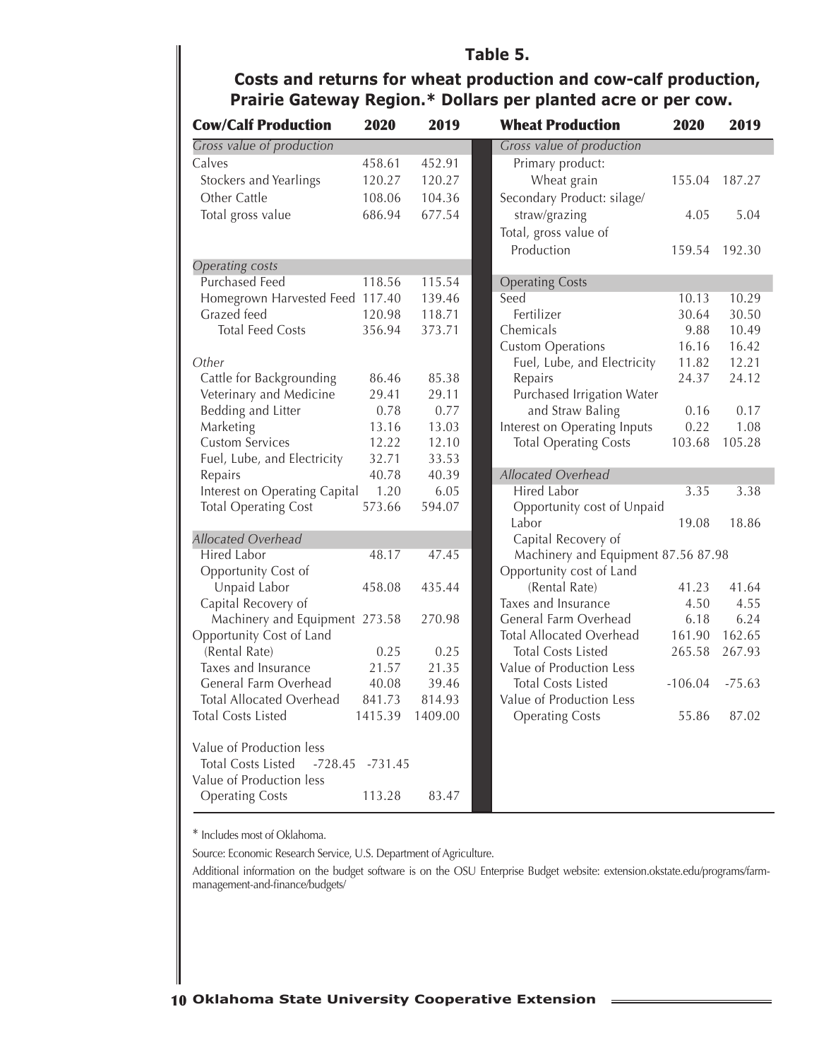### Table 5.

**Costs and returns for wheat production and cow-calf production, Prairie Gateway Region.* Dollars per planted acre or per cow.**

| Cow/Calf Production | 2020 | 2019 |
|---|---|---|
| *Gross value of production* | | |
| Calves | 458.61 | 452.91 |
| Stockers and Yearlings | 120.27 | 120.27 |
| Other Cattle | 108.06 | 104.36 |
| Total gross value | 686.94 | 677.54 |
| *Operating costs* | | |
| Purchased Feed | 118.56 | 115.54 |
| Homegrown Harvested Feed | 117.40 | 139.46 |
| Grazed feed | 120.98 | 118.71 |
| Total Feed Costs | 356.94 | 373.71 |
| *Other* | | |
| Cattle for Backgrounding | 86.46 | 85.38 |
| Veterinary and Medicine | 29.41 | 29.11 |
| Bedding and Litter | 0.78 | 0.77 |
| Marketing | 13.16 | 13.03 |
| Custom Services | 12.22 | 12.10 |
| Fuel, Lube, and Electricity | 32.71 | 33.53 |
| Repairs | 40.78 | 40.39 |
| Interest on Operating Capital | 1.20 | 6.05 |
| Total Operating Cost | 573.66 | 594.07 |
| *Allocated Overhead* | | |
| Hired Labor | 48.17 | 47.45 |
| Opportunity Cost of Unpaid Labor | 458.08 | 435.44 |
| Capital Recovery of Machinery and Equipment | 273.58 | 270.98 |
| Opportunity Cost of Land (Rental Rate) | 0.25 | 0.25 |
| Taxes and Insurance | 21.57 | 21.35 |
| General Farm Overhead | 40.08 | 39.46 |
| Total Allocated Overhead | 841.73 | 814.93 |
| Total Costs Listed | 1415.39 | 1409.00 |
| Value of Production less Total Costs Listed | -728.45 | -731.45 |
| Value of Production less Operating Costs | 113.28 | 83.47 |

| Wheat Production | 2020 | 2019 |
|---|---|---|
| *Gross value of production* | | |
| Primary product: Wheat grain | 155.04 | 187.27 |
| Secondary Product: silage/straw/grazing | 4.05 | 5.04 |
| Total, gross value of Production | 159.54 | 192.30 |
| Operating Costs | | |
| Seed | 10.13 | 10.29 |
| Fertilizer | 30.64 | 30.50 |
| Chemicals | 9.88 | 10.49 |
| Custom Operations | 16.16 | 16.42 |
| Fuel, Lube, and Electricity | 11.82 | 12.21 |
| Repairs | 24.37 | 24.12 |
| Purchased Irrigation Water and Straw Baling | 0.16 | 0.17 |
| Interest on Operating Inputs | 0.22 | 1.08 |
| Total Operating Costs | 103.68 | 105.28 |
| *Allocated Overhead* | | |
| Hired Labor | 3.35 | 3.38 |
| Opportunity cost of Unpaid Labor | 19.08 | 18.86 |
| Capital Recovery of Machinery and Equipment | 87.56 | 87.98 |
| Opportunity cost of Land (Rental Rate) | 41.23 | 41.64 |
| Taxes and Insurance | 4.50 | 4.55 |
| General Farm Overhead | 6.18 | 6.24 |
| Total Allocated Overhead | 161.90 | 162.65 |
| Total Costs Listed | 265.58 | 267.93 |
| Value of Production Less Total Costs Listed | -106.04 | -75.63 |
| Value of Production Less Operating Costs | 55.86 | 87.02 |

* Includes most of Oklahoma.

Source: Economic Research Service, U.S. Department of Agriculture.

Additional information on the budget software is on the OSU Enterprise Budget website: extension.okstate.edu/programs/farm-management-and-finance/budgets/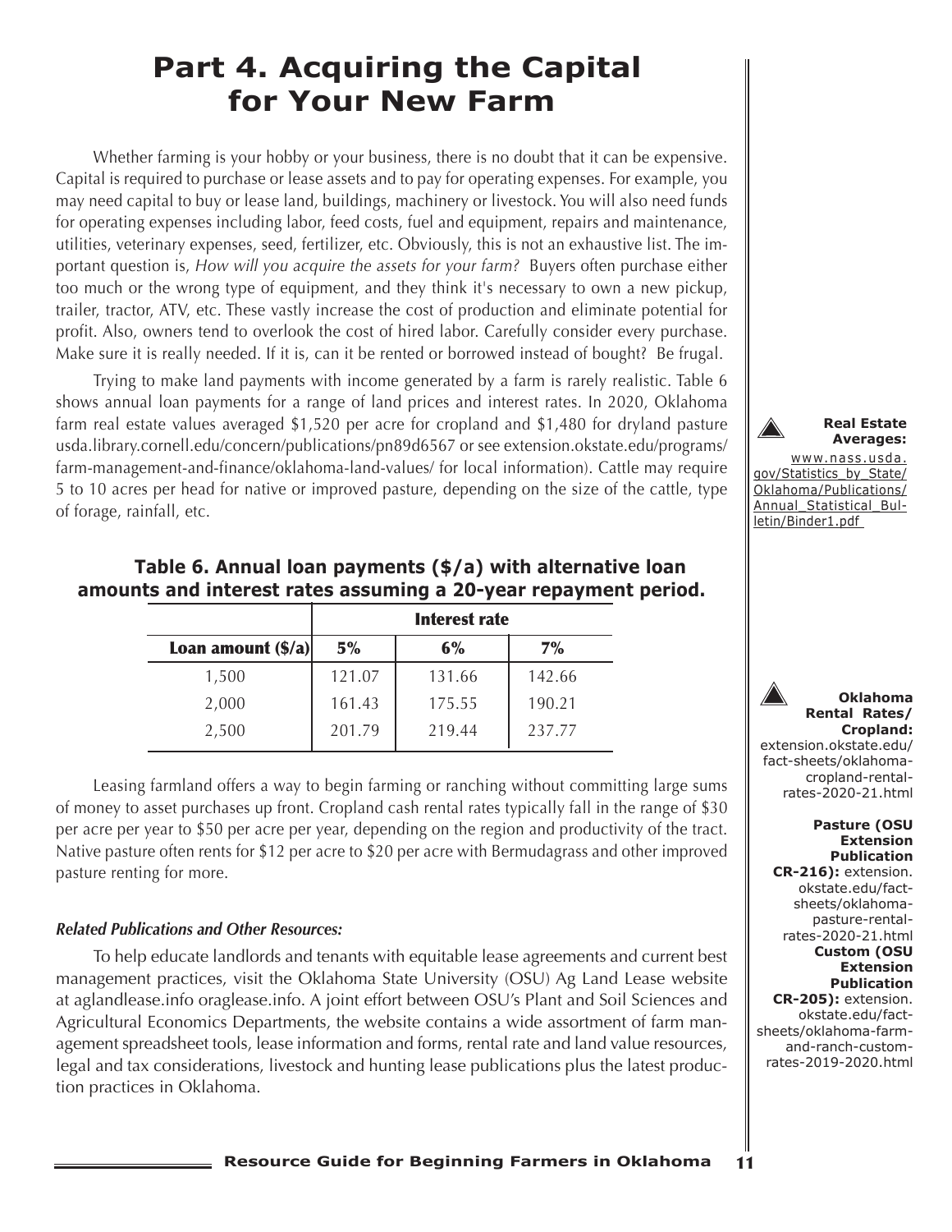# Part 4. Acquiring the Capital for Your New Farm

Whether farming is your hobby or your business, there is no doubt that it can be expensive. Capital is required to purchase or lease assets and to pay for operating expenses. For example, you may need capital to buy or lease land, buildings, machinery or livestock. You will also need funds for operating expenses including labor, feed costs, fuel and equipment, repairs and maintenance, utilities, veterinary expenses, seed, fertilizer, etc. Obviously, this is not an exhaustive list. The important question is, *How will you acquire the assets for your farm?* Buyers often purchase either too much or the wrong type of equipment, and they think it's necessary to own a new pickup, trailer, tractor, ATV, etc. These vastly increase the cost of production and eliminate potential for profit. Also, owners tend to overlook the cost of hired labor. Carefully consider every purchase. Make sure it is really needed. If it is, can it be rented or borrowed instead of bought? Be frugal.

Trying to make land payments with income generated by a farm is rarely realistic. Table 6 shows annual loan payments for a range of land prices and interest rates. In 2020, Oklahoma farm real estate values averaged $1,520 per acre for cropland and $1,480 for dryland pasture usda.library.cornell.edu/concern/publications/pn89d6567 or see extension.okstate.edu/programs/farm-management-and-finance/oklahoma-land-values/ for local information). Cattle may require 5 to 10 acres per head for native or improved pasture, depending on the size of the cattle, type of forage, rainfall, etc.

**Real Estate Averages:** www.nass.usda.gov/Statistics_by_State/Oklahoma/Publications/Annual_Statistical_Bulletin/Binder1.pdf

**Table 6. Annual loan payments ($/a) with alternative loan amounts and interest rates assuming a 20-year repayment period.**

| | Interest rate | | |
|---|---|---|---|
| **Loan amount ($/a)** | **5%** | **6%** | **7%** |
| 1,500 | 121.07 | 131.66 | 142.66 |
| 2,000 | 161.43 | 175.55 | 190.21 |
| 2,500 | 201.79 | 219.44 | 237.77 |

Leasing farmland offers a way to begin farming or ranching without committing large sums of money to asset purchases up front. Cropland cash rental rates typically fall in the range of $30 per acre per year to $50 per acre per year, depending on the region and productivity of the tract. Native pasture often rents for $12 per acre to $20 per acre with Bermudagrass and other improved pasture renting for more.

**Oklahoma Rental Rates/ Cropland:** extension.okstate.edu/fact-sheets/oklahoma-cropland-rental-rates-2020-21.html

**Pasture (OSU Extension Publication CR-216):** extension.okstate.edu/fact-sheets/oklahoma-pasture-rental-rates-2020-21.html

**Custom (OSU Extension Publication CR-205):** extension.okstate.edu/fact-sheets/oklahoma-farm-and-ranch-custom-rates-2019-2020.html

***Related Publications and Other Resources:***

To help educate landlords and tenants with equitable lease agreements and current best management practices, visit the Oklahoma State University (OSU) Ag Land Lease website at aglandlease.info oraglease.info. A joint effort between OSU's Plant and Soil Sciences and Agricultural Economics Departments, the website contains a wide assortment of farm management spreadsheet tools, lease information and forms, rental rate and land value resources, legal and tax considerations, livestock and hunting lease publications plus the latest production practices in Oklahoma.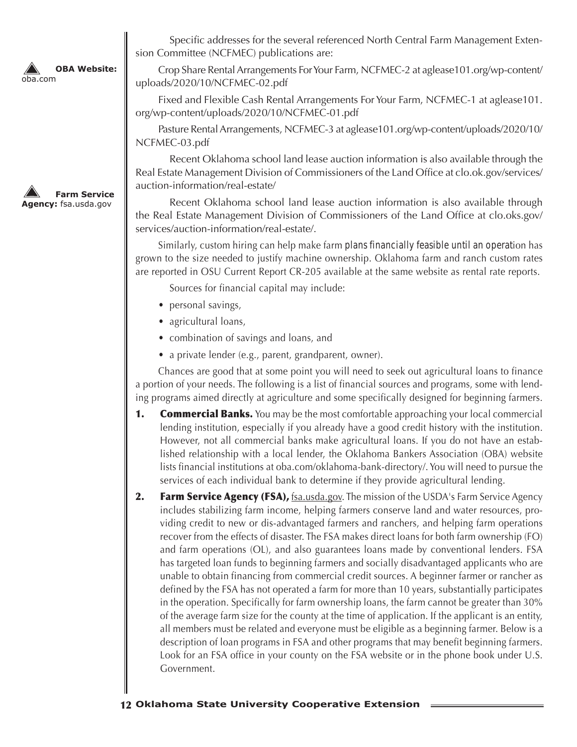**OBA Website:** oba.com

**Farm Service Agency:** fsa.usda.gov

Specific addresses for the several referenced North Central Farm Management Extension Committee (NCFMEC) publications are:

Crop Share Rental Arrangements For Your Farm, NCFMEC-2 at aglease101.org/wp-content/uploads/2020/10/NCFMEC-02.pdf

Fixed and Flexible Cash Rental Arrangements For Your Farm, NCFMEC-1 at aglease101.org/wp-content/uploads/2020/10/NCFMEC-01.pdf

Pasture Rental Arrangements, NCFMEC-3 at aglease101.org/wp-content/uploads/2020/10/NCFMEC-03.pdf

Recent Oklahoma school land lease auction information is also available through the Real Estate Management Division of Commissioners of the Land Office at clo.ok.gov/services/auction-information/real-estate/

Recent Oklahoma school land lease auction information is also available through the Real Estate Management Division of Commissioners of the Land Office at clo.oks.gov/services/auction-information/real-estate/.

Similarly, custom hiring can help make farm plans financially feasible until an operation has grown to the size needed to justify machine ownership. Oklahoma farm and ranch custom rates are reported in OSU Current Report CR-205 available at the same website as rental rate reports.

Sources for financial capital may include:

- personal savings,
- agricultural loans,
- combination of savings and loans, and
- a private lender (e.g., parent, grandparent, owner).

Chances are good that at some point you will need to seek out agricultural loans to finance a portion of your needs. The following is a list of financial sources and programs, some with lending programs aimed directly at agriculture and some specifically designed for beginning farmers.

1. **Commercial Banks.** You may be the most comfortable approaching your local commercial lending institution, especially if you already have a good credit history with the institution. However, not all commercial banks make agricultural loans. If you do not have an established relationship with a local lender, the Oklahoma Bankers Association (OBA) website lists financial institutions at oba.com/oklahoma-bank-directory/. You will need to pursue the services of each individual bank to determine if they provide agricultural lending.

2. **Farm Service Agency (FSA),** fsa.usda.gov. The mission of the USDA's Farm Service Agency includes stabilizing farm income, helping farmers conserve land and water resources, providing credit to new or dis-advantaged farmers and ranchers, and helping farm operations recover from the effects of disaster. The FSA makes direct loans for both farm ownership (FO) and farm operations (OL), and also guarantees loans made by conventional lenders. FSA has targeted loan funds to beginning farmers and socially disadvantaged applicants who are unable to obtain financing from commercial credit sources. A beginner farmer or rancher as defined by the FSA has not operated a farm for more than 10 years, substantially participates in the operation. Specifically for farm ownership loans, the farm cannot be greater than 30% of the average farm size for the county at the time of application. If the applicant is an entity, all members must be related and everyone must be eligible as a beginning farmer. Below is a description of loan programs in FSA and other programs that may benefit beginning farmers. Look for an FSA office in your county on the FSA website or in the phone book under U.S. Government.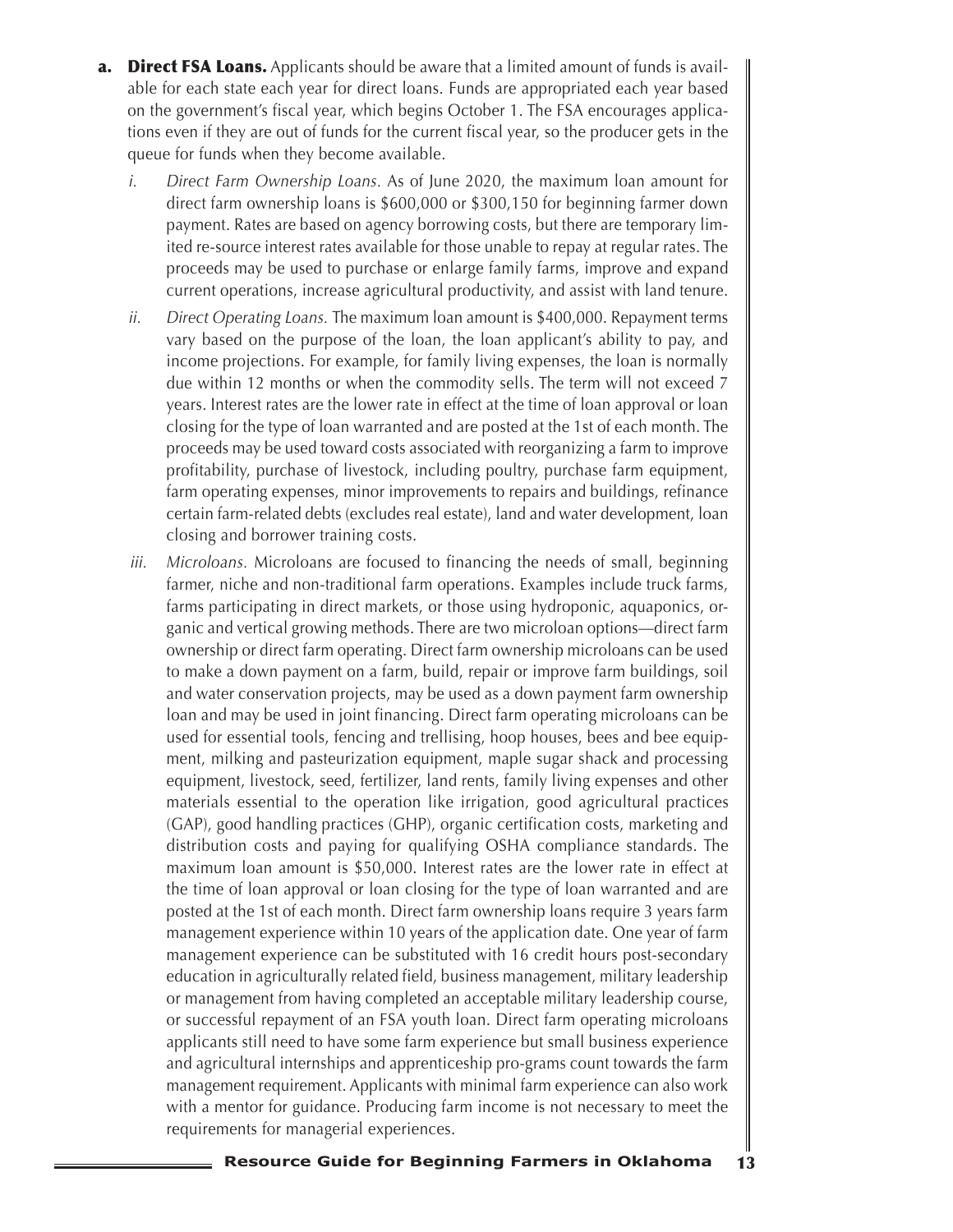a. **Direct FSA Loans.** Applicants should be aware that a limited amount of funds is available for each state each year for direct loans. Funds are appropriated each year based on the government's fiscal year, which begins October 1. The FSA encourages applications even if they are out of funds for the current fiscal year, so the producer gets in the queue for funds when they become available.

   i. *Direct Farm Ownership Loans.* As of June 2020, the maximum loan amount for direct farm ownership loans is $600,000 or $300,150 for beginning farmer down payment. Rates are based on agency borrowing costs, but there are temporary limited re-source interest rates available for those unable to repay at regular rates. The proceeds may be used to purchase or enlarge family farms, improve and expand current operations, increase agricultural productivity, and assist with land tenure.

   ii. *Direct Operating Loans.* The maximum loan amount is $400,000. Repayment terms vary based on the purpose of the loan, the loan applicant's ability to pay, and income projections. For example, for family living expenses, the loan is normally due within 12 months or when the commodity sells. The term will not exceed 7 years. Interest rates are the lower rate in effect at the time of loan approval or loan closing for the type of loan warranted and are posted at the 1st of each month. The proceeds may be used toward costs associated with reorganizing a farm to improve profitability, purchase of livestock, including poultry, purchase farm equipment, farm operating expenses, minor improvements to repairs and buildings, refinance certain farm-related debts (excludes real estate), land and water development, loan closing and borrower training costs.

   iii. *Microloans.* Microloans are focused to financing the needs of small, beginning farmer, niche and non-traditional farm operations. Examples include truck farms, farms participating in direct markets, or those using hydroponic, aquaponics, organic and vertical growing methods. There are two microloan options—direct farm ownership or direct farm operating. Direct farm ownership microloans can be used to make a down payment on a farm, build, repair or improve farm buildings, soil and water conservation projects, may be used as a down payment farm ownership loan and may be used in joint financing. Direct farm operating microloans can be used for essential tools, fencing and trellising, hoop houses, bees and bee equipment, milking and pasteurization equipment, maple sugar shack and processing equipment, livestock, seed, fertilizer, land rents, family living expenses and other materials essential to the operation like irrigation, good agricultural practices (GAP), good handling practices (GHP), organic certification costs, marketing and distribution costs and paying for qualifying OSHA compliance standards. The maximum loan amount is $50,000. Interest rates are the lower rate in effect at the time of loan approval or loan closing for the type of loan warranted and are posted at the 1st of each month. Direct farm ownership loans require 3 years farm management experience within 10 years of the application date. One year of farm management experience can be substituted with 16 credit hours post-secondary education in agriculturally related field, business management, military leadership or management from having completed an acceptable military leadership course, or successful repayment of an FSA youth loan. Direct farm operating microloans applicants still need to have some farm experience but small business experience and agricultural internships and apprenticeship pro-grams count towards the farm management requirement. Applicants with minimal farm experience can also work with a mentor for guidance. Producing farm income is not necessary to meet the requirements for managerial experiences.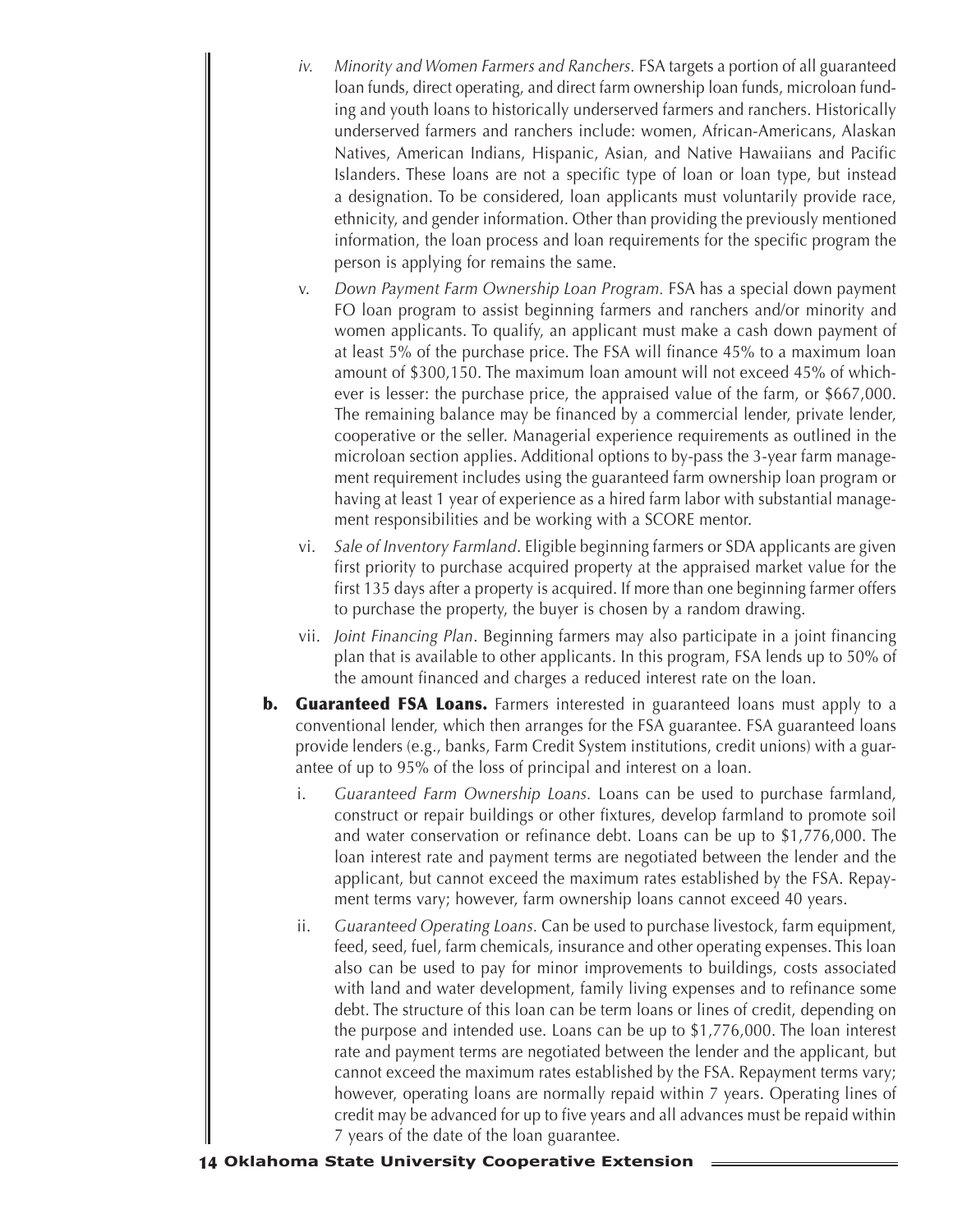iv. *Minority and Women Farmers and Ranchers.* FSA targets a portion of all guaranteed loan funds, direct operating, and direct farm ownership loan funds, microloan funding and youth loans to historically underserved farmers and ranchers. Historically underserved farmers and ranchers include: women, African-Americans, Alaskan Natives, American Indians, Hispanic, Asian, and Native Hawaiians and Pacific Islanders. These loans are not a specific type of loan or loan type, but instead a designation. To be considered, loan applicants must voluntarily provide race, ethnicity, and gender information. Other than providing the previously mentioned information, the loan process and loan requirements for the specific program the person is applying for remains the same.

v. *Down Payment Farm Ownership Loan Program.* FSA has a special down payment FO loan program to assist beginning farmers and ranchers and/or minority and women applicants. To qualify, an applicant must make a cash down payment of at least 5% of the purchase price. The FSA will finance 45% to a maximum loan amount of $300,150. The maximum loan amount will not exceed 45% of whichever is lesser: the purchase price, the appraised value of the farm, or $667,000. The remaining balance may be financed by a commercial lender, private lender, cooperative or the seller. Managerial experience requirements as outlined in the microloan section applies. Additional options to by-pass the 3-year farm management requirement includes using the guaranteed farm ownership loan program or having at least 1 year of experience as a hired farm labor with substantial management responsibilities and be working with a SCORE mentor.

vi. *Sale of Inventory Farmland*. Eligible beginning farmers or SDA applicants are given first priority to purchase acquired property at the appraised market value for the first 135 days after a property is acquired. If more than one beginning farmer offers to purchase the property, the buyer is chosen by a random drawing.

vii. *Joint Financing Plan*. Beginning farmers may also participate in a joint financing plan that is available to other applicants. In this program, FSA lends up to 50% of the amount financed and charges a reduced interest rate on the loan.

**b. Guaranteed FSA Loans.** Farmers interested in guaranteed loans must apply to a conventional lender, which then arranges for the FSA guarantee. FSA guaranteed loans provide lenders (e.g., banks, Farm Credit System institutions, credit unions) with a guarantee of up to 95% of the loss of principal and interest on a loan.

i. *Guaranteed Farm Ownership Loans.* Loans can be used to purchase farmland, construct or repair buildings or other fixtures, develop farmland to promote soil and water conservation or refinance debt. Loans can be up to $1,776,000. The loan interest rate and payment terms are negotiated between the lender and the applicant, but cannot exceed the maximum rates established by the FSA. Repayment terms vary; however, farm ownership loans cannot exceed 40 years.

ii. *Guaranteed Operating Loans.* Can be used to purchase livestock, farm equipment, feed, seed, fuel, farm chemicals, insurance and other operating expenses. This loan also can be used to pay for minor improvements to buildings, costs associated with land and water development, family living expenses and to refinance some debt. The structure of this loan can be term loans or lines of credit, depending on the purpose and intended use. Loans can be up to $1,776,000. The loan interest rate and payment terms are negotiated between the lender and the applicant, but cannot exceed the maximum rates established by the FSA. Repayment terms vary; however, operating loans are normally repaid within 7 years. Operating lines of credit may be advanced for up to five years and all advances must be repaid within 7 years of the date of the loan guarantee.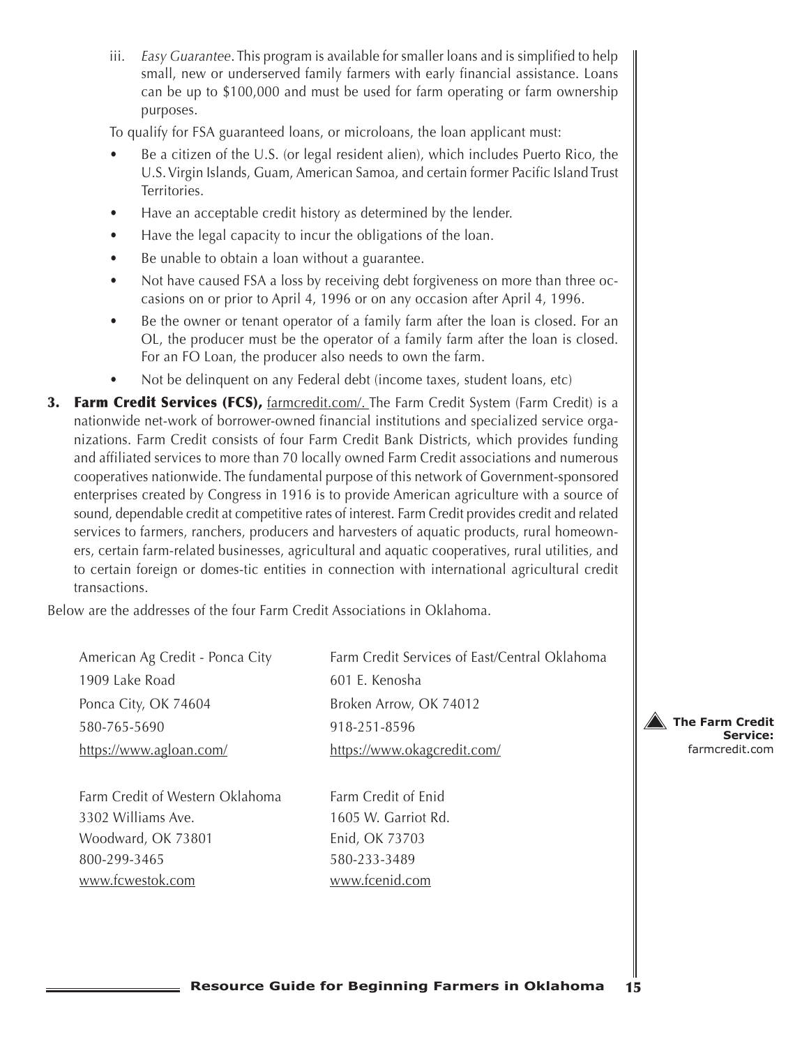iii. *Easy Guarantee*. This program is available for smaller loans and is simplified to help small, new or underserved family farmers with early financial assistance. Loans can be up to $100,000 and must be used for farm operating or farm ownership purposes.

To qualify for FSA guaranteed loans, or microloans, the loan applicant must:

- Be a citizen of the U.S. (or legal resident alien), which includes Puerto Rico, the U.S. Virgin Islands, Guam, American Samoa, and certain former Pacific Island Trust Territories.
- Have an acceptable credit history as determined by the lender.
- Have the legal capacity to incur the obligations of the loan.
- Be unable to obtain a loan without a guarantee.
- Not have caused FSA a loss by receiving debt forgiveness on more than three occasions on or prior to April 4, 1996 or on any occasion after April 4, 1996.
- Be the owner or tenant operator of a family farm after the loan is closed. For an OL, the producer must be the operator of a family farm after the loan is closed. For an FO Loan, the producer also needs to own the farm.
- Not be delinquent on any Federal debt (income taxes, student loans, etc)

3. **Farm Credit Services (FCS),** farmcredit.com/. The Farm Credit System (Farm Credit) is a nationwide net-work of borrower-owned financial institutions and specialized service organizations. Farm Credit consists of four Farm Credit Bank Districts, which provides funding and affiliated services to more than 70 locally owned Farm Credit associations and numerous cooperatives nationwide. The fundamental purpose of this network of Government-sponsored enterprises created by Congress in 1916 is to provide American agriculture with a source of sound, dependable credit at competitive rates of interest. Farm Credit provides credit and related services to farmers, ranchers, producers and harvesters of aquatic products, rural homeowners, certain farm-related businesses, agricultural and aquatic cooperatives, rural utilities, and to certain foreign or domes-tic entities in connection with international agricultural credit transactions.

Below are the addresses of the four Farm Credit Associations in Oklahoma.

American Ag Credit - Ponca City
1909 Lake Road
Ponca City, OK 74604
580-765-5690
https://www.agloan.com/

Farm Credit Services of East/Central Oklahoma
601 E. Kenosha
Broken Arrow, OK 74012
918-251-8596
https://www.okagcredit.com/

Farm Credit of Western Oklahoma
3302 Williams Ave.
Woodward, OK 73801
800-299-3465
www.fcwestok.com

Farm Credit of Enid
1605 W. Garriot Rd.
Enid, OK 73703
580-233-3489
www.fcenid.com

**The Farm Credit Service:** farmcredit.com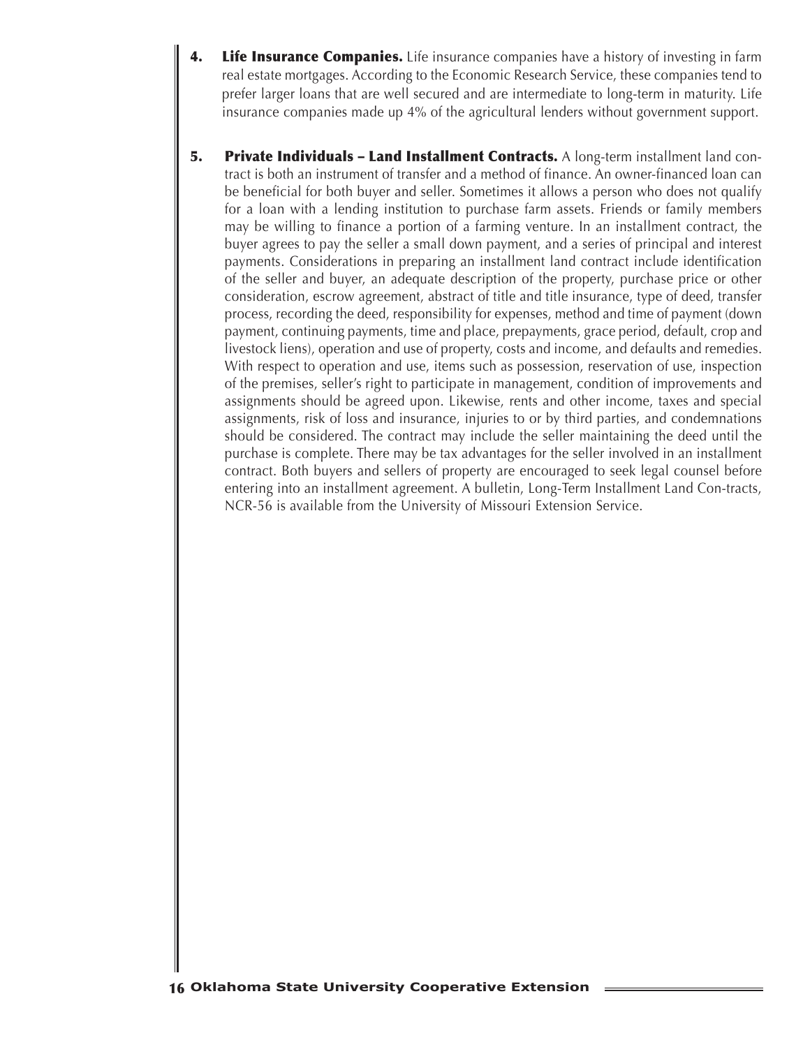4. **Life Insurance Companies.** Life insurance companies have a history of investing in farm real estate mortgages. According to the Economic Research Service, these companies tend to prefer larger loans that are well secured and are intermediate to long-term in maturity. Life insurance companies made up 4% of the agricultural lenders without government support.

5. **Private Individuals – Land Installment Contracts.** A long-term installment land contract is both an instrument of transfer and a method of finance. An owner-financed loan can be beneficial for both buyer and seller. Sometimes it allows a person who does not qualify for a loan with a lending institution to purchase farm assets. Friends or family members may be willing to finance a portion of a farming venture. In an installment contract, the buyer agrees to pay the seller a small down payment, and a series of principal and interest payments. Considerations in preparing an installment land contract include identification of the seller and buyer, an adequate description of the property, purchase price or other consideration, escrow agreement, abstract of title and title insurance, type of deed, transfer process, recording the deed, responsibility for expenses, method and time of payment (down payment, continuing payments, time and place, prepayments, grace period, default, crop and livestock liens), operation and use of property, costs and income, and defaults and remedies. With respect to operation and use, items such as possession, reservation of use, inspection of the premises, seller's right to participate in management, condition of improvements and assignments should be agreed upon. Likewise, rents and other income, taxes and special assignments, risk of loss and insurance, injuries to or by third parties, and condemnations should be considered. The contract may include the seller maintaining the deed until the purchase is complete. There may be tax advantages for the seller involved in an installment contract. Both buyers and sellers of property are encouraged to seek legal counsel before entering into an installment agreement. A bulletin, Long-Term Installment Land Con-tracts, NCR-56 is available from the University of Missouri Extension Service.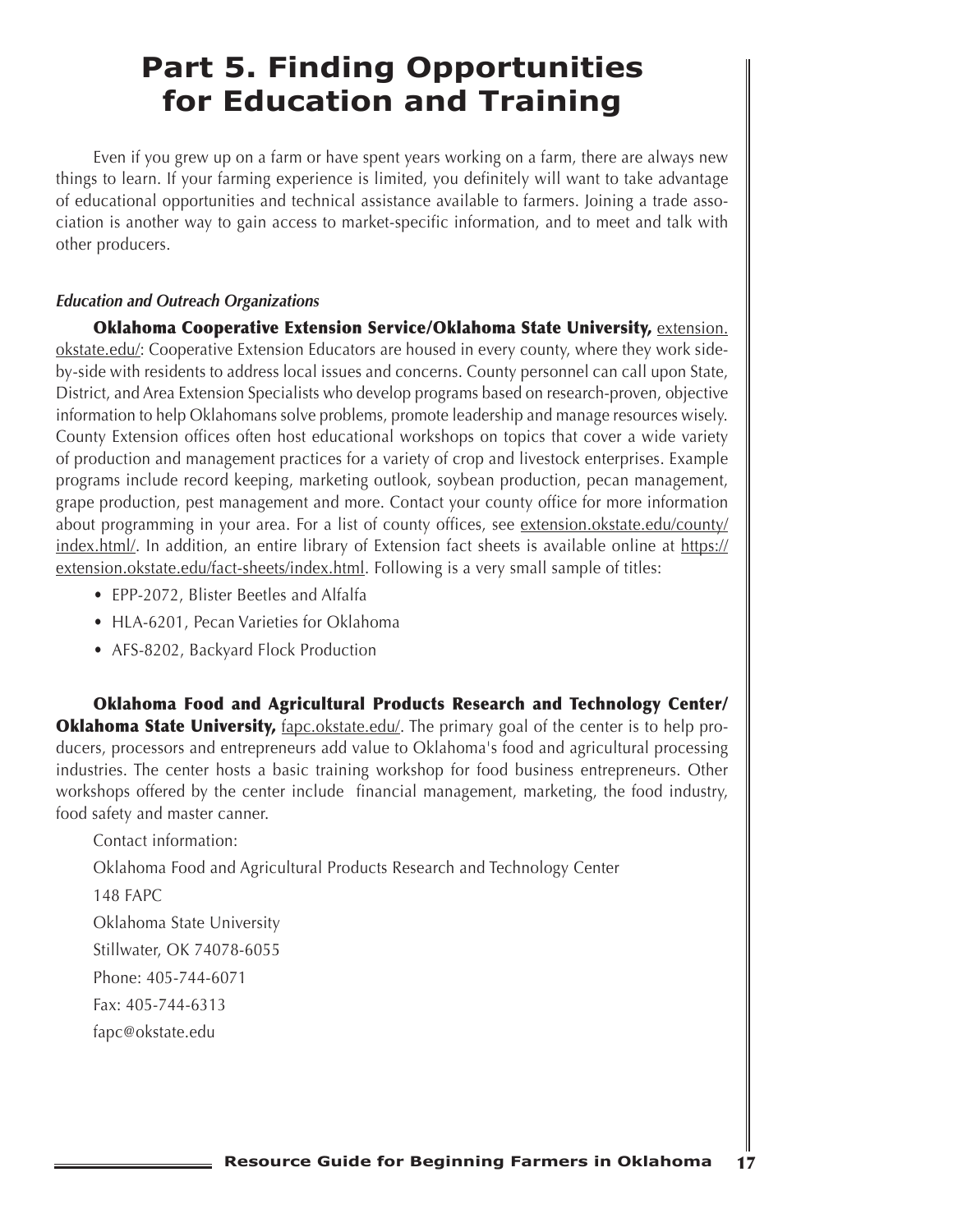# Part 5. Finding Opportunities for Education and Training

Even if you grew up on a farm or have spent years working on a farm, there are always new things to learn. If your farming experience is limited, you definitely will want to take advantage of educational opportunities and technical assistance available to farmers. Joining a trade association is another way to gain access to market-specific information, and to meet and talk with other producers.

***Education and Outreach Organizations***

**Oklahoma Cooperative Extension Service/Oklahoma State University,** extension.okstate.edu/: Cooperative Extension Educators are housed in every county, where they work side-by-side with residents to address local issues and concerns. County personnel can call upon State, District, and Area Extension Specialists who develop programs based on research-proven, objective information to help Oklahomans solve problems, promote leadership and manage resources wisely. County Extension offices often host educational workshops on topics that cover a wide variety of production and management practices for a variety of crop and livestock enterprises. Example programs include record keeping, marketing outlook, soybean production, pecan management, grape production, pest management and more. Contact your county office for more information about programming in your area. For a list of county offices, see extension.okstate.edu/county/index.html/. In addition, an entire library of Extension fact sheets is available online at https://extension.okstate.edu/fact-sheets/index.html. Following is a very small sample of titles:

- EPP-2072, Blister Beetles and Alfalfa
- HLA-6201, Pecan Varieties for Oklahoma
- AFS-8202, Backyard Flock Production

**Oklahoma Food and Agricultural Products Research and Technology Center/Oklahoma State University,** fapc.okstate.edu/. The primary goal of the center is to help producers, processors and entrepreneurs add value to Oklahoma's food and agricultural processing industries. The center hosts a basic training workshop for food business entrepreneurs. Other workshops offered by the center include financial management, marketing, the food industry, food safety and master canner.

Contact information:

Oklahoma Food and Agricultural Products Research and Technology Center

148 FAPC

Oklahoma State University

Stillwater, OK 74078-6055

Phone: 405-744-6071

Fax: 405-744-6313

fapc@okstate.edu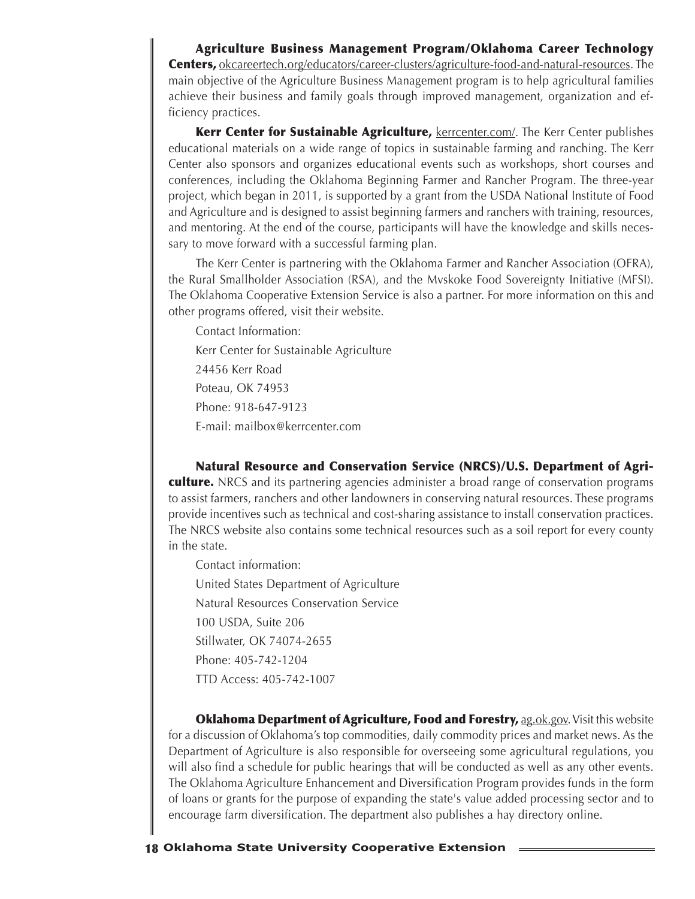**Agriculture Business Management Program/Oklahoma Career Technology Centers,** okcareertech.org/educators/career-clusters/agriculture-food-and-natural-resources. The main objective of the Agriculture Business Management program is to help agricultural families achieve their business and family goals through improved management, organization and efficiency practices.

**Kerr Center for Sustainable Agriculture,** kerrcenter.com/. The Kerr Center publishes educational materials on a wide range of topics in sustainable farming and ranching. The Kerr Center also sponsors and organizes educational events such as workshops, short courses and conferences, including the Oklahoma Beginning Farmer and Rancher Program. The three-year project, which began in 2011, is supported by a grant from the USDA National Institute of Food and Agriculture and is designed to assist beginning farmers and ranchers with training, resources, and mentoring. At the end of the course, participants will have the knowledge and skills necessary to move forward with a successful farming plan.

The Kerr Center is partnering with the Oklahoma Farmer and Rancher Association (OFRA), the Rural Smallholder Association (RSA), and the Mvskoke Food Sovereignty Initiative (MFSI). The Oklahoma Cooperative Extension Service is also a partner. For more information on this and other programs offered, visit their website.

Contact Information:

Kerr Center for Sustainable Agriculture
24456 Kerr Road
Poteau, OK 74953
Phone: 918-647-9123
E-mail: mailbox@kerrcenter.com

**Natural Resource and Conservation Service (NRCS)/U.S. Department of Agriculture.** NRCS and its partnering agencies administer a broad range of conservation programs to assist farmers, ranchers and other landowners in conserving natural resources. These programs provide incentives such as technical and cost-sharing assistance to install conservation practices. The NRCS website also contains some technical resources such as a soil report for every county in the state.

Contact information:

United States Department of Agriculture
Natural Resources Conservation Service
100 USDA, Suite 206
Stillwater, OK 74074-2655
Phone: 405-742-1204
TTD Access: 405-742-1007

**Oklahoma Department of Agriculture, Food and Forestry,** ag.ok.gov. Visit this website for a discussion of Oklahoma's top commodities, daily commodity prices and market news. As the Department of Agriculture is also responsible for overseeing some agricultural regulations, you will also find a schedule for public hearings that will be conducted as well as any other events. The Oklahoma Agriculture Enhancement and Diversification Program provides funds in the form of loans or grants for the purpose of expanding the state's value added processing sector and to encourage farm diversification. The department also publishes a hay directory online.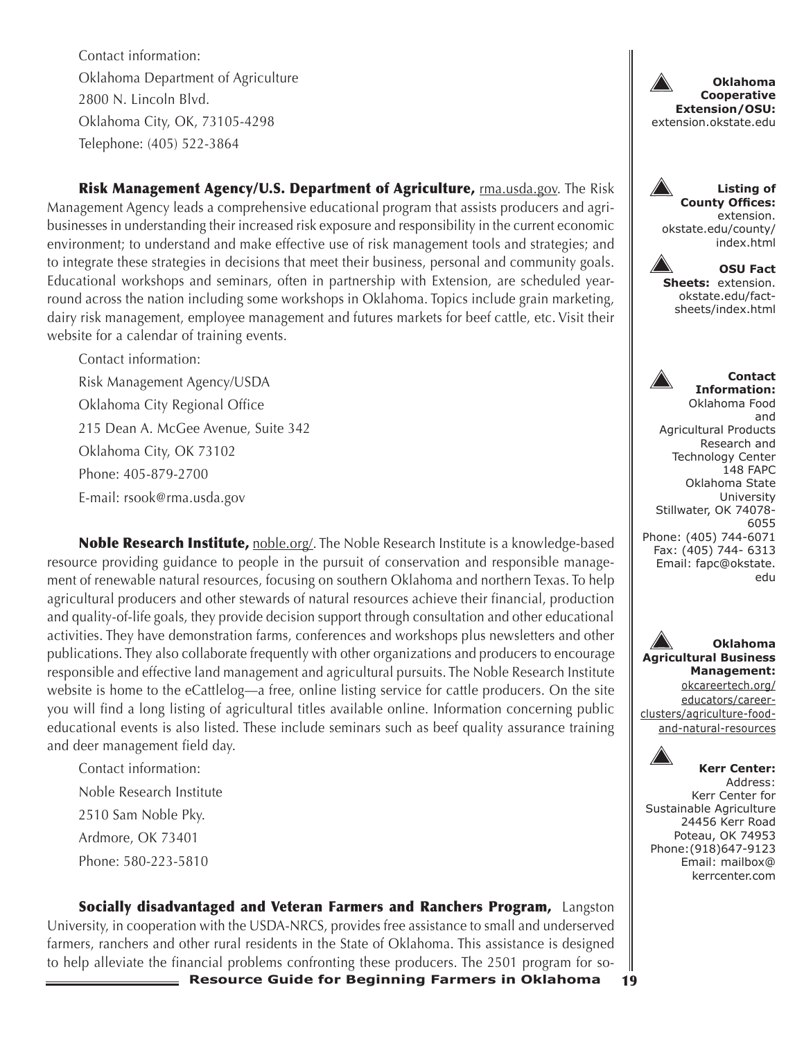Contact information:
Oklahoma Department of Agriculture
2800 N. Lincoln Blvd.
Oklahoma City, OK, 73105-4298
Telephone: (405) 522-3864

**Risk Management Agency/U.S. Department of Agriculture,** rma.usda.gov. The Risk Management Agency leads a comprehensive educational program that assists producers and agribusinesses in understanding their increased risk exposure and responsibility in the current economic environment; to understand and make effective use of risk management tools and strategies; and to integrate these strategies in decisions that meet their business, personal and community goals. Educational workshops and seminars, often in partnership with Extension, are scheduled year-round across the nation including some workshops in Oklahoma. Topics include grain marketing, dairy risk management, employee management and futures markets for beef cattle, etc. Visit their website for a calendar of training events.

Contact information:
Risk Management Agency/USDA
Oklahoma City Regional Office
215 Dean A. McGee Avenue, Suite 342
Oklahoma City, OK 73102
Phone: 405-879-2700
E-mail: rsook@rma.usda.gov

**Noble Research Institute,** noble.org/. The Noble Research Institute is a knowledge-based resource providing guidance to people in the pursuit of conservation and responsible management of renewable natural resources, focusing on southern Oklahoma and northern Texas. To help agricultural producers and other stewards of natural resources achieve their financial, production and quality-of-life goals, they provide decision support through consultation and other educational activities. They have demonstration farms, conferences and workshops plus newsletters and other publications. They also collaborate frequently with other organizations and producers to encourage responsible and effective land management and agricultural pursuits. The Noble Research Institute website is home to the eCattlelog—a free, online listing service for cattle producers. On the site you will find a long listing of agricultural titles available online. Information concerning public educational events is also listed. These include seminars such as beef quality assurance training and deer management field day.

Contact information:
Noble Research Institute
2510 Sam Noble Pky.
Ardmore, OK 73401
Phone: 580-223-5810

**Socially disadvantaged and Veteran Farmers and Ranchers Program,** Langston University, in cooperation with the USDA-NRCS, provides free assistance to small and underserved farmers, ranchers and other rural residents in the State of Oklahoma. This assistance is designed to help alleviate the financial problems confronting these producers. The 2501 program for so-

**Oklahoma Cooperative Extension/OSU:** extension.okstate.edu

**Listing of County Offices:** extension.okstate.edu/county/index.html

**OSU Fact Sheets:** extension.okstate.edu/fact-sheets/index.html

**Contact Information:** Oklahoma Food and Agricultural Products Research and Technology Center
148 FAPC
Oklahoma State University
Stillwater, OK 74078-6055
Phone: (405) 744-6071
Fax: (405) 744- 6313
Email: fapc@okstate.edu

**Oklahoma Agricultural Business Management:** okcareertech.org/educators/career-clusters/agriculture-food-and-natural-resources

**Kerr Center:**
Address:
Kerr Center for Sustainable Agriculture
24456 Kerr Road
Poteau, OK 74953
Phone:(918)647-9123
Email: mailbox@kerrcenter.com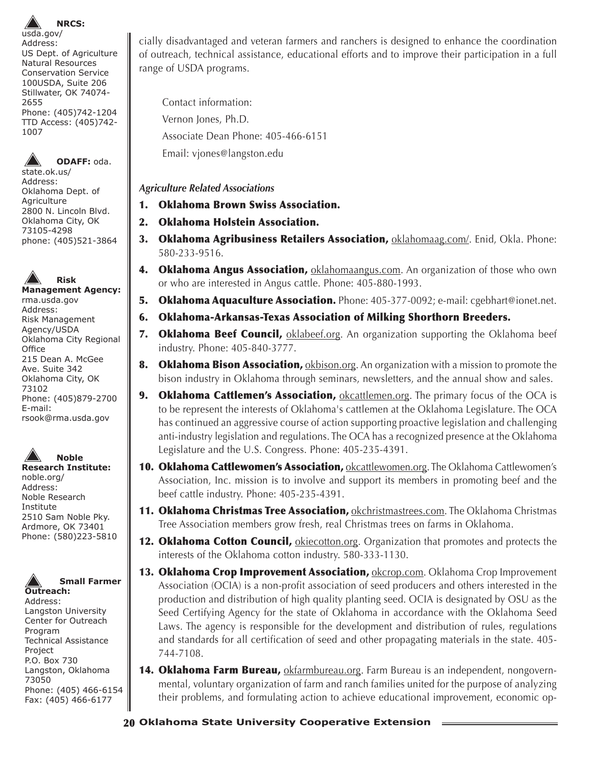**NRCS:** usda.gov/
Address:
US Dept. of Agriculture
Natural Resources Conservation Service
100USDA, Suite 206
Stillwater, OK 74074-2655
Phone: (405)742-1204
TTD Access: (405)742-1007

**ODAFF:** oda.state.ok.us/
Address:
Oklahoma Dept. of Agriculture
2800 N. Lincoln Blvd.
Oklahoma City, OK 73105-4298
phone: (405)521-3864

**Risk Management Agency:** rma.usda.gov
Address:
Risk Management Agency/USDA
Oklahoma City Regional Office
215 Dean A. McGee Ave. Suite 342
Oklahoma City, OK 73102
Phone: (405)879-2700
E-mail: rsook@rma.usda.gov

**Noble Research Institute:** noble.org/
Address:
Noble Research Institute
2510 Sam Noble Pky.
Ardmore, OK 73401
Phone: (580)223-5810

**Small Farmer Outreach:**
Address:
Langston University Center for Outreach Program
Technical Assistance Project
P.O. Box 730
Langston, Oklahoma 73050
Phone: (405) 466-6154
Fax: (405) 466-6177

cially disadvantaged and veteran farmers and ranchers is designed to enhance the coordination of outreach, technical assistance, educational efforts and to improve their participation in a full range of USDA programs.

Contact information:
Vernon Jones, Ph.D.
Associate Dean Phone: 405-466-6151
Email: vjones@langston.edu

*Agriculture Related Associations*

1. **Oklahoma Brown Swiss Association.**
2. **Oklahoma Holstein Association.**
3. **Oklahoma Agribusiness Retailers Association,** oklahomaag.com/. Enid, Okla. Phone: 580-233-9516.
4. **Oklahoma Angus Association,** oklahomaangus.com. An organization of those who own or who are interested in Angus cattle. Phone: 405-880-1993.
5. **Oklahoma Aquaculture Association.** Phone: 405-377-0092; e-mail: cgebhart@ionet.net.
6. **Oklahoma-Arkansas-Texas Association of Milking Shorthorn Breeders.**
7. **Oklahoma Beef Council,** oklabeef.org. An organization supporting the Oklahoma beef industry. Phone: 405-840-3777.
8. **Oklahoma Bison Association,** okbison.org. An organization with a mission to promote the bison industry in Oklahoma through seminars, newsletters, and the annual show and sales.
9. **Oklahoma Cattlemen's Association,** okcattlemen.org. The primary focus of the OCA is to be represent the interests of Oklahoma's cattlemen at the Oklahoma Legislature. The OCA has continued an aggressive course of action supporting proactive legislation and challenging anti-industry legislation and regulations. The OCA has a recognized presence at the Oklahoma Legislature and the U.S. Congress. Phone: 405-235-4391.
10. **Oklahoma Cattlewomen's Association,** okcattlewomen.org. The Oklahoma Cattlewomen's Association, Inc. mission is to involve and support its members in promoting beef and the beef cattle industry. Phone: 405-235-4391.
11. **Oklahoma Christmas Tree Association,** okchristmastrees.com. The Oklahoma Christmas Tree Association members grow fresh, real Christmas trees on farms in Oklahoma.
12. **Oklahoma Cotton Council,** okiecotton.org. Organization that promotes and protects the interests of the Oklahoma cotton industry. 580-333-1130.
13. **Oklahoma Crop Improvement Association,** okcrop.com. Oklahoma Crop Improvement Association (OCIA) is a non-profit association of seed producers and others interested in the production and distribution of high quality planting seed. OCIA is designated by OSU as the Seed Certifying Agency for the state of Oklahoma in accordance with the Oklahoma Seed Laws. The agency is responsible for the development and distribution of rules, regulations and standards for all certification of seed and other propagating materials in the state. 405-744-7108.
14. **Oklahoma Farm Bureau,** okfarmbureau.org. Farm Bureau is an independent, nongovernmental, voluntary organization of farm and ranch families united for the purpose of analyzing their problems, and formulating action to achieve educational improvement, economic op-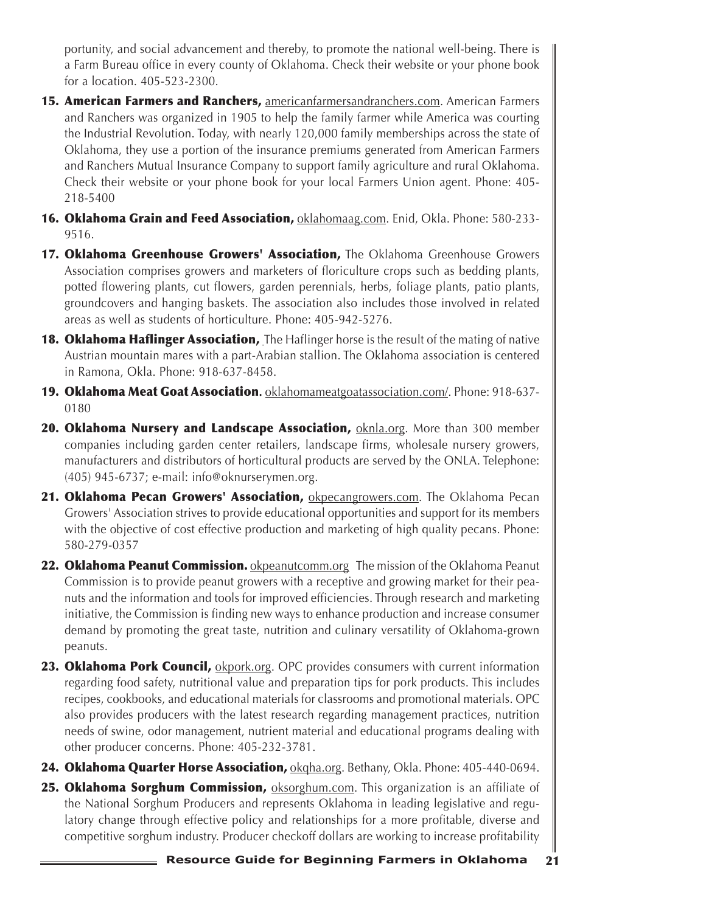portunity, and social advancement and thereby, to promote the national well-being. There is a Farm Bureau office in every county of Oklahoma. Check their website or your phone book for a location. 405-523-2300.

15. **American Farmers and Ranchers,** americanfarmersandranchers.com. American Farmers and Ranchers was organized in 1905 to help the family farmer while America was courting the Industrial Revolution. Today, with nearly 120,000 family memberships across the state of Oklahoma, they use a portion of the insurance premiums generated from American Farmers and Ranchers Mutual Insurance Company to support family agriculture and rural Oklahoma. Check their website or your phone book for your local Farmers Union agent. Phone: 405-218-5400

16. **Oklahoma Grain and Feed Association,** oklahomaag.com. Enid, Okla. Phone: 580-233-9516.

17. **Oklahoma Greenhouse Growers' Association,** The Oklahoma Greenhouse Growers Association comprises growers and marketers of floriculture crops such as bedding plants, potted flowering plants, cut flowers, garden perennials, herbs, foliage plants, patio plants, groundcovers and hanging baskets. The association also includes those involved in related areas as well as students of horticulture. Phone: 405-942-5276.

18. **Oklahoma Haflinger Association,** The Haflinger horse is the result of the mating of native Austrian mountain mares with a part-Arabian stallion. The Oklahoma association is centered in Ramona, Okla. Phone: 918-637-8458.

19. **Oklahoma Meat Goat Association.** oklahomameatgoatassociation.com/. Phone: 918-637-0180

20. **Oklahoma Nursery and Landscape Association,** oknla.org. More than 300 member companies including garden center retailers, landscape firms, wholesale nursery growers, manufacturers and distributors of horticultural products are served by the ONLA. Telephone: (405) 945-6737; e-mail: info@oknurserymen.org.

21. **Oklahoma Pecan Growers' Association,** okpecangrowers.com. The Oklahoma Pecan Growers' Association strives to provide educational opportunities and support for its members with the objective of cost effective production and marketing of high quality pecans. Phone: 580-279-0357

22. **Oklahoma Peanut Commission.** okpeanutcomm.org The mission of the Oklahoma Peanut Commission is to provide peanut growers with a receptive and growing market for their peanuts and the information and tools for improved efficiencies. Through research and marketing initiative, the Commission is finding new ways to enhance production and increase consumer demand by promoting the great taste, nutrition and culinary versatility of Oklahoma-grown peanuts.

23. **Oklahoma Pork Council,** okpork.org. OPC provides consumers with current information regarding food safety, nutritional value and preparation tips for pork products. This includes recipes, cookbooks, and educational materials for classrooms and promotional materials. OPC also provides producers with the latest research regarding management practices, nutrition needs of swine, odor management, nutrient material and educational programs dealing with other producer concerns. Phone: 405-232-3781.

24. **Oklahoma Quarter Horse Association,** okqha.org. Bethany, Okla. Phone: 405-440-0694.

25. **Oklahoma Sorghum Commission,** oksorghum.com. This organization is an affiliate of the National Sorghum Producers and represents Oklahoma in leading legislative and regulatory change through effective policy and relationships for a more profitable, diverse and competitive sorghum industry. Producer checkoff dollars are working to increase profitability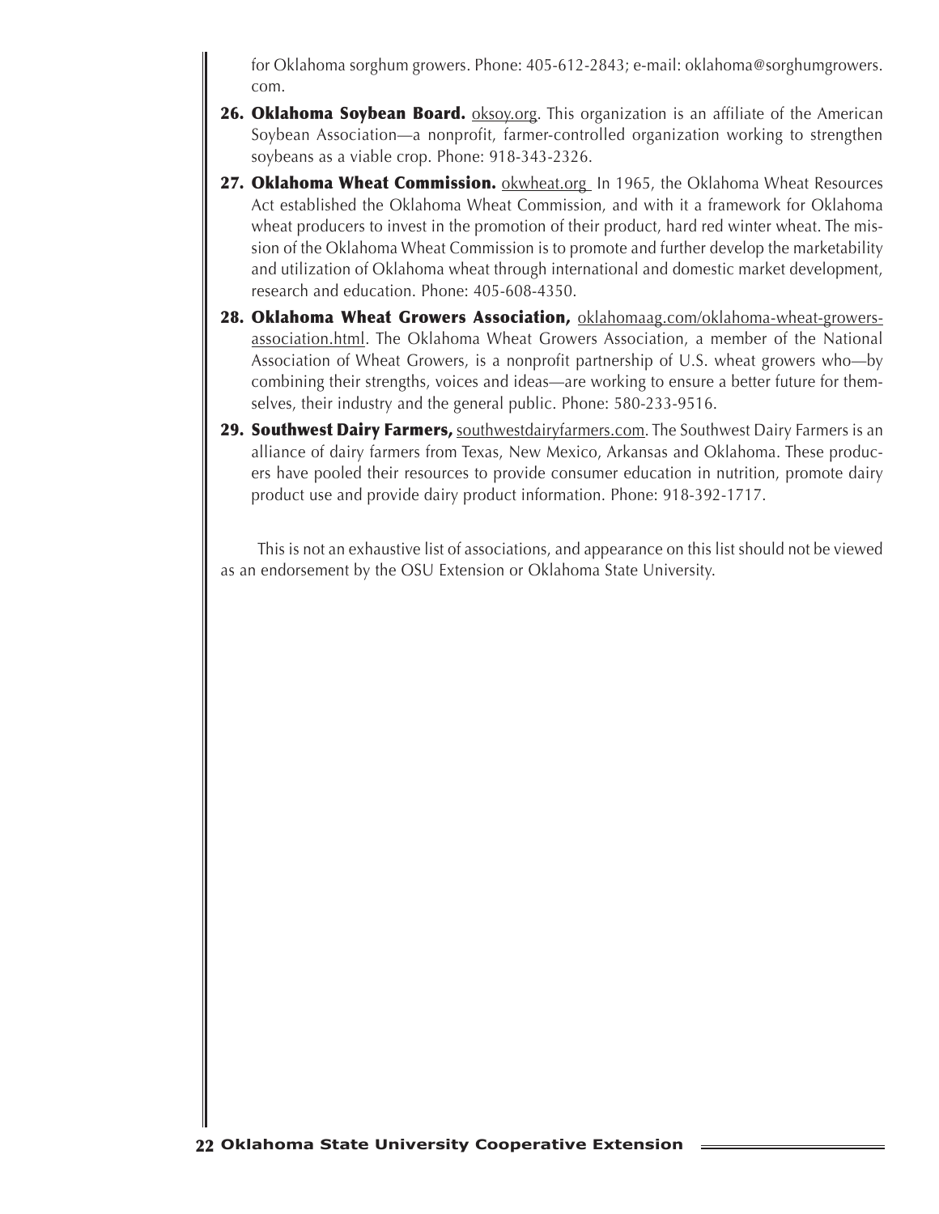for Oklahoma sorghum growers. Phone: 405-612-2843; e-mail: oklahoma@sorghumgrowers.com.

26. **Oklahoma Soybean Board.** oksoy.org. This organization is an affiliate of the American Soybean Association—a nonprofit, farmer-controlled organization working to strengthen soybeans as a viable crop. Phone: 918-343-2326.

27. **Oklahoma Wheat Commission.** okwheat.org In 1965, the Oklahoma Wheat Resources Act established the Oklahoma Wheat Commission, and with it a framework for Oklahoma wheat producers to invest in the promotion of their product, hard red winter wheat. The mission of the Oklahoma Wheat Commission is to promote and further develop the marketability and utilization of Oklahoma wheat through international and domestic market development, research and education. Phone: 405-608-4350.

28. **Oklahoma Wheat Growers Association,** oklahomaag.com/oklahoma-wheat-growers-association.html. The Oklahoma Wheat Growers Association, a member of the National Association of Wheat Growers, is a nonprofit partnership of U.S. wheat growers who—by combining their strengths, voices and ideas—are working to ensure a better future for themselves, their industry and the general public. Phone: 580-233-9516.

29. **Southwest Dairy Farmers,** southwestdairyfarmers.com. The Southwest Dairy Farmers is an alliance of dairy farmers from Texas, New Mexico, Arkansas and Oklahoma. These producers have pooled their resources to provide consumer education in nutrition, promote dairy product use and provide dairy product information. Phone: 918-392-1717.

This is not an exhaustive list of associations, and appearance on this list should not be viewed as an endorsement by the OSU Extension or Oklahoma State University.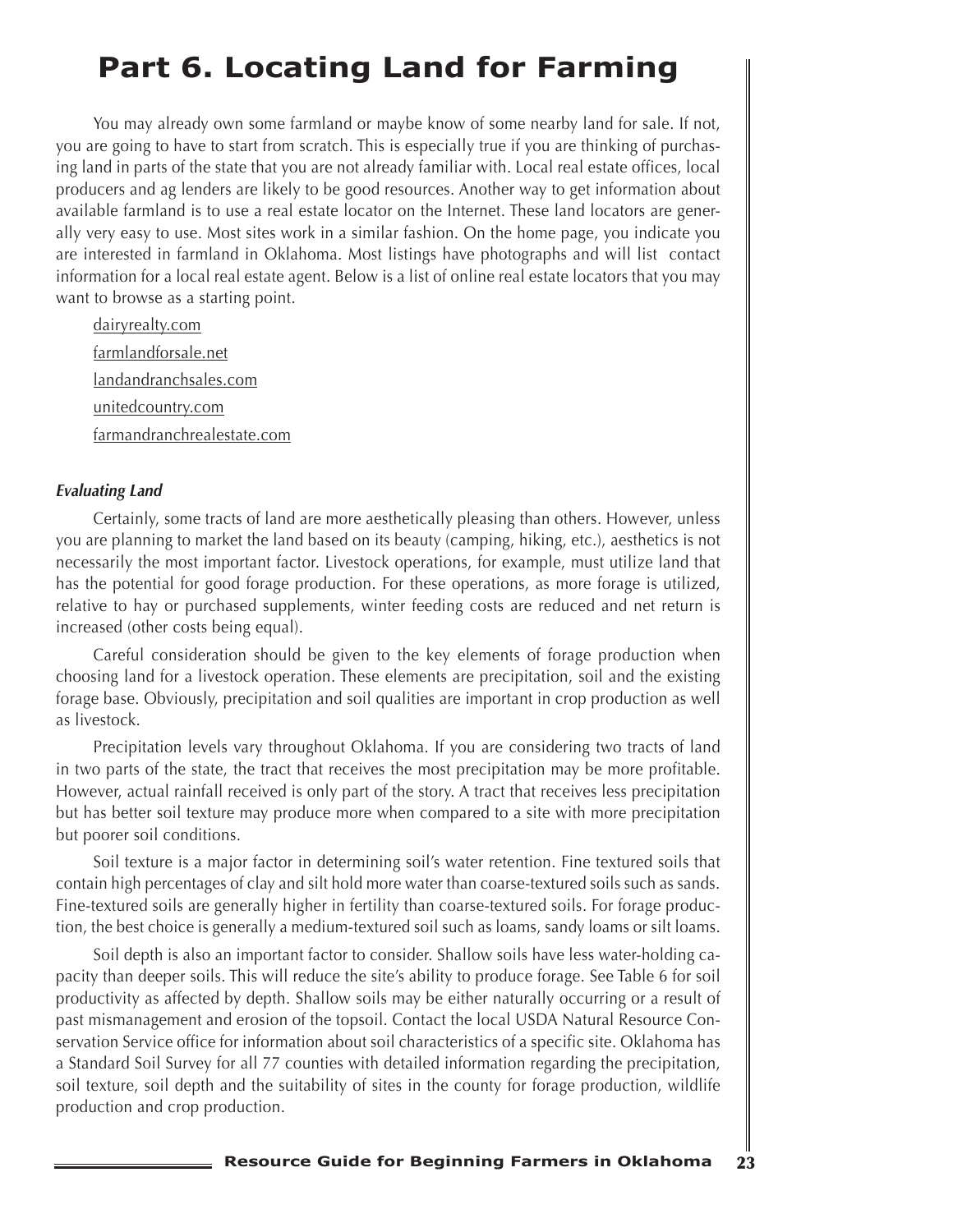# Part 6. Locating Land for Farming

You may already own some farmland or maybe know of some nearby land for sale. If not, you are going to have to start from scratch. This is especially true if you are thinking of purchasing land in parts of the state that you are not already familiar with. Local real estate offices, local producers and ag lenders are likely to be good resources. Another way to get information about available farmland is to use a real estate locator on the Internet. These land locators are generally very easy to use. Most sites work in a similar fashion. On the home page, you indicate you are interested in farmland in Oklahoma. Most listings have photographs and will list contact information for a local real estate agent. Below is a list of online real estate locators that you may want to browse as a starting point.

dairyrealty.com

farmlandforsale.net

landandranchsales.com

unitedcountry.com

farmandranchrealestate.com

### *Evaluating Land*

Certainly, some tracts of land are more aesthetically pleasing than others. However, unless you are planning to market the land based on its beauty (camping, hiking, etc.), aesthetics is not necessarily the most important factor. Livestock operations, for example, must utilize land that has the potential for good forage production. For these operations, as more forage is utilized, relative to hay or purchased supplements, winter feeding costs are reduced and net return is increased (other costs being equal).

Careful consideration should be given to the key elements of forage production when choosing land for a livestock operation. These elements are precipitation, soil and the existing forage base. Obviously, precipitation and soil qualities are important in crop production as well as livestock.

Precipitation levels vary throughout Oklahoma. If you are considering two tracts of land in two parts of the state, the tract that receives the most precipitation may be more profitable. However, actual rainfall received is only part of the story. A tract that receives less precipitation but has better soil texture may produce more when compared to a site with more precipitation but poorer soil conditions.

Soil texture is a major factor in determining soil's water retention. Fine textured soils that contain high percentages of clay and silt hold more water than coarse-textured soils such as sands. Fine-textured soils are generally higher in fertility than coarse-textured soils. For forage production, the best choice is generally a medium-textured soil such as loams, sandy loams or silt loams.

Soil depth is also an important factor to consider. Shallow soils have less water-holding capacity than deeper soils. This will reduce the site's ability to produce forage. See Table 6 for soil productivity as affected by depth. Shallow soils may be either naturally occurring or a result of past mismanagement and erosion of the topsoil. Contact the local USDA Natural Resource Conservation Service office for information about soil characteristics of a specific site. Oklahoma has a Standard Soil Survey for all 77 counties with detailed information regarding the precipitation, soil texture, soil depth and the suitability of sites in the county for forage production, wildlife production and crop production.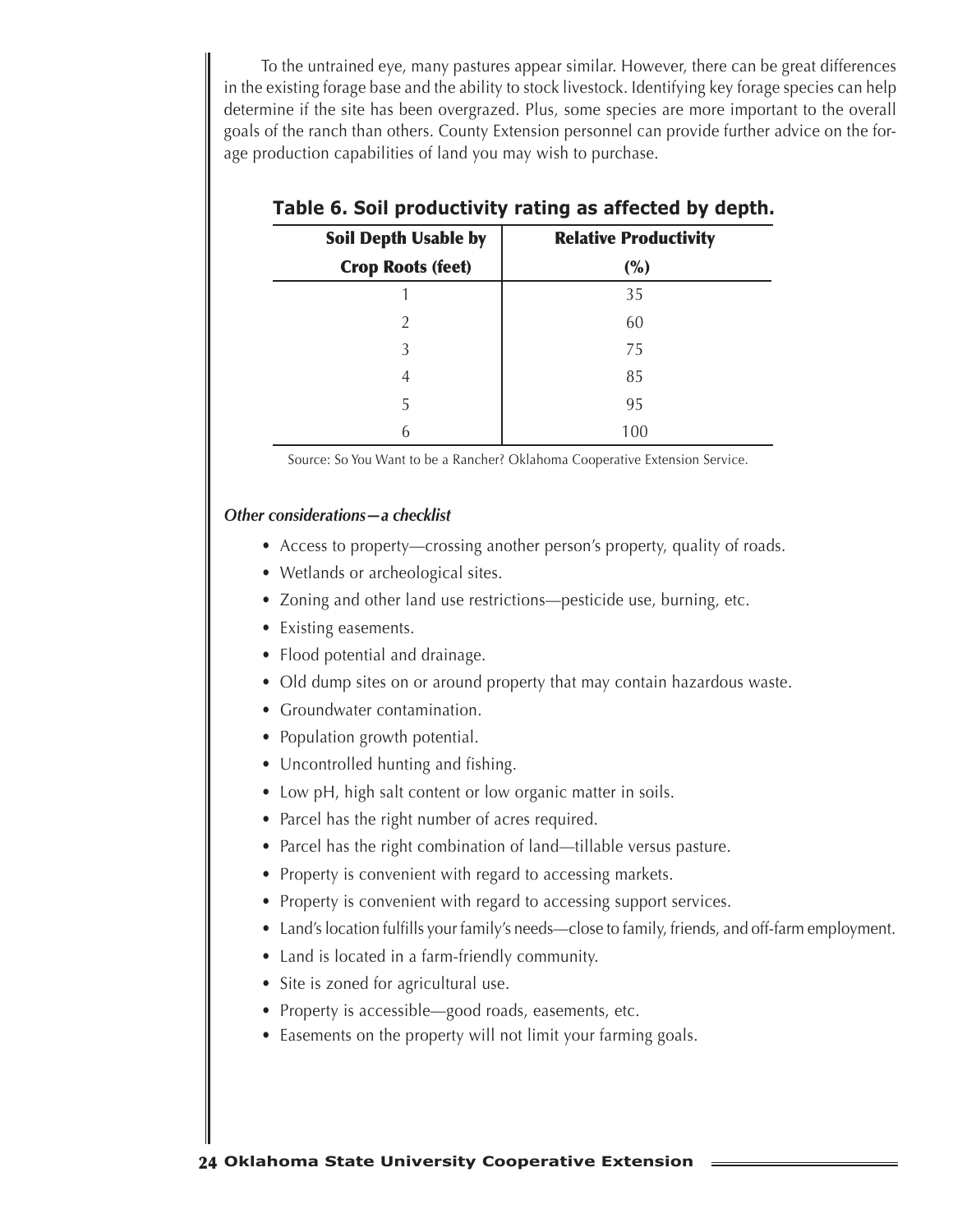To the untrained eye, many pastures appear similar. However, there can be great differences in the existing forage base and the ability to stock livestock. Identifying key forage species can help determine if the site has been overgrazed. Plus, some species are more important to the overall goals of the ranch than others. County Extension personnel can provide further advice on the forage production capabilities of land you may wish to purchase.

**Table 6. Soil productivity rating as affected by depth.**

| Soil Depth Usable by Crop Roots (feet) | Relative Productivity (%) |
|---|---|
| 1 | 35 |
| 2 | 60 |
| 3 | 75 |
| 4 | 85 |
| 5 | 95 |
| 6 | 100 |

Source: So You Want to be a Rancher? Oklahoma Cooperative Extension Service.

***Other considerations—a checklist***

- Access to property—crossing another person's property, quality of roads.
- Wetlands or archeological sites.
- Zoning and other land use restrictions—pesticide use, burning, etc.
- Existing easements.
- Flood potential and drainage.
- Old dump sites on or around property that may contain hazardous waste.
- Groundwater contamination.
- Population growth potential.
- Uncontrolled hunting and fishing.
- Low pH, high salt content or low organic matter in soils.
- Parcel has the right number of acres required.
- Parcel has the right combination of land—tillable versus pasture.
- Property is convenient with regard to accessing markets.
- Property is convenient with regard to accessing support services.
- Land's location fulfills your family's needs—close to family, friends, and off-farm employment.
- Land is located in a farm-friendly community.
- Site is zoned for agricultural use.
- Property is accessible—good roads, easements, etc.
- Easements on the property will not limit your farming goals.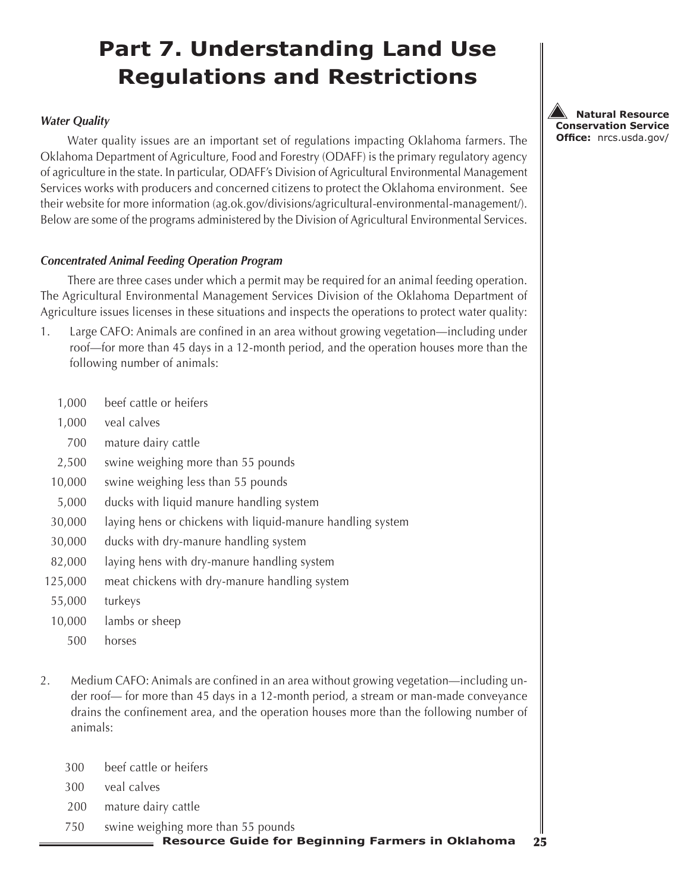# Part 7. Understanding Land Use Regulations and Restrictions

**Natural Resource Conservation Service Office:** nrcs.usda.gov/

### *Water Quality*

Water quality issues are an important set of regulations impacting Oklahoma farmers. The Oklahoma Department of Agriculture, Food and Forestry (ODAFF) is the primary regulatory agency of agriculture in the state. In particular, ODAFF's Division of Agricultural Environmental Management Services works with producers and concerned citizens to protect the Oklahoma environment. See their website for more information (ag.ok.gov/divisions/agricultural-environmental-management/). Below are some of the programs administered by the Division of Agricultural Environmental Services.

### *Concentrated Animal Feeding Operation Program*

There are three cases under which a permit may be required for an animal feeding operation. The Agricultural Environmental Management Services Division of the Oklahoma Department of Agriculture issues licenses in these situations and inspects the operations to protect water quality:

1. Large CAFO: Animals are confined in an area without growing vegetation—including under roof—for more than 45 days in a 12-month period, and the operation houses more than the following number of animals:

| | |
|---|---|
| 1,000 | beef cattle or heifers |
| 1,000 | veal calves |
| 700 | mature dairy cattle |
| 2,500 | swine weighing more than 55 pounds |
| 10,000 | swine weighing less than 55 pounds |
| 5,000 | ducks with liquid manure handling system |
| 30,000 | laying hens or chickens with liquid-manure handling system |
| 30,000 | ducks with dry-manure handling system |
| 82,000 | laying hens with dry-manure handling system |
| 125,000 | meat chickens with dry-manure handling system |
| 55,000 | turkeys |
| 10,000 | lambs or sheep |
| 500 | horses |

2. Medium CAFO: Animals are confined in an area without growing vegetation—including under roof— for more than 45 days in a 12-month period, a stream or man-made conveyance drains the confinement area, and the operation houses more than the following number of animals:

| | |
|---|---|
| 300 | beef cattle or heifers |
| 300 | veal calves |
| 200 | mature dairy cattle |
| 750 | swine weighing more than 55 pounds |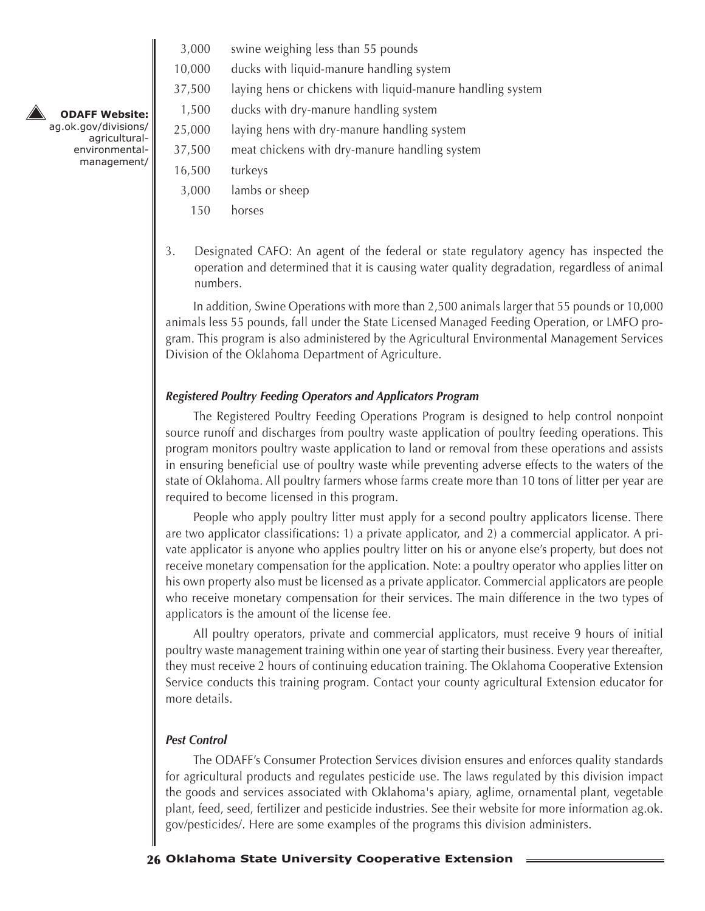| | |
|---|---|
| 3,000 | swine weighing less than 55 pounds |
| 10,000 | ducks with liquid-manure handling system |
| 37,500 | laying hens or chickens with liquid-manure handling system |
| 1,500 | ducks with dry-manure handling system |
| 25,000 | laying hens with dry-manure handling system |
| 37,500 | meat chickens with dry-manure handling system |
| 16,500 | turkeys |
| 3,000 | lambs or sheep |
| 150 | horses |

**ODAFF Website:** ag.ok.gov/divisions/agricultural-environmental-management/

3. Designated CAFO: An agent of the federal or state regulatory agency has inspected the operation and determined that it is causing water quality degradation, regardless of animal numbers.

In addition, Swine Operations with more than 2,500 animals larger that 55 pounds or 10,000 animals less 55 pounds, fall under the State Licensed Managed Feeding Operation, or LMFO program. This program is also administered by the Agricultural Environmental Management Services Division of the Oklahoma Department of Agriculture.

### *Registered Poultry Feeding Operators and Applicators Program*

The Registered Poultry Feeding Operations Program is designed to help control nonpoint source runoff and discharges from poultry waste application of poultry feeding operations. This program monitors poultry waste application to land or removal from these operations and assists in ensuring beneficial use of poultry waste while preventing adverse effects to the waters of the state of Oklahoma. All poultry farmers whose farms create more than 10 tons of litter per year are required to become licensed in this program.

People who apply poultry litter must apply for a second poultry applicators license. There are two applicator classifications: 1) a private applicator, and 2) a commercial applicator. A private applicator is anyone who applies poultry litter on his or anyone else's property, but does not receive monetary compensation for the application. Note: a poultry operator who applies litter on his own property also must be licensed as a private applicator. Commercial applicators are people who receive monetary compensation for their services. The main difference in the two types of applicators is the amount of the license fee.

All poultry operators, private and commercial applicators, must receive 9 hours of initial poultry waste management training within one year of starting their business. Every year thereafter, they must receive 2 hours of continuing education training. The Oklahoma Cooperative Extension Service conducts this training program. Contact your county agricultural Extension educator for more details.

### *Pest Control*

The ODAFF's Consumer Protection Services division ensures and enforces quality standards for agricultural products and regulates pesticide use. The laws regulated by this division impact the goods and services associated with Oklahoma's apiary, aglime, ornamental plant, vegetable plant, feed, seed, fertilizer and pesticide industries. See their website for more information ag.ok.gov/pesticides/. Here are some examples of the programs this division administers.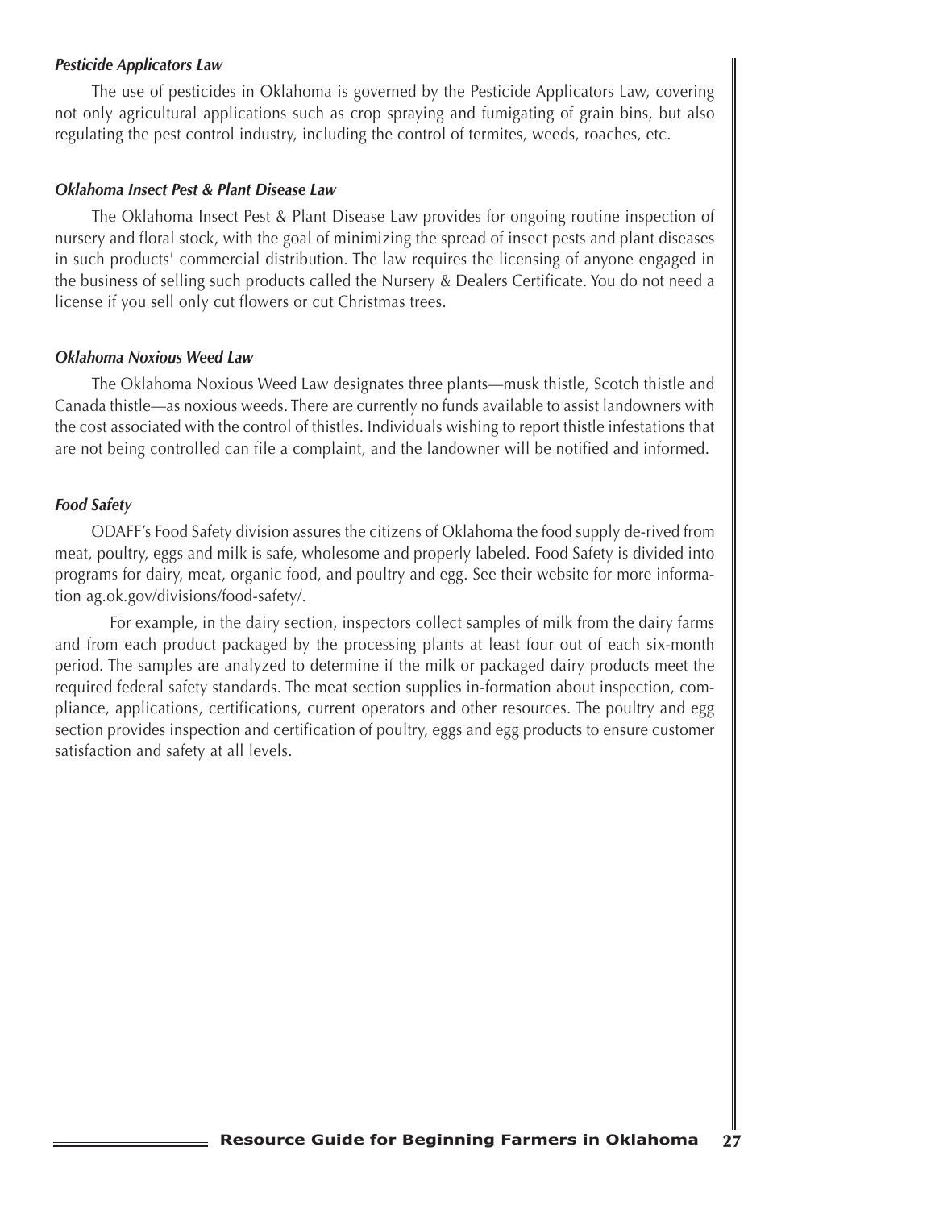***Pesticide Applicators Law***

The use of pesticides in Oklahoma is governed by the Pesticide Applicators Law, covering not only agricultural applications such as crop spraying and fumigating of grain bins, but also regulating the pest control industry, including the control of termites, weeds, roaches, etc.

***Oklahoma Insect Pest & Plant Disease Law***

The Oklahoma Insect Pest & Plant Disease Law provides for ongoing routine inspection of nursery and floral stock, with the goal of minimizing the spread of insect pests and plant diseases in such products' commercial distribution. The law requires the licensing of anyone engaged in the business of selling such products called the Nursery & Dealers Certificate. You do not need a license if you sell only cut flowers or cut Christmas trees.

***Oklahoma Noxious Weed Law***

The Oklahoma Noxious Weed Law designates three plants—musk thistle, Scotch thistle and Canada thistle—as noxious weeds. There are currently no funds available to assist landowners with the cost associated with the control of thistles. Individuals wishing to report thistle infestations that are not being controlled can file a complaint, and the landowner will be notified and informed.

***Food Safety***

ODAFF's Food Safety division assures the citizens of Oklahoma the food supply de-rived from meat, poultry, eggs and milk is safe, wholesome and properly labeled. Food Safety is divided into programs for dairy, meat, organic food, and poultry and egg. See their website for more information ag.ok.gov/divisions/food-safety/.

For example, in the dairy section, inspectors collect samples of milk from the dairy farms and from each product packaged by the processing plants at least four out of each six-month period. The samples are analyzed to determine if the milk or packaged dairy products meet the required federal safety standards. The meat section supplies in-formation about inspection, compliance, applications, certifications, current operators and other resources. The poultry and egg section provides inspection and certification of poultry, eggs and egg products to ensure customer satisfaction and safety at all levels.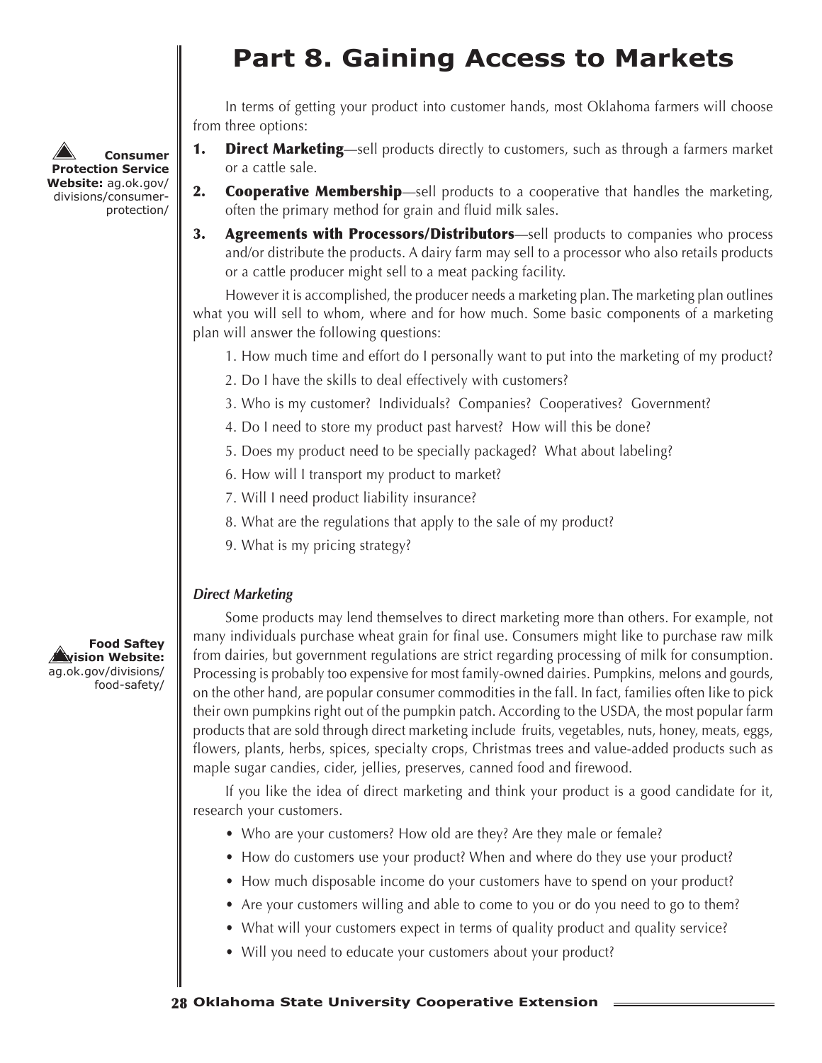# Part 8. Gaining Access to Markets

**Consumer Protection Service Website:** ag.ok.gov/divisions/consumer-protection/

In terms of getting your product into customer hands, most Oklahoma farmers will choose from three options:

1. **Direct Marketing**—sell products directly to customers, such as through a farmers market or a cattle sale.
2. **Cooperative Membership**—sell products to a cooperative that handles the marketing, often the primary method for grain and fluid milk sales.
3. **Agreements with Processors/Distributors**—sell products to companies who process and/or distribute the products. A dairy farm may sell to a processor who also retails products or a cattle producer might sell to a meat packing facility.

However it is accomplished, the producer needs a marketing plan. The marketing plan outlines what you will sell to whom, where and for how much. Some basic components of a marketing plan will answer the following questions:

1. How much time and effort do I personally want to put into the marketing of my product?
2. Do I have the skills to deal effectively with customers?
3. Who is my customer? Individuals? Companies? Cooperatives? Government?
4. Do I need to store my product past harvest? How will this be done?
5. Does my product need to be specially packaged? What about labeling?
6. How will I transport my product to market?
7. Will I need product liability insurance?
8. What are the regulations that apply to the sale of my product?
9. What is my pricing strategy?

### *Direct Marketing*

**Food Saftey Division Website:** ag.ok.gov/divisions/food-safety/

Some products may lend themselves to direct marketing more than others. For example, not many individuals purchase wheat grain for final use. Consumers might like to purchase raw milk from dairies, but government regulations are strict regarding processing of milk for consumption. Processing is probably too expensive for most family-owned dairies. Pumpkins, melons and gourds, on the other hand, are popular consumer commodities in the fall. In fact, families often like to pick their own pumpkins right out of the pumpkin patch. According to the USDA, the most popular farm products that are sold through direct marketing include fruits, vegetables, nuts, honey, meats, eggs, flowers, plants, herbs, spices, specialty crops, Christmas trees and value-added products such as maple sugar candies, cider, jellies, preserves, canned food and firewood.

If you like the idea of direct marketing and think your product is a good candidate for it, research your customers.

- Who are your customers? How old are they? Are they male or female?
- How do customers use your product? When and where do they use your product?
- How much disposable income do your customers have to spend on your product?
- Are your customers willing and able to come to you or do you need to go to them?
- What will your customers expect in terms of quality product and quality service?
- Will you need to educate your customers about your product?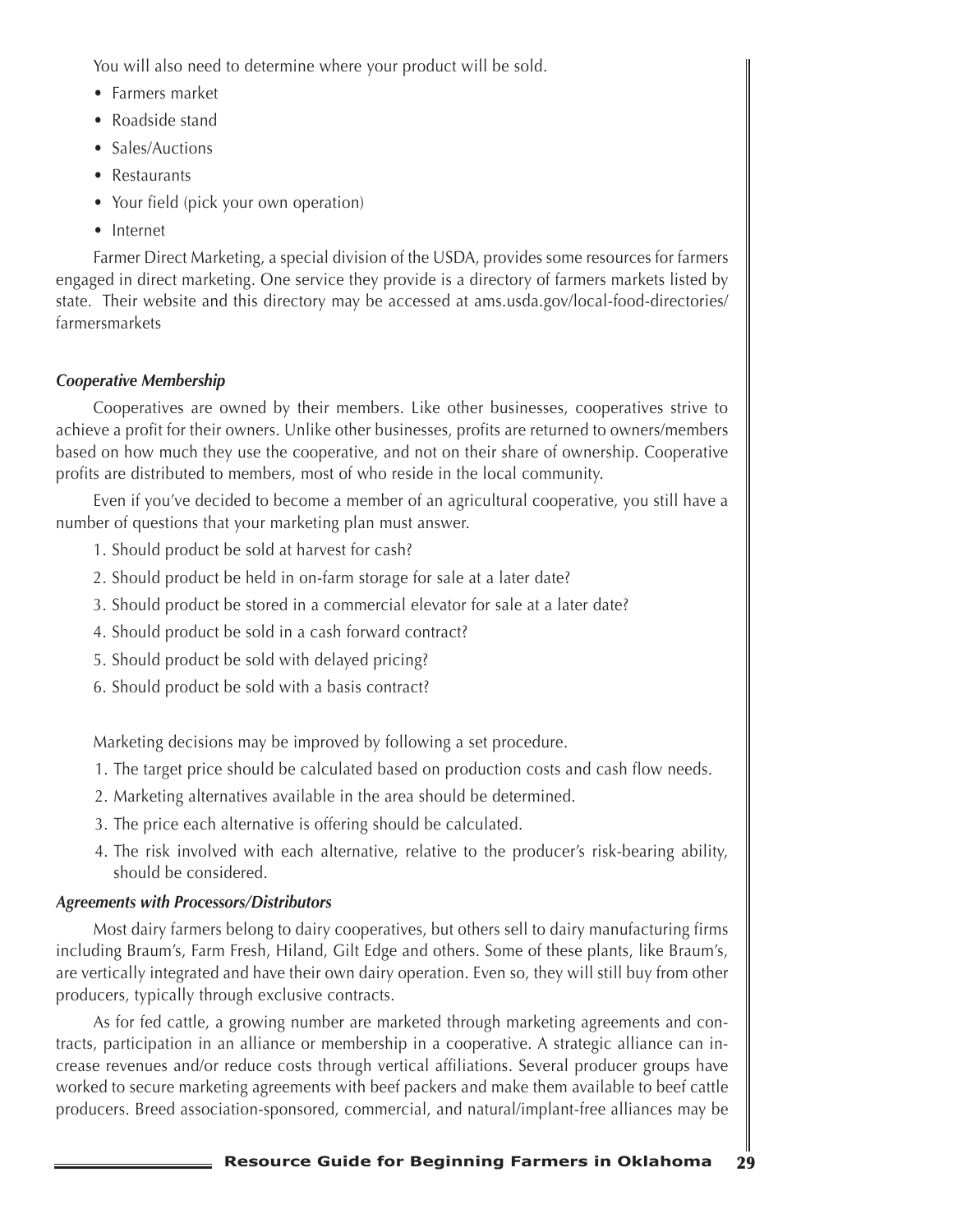You will also need to determine where your product will be sold.

- Farmers market
- Roadside stand
- Sales/Auctions
- Restaurants
- Your field (pick your own operation)
- Internet

Farmer Direct Marketing, a special division of the USDA, provides some resources for farmers engaged in direct marketing. One service they provide is a directory of farmers markets listed by state. Their website and this directory may be accessed at ams.usda.gov/local-food-directories/farmersmarkets

### *Cooperative Membership*

Cooperatives are owned by their members. Like other businesses, cooperatives strive to achieve a profit for their owners. Unlike other businesses, profits are returned to owners/members based on how much they use the cooperative, and not on their share of ownership. Cooperative profits are distributed to members, most of who reside in the local community.

Even if you've decided to become a member of an agricultural cooperative, you still have a number of questions that your marketing plan must answer.

1. Should product be sold at harvest for cash?
2. Should product be held in on-farm storage for sale at a later date?
3. Should product be stored in a commercial elevator for sale at a later date?
4. Should product be sold in a cash forward contract?
5. Should product be sold with delayed pricing?
6. Should product be sold with a basis contract?

Marketing decisions may be improved by following a set procedure.

1. The target price should be calculated based on production costs and cash flow needs.
2. Marketing alternatives available in the area should be determined.
3. The price each alternative is offering should be calculated.
4. The risk involved with each alternative, relative to the producer's risk-bearing ability, should be considered.

### *Agreements with Processors/Distributors*

Most dairy farmers belong to dairy cooperatives, but others sell to dairy manufacturing firms including Braum's, Farm Fresh, Hiland, Gilt Edge and others. Some of these plants, like Braum's, are vertically integrated and have their own dairy operation. Even so, they will still buy from other producers, typically through exclusive contracts.

As for fed cattle, a growing number are marketed through marketing agreements and contracts, participation in an alliance or membership in a cooperative. A strategic alliance can increase revenues and/or reduce costs through vertical affiliations. Several producer groups have worked to secure marketing agreements with beef packers and make them available to beef cattle producers. Breed association-sponsored, commercial, and natural/implant-free alliances may be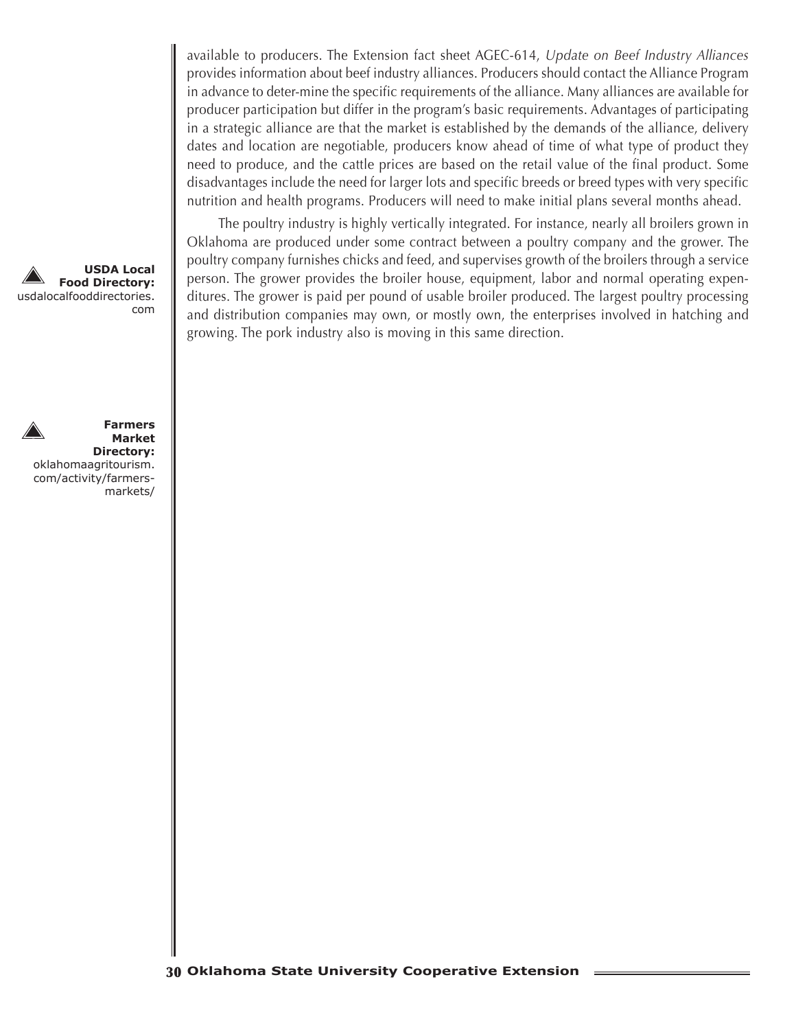available to producers. The Extension fact sheet AGEC-614, *Update on Beef Industry Alliances* provides information about beef industry alliances. Producers should contact the Alliance Program in advance to deter-mine the specific requirements of the alliance. Many alliances are available for producer participation but differ in the program's basic requirements. Advantages of participating in a strategic alliance are that the market is established by the demands of the alliance, delivery dates and location are negotiable, producers know ahead of time of what type of product they need to produce, and the cattle prices are based on the retail value of the final product. Some disadvantages include the need for larger lots and specific breeds or breed types with very specific nutrition and health programs. Producers will need to make initial plans several months ahead.

The poultry industry is highly vertically integrated. For instance, nearly all broilers grown in Oklahoma are produced under some contract between a poultry company and the grower. The poultry company furnishes chicks and feed, and supervises growth of the broilers through a service person. The grower provides the broiler house, equipment, labor and normal operating expenditures. The grower is paid per pound of usable broiler produced. The largest poultry processing and distribution companies may own, or mostly own, the enterprises involved in hatching and growing. The pork industry also is moving in this same direction.

**USDA Local Food Directory:** usdalocalfooddirectories.com

**Farmers Market Directory:** oklahomaagritourism.com/activity/farmers-markets/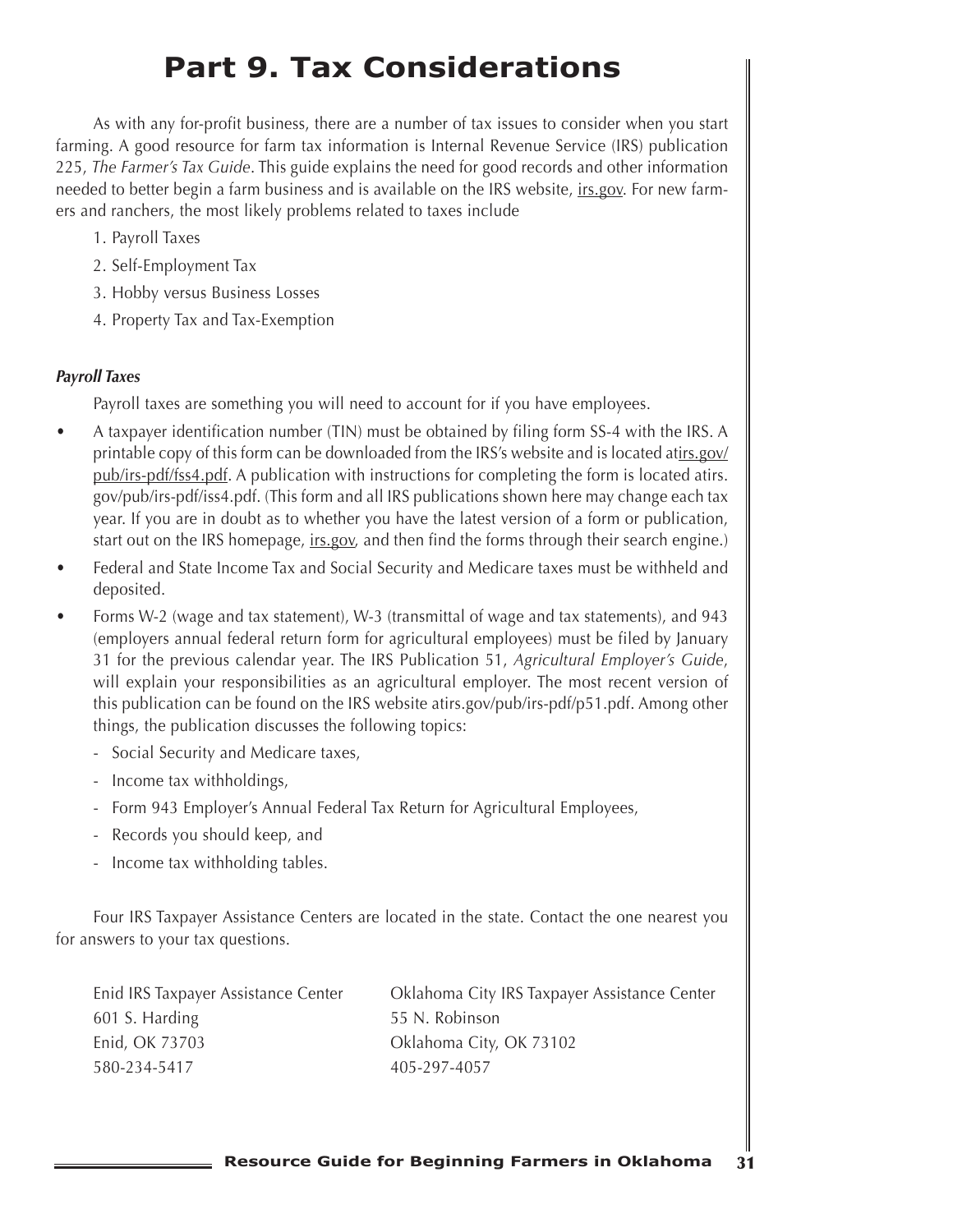# Part 9. Tax Considerations

As with any for-profit business, there are a number of tax issues to consider when you start farming. A good resource for farm tax information is Internal Revenue Service (IRS) publication 225, *The Farmer's Tax Guide*. This guide explains the need for good records and other information needed to better begin a farm business and is available on the IRS website, irs.gov. For new farmers and ranchers, the most likely problems related to taxes include

1. Payroll Taxes
2. Self-Employment Tax
3. Hobby versus Business Losses
4. Property Tax and Tax-Exemption

### *Payroll Taxes*

Payroll taxes are something you will need to account for if you have employees.

- A taxpayer identification number (TIN) must be obtained by filing form SS-4 with the IRS. A printable copy of this form can be downloaded from the IRS's website and is located atirs.gov/pub/irs-pdf/fss4.pdf. A publication with instructions for completing the form is located atirs.gov/pub/irs-pdf/iss4.pdf. (This form and all IRS publications shown here may change each tax year. If you are in doubt as to whether you have the latest version of a form or publication, start out on the IRS homepage, irs.gov, and then find the forms through their search engine.)
- Federal and State Income Tax and Social Security and Medicare taxes must be withheld and deposited.
- Forms W-2 (wage and tax statement), W-3 (transmittal of wage and tax statements), and 943 (employers annual federal return form for agricultural employees) must be filed by January 31 for the previous calendar year. The IRS Publication 51, *Agricultural Employer's Guide*, will explain your responsibilities as an agricultural employer. The most recent version of this publication can be found on the IRS website atirs.gov/pub/irs-pdf/p51.pdf. Among other things, the publication discusses the following topics:
  - Social Security and Medicare taxes,
  - Income tax withholdings,
  - Form 943 Employer's Annual Federal Tax Return for Agricultural Employees,
  - Records you should keep, and
  - Income tax withholding tables.

Four IRS Taxpayer Assistance Centers are located in the state. Contact the one nearest you for answers to your tax questions.

Enid IRS Taxpayer Assistance Center
601 S. Harding
Enid, OK 73703
580-234-5417

Oklahoma City IRS Taxpayer Assistance Center
55 N. Robinson
Oklahoma City, OK 73102
405-297-4057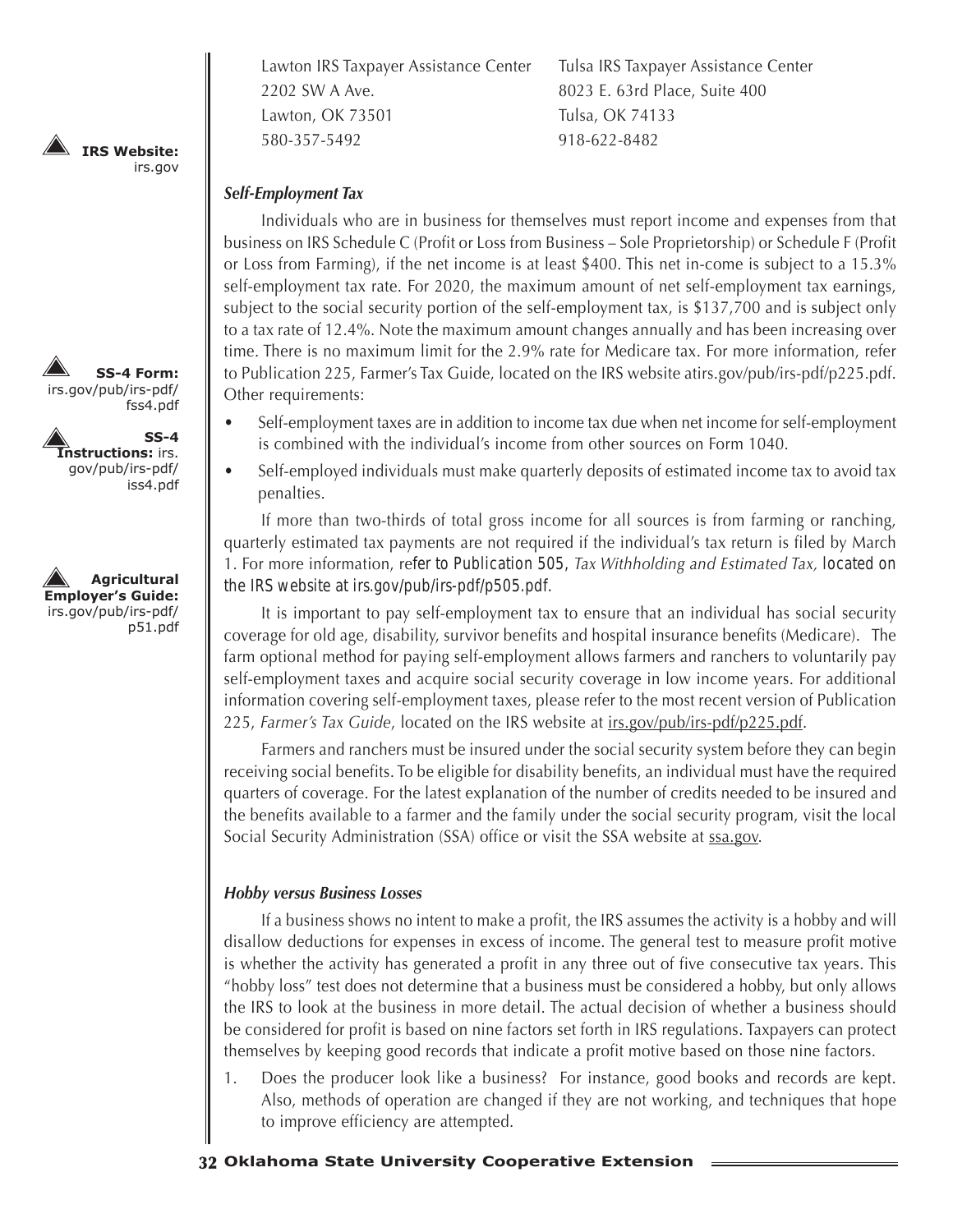Lawton IRS Taxpayer Assistance Center
2202 SW A Ave.
Lawton, OK 73501
580-357-5492

Tulsa IRS Taxpayer Assistance Center
8023 E. 63rd Place, Suite 400
Tulsa, OK 74133
918-622-8482

**IRS Website:** irs.gov

### *Self-Employment Tax*

Individuals who are in business for themselves must report income and expenses from that business on IRS Schedule C (Profit or Loss from Business – Sole Proprietorship) or Schedule F (Profit or Loss from Farming), if the net income is at least $400. This net in-come is subject to a 15.3% self-employment tax rate. For 2020, the maximum amount of net self-employment tax earnings, subject to the social security portion of the self-employment tax, is $137,700 and is subject only to a tax rate of 12.4%. Note the maximum amount changes annually and has been increasing over time. There is no maximum limit for the 2.9% rate for Medicare tax. For more information, refer to Publication 225, Farmer's Tax Guide, located on the IRS website atirs.gov/pub/irs-pdf/p225.pdf. Other requirements:

**SS-4 Form:** irs.gov/pub/irs-pdf/fss4.pdf

**SS-4 Instructions:** irs.gov/pub/irs-pdf/iss4.pdf

- Self-employment taxes are in addition to income tax due when net income for self-employment is combined with the individual's income from other sources on Form 1040.
- Self-employed individuals must make quarterly deposits of estimated income tax to avoid tax penalties.

If more than two-thirds of total gross income for all sources is from farming or ranching, quarterly estimated tax payments are not required if the individual's tax return is filed by March 1. For more information, refer to Publication 505, *Tax Withholding and Estimated Tax,* located on the IRS website at irs.gov/pub/irs-pdf/p505.pdf.

**Agricultural Employer's Guide:** irs.gov/pub/irs-pdf/p51.pdf

It is important to pay self-employment tax to ensure that an individual has social security coverage for old age, disability, survivor benefits and hospital insurance benefits (Medicare). The farm optional method for paying self-employment allows farmers and ranchers to voluntarily pay self-employment taxes and acquire social security coverage in low income years. For additional information covering self-employment taxes, please refer to the most recent version of Publication 225, *Farmer's Tax Guide*, located on the IRS website at irs.gov/pub/irs-pdf/p225.pdf.

Farmers and ranchers must be insured under the social security system before they can begin receiving social benefits. To be eligible for disability benefits, an individual must have the required quarters of coverage. For the latest explanation of the number of credits needed to be insured and the benefits available to a farmer and the family under the social security program, visit the local Social Security Administration (SSA) office or visit the SSA website at ssa.gov.

### *Hobby versus Business Losses*

If a business shows no intent to make a profit, the IRS assumes the activity is a hobby and will disallow deductions for expenses in excess of income. The general test to measure profit motive is whether the activity has generated a profit in any three out of five consecutive tax years. This "hobby loss" test does not determine that a business must be considered a hobby, but only allows the IRS to look at the business in more detail. The actual decision of whether a business should be considered for profit is based on nine factors set forth in IRS regulations. Taxpayers can protect themselves by keeping good records that indicate a profit motive based on those nine factors.

1. Does the producer look like a business? For instance, good books and records are kept. Also, methods of operation are changed if they are not working, and techniques that hope to improve efficiency are attempted.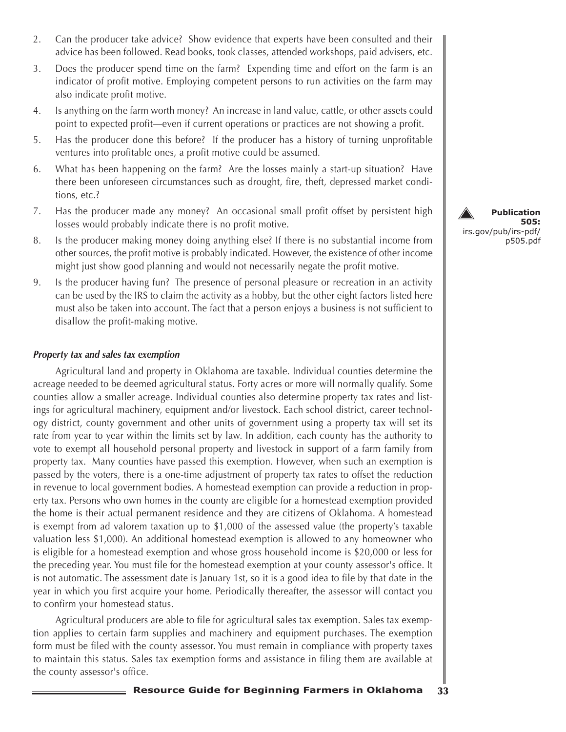2. Can the producer take advice? Show evidence that experts have been consulted and their advice has been followed. Read books, took classes, attended workshops, paid advisers, etc.
3. Does the producer spend time on the farm? Expending time and effort on the farm is an indicator of profit motive. Employing competent persons to run activities on the farm may also indicate profit motive.
4. Is anything on the farm worth money? An increase in land value, cattle, or other assets could point to expected profit—even if current operations or practices are not showing a profit.
5. Has the producer done this before? If the producer has a history of turning unprofitable ventures into profitable ones, a profit motive could be assumed.
6. What has been happening on the farm? Are the losses mainly a start-up situation? Have there been unforeseen circumstances such as drought, fire, theft, depressed market conditions, etc.?
7. Has the producer made any money? An occasional small profit offset by persistent high losses would probably indicate there is no profit motive.
8. Is the producer making money doing anything else? If there is no substantial income from other sources, the profit motive is probably indicated. However, the existence of other income might just show good planning and would not necessarily negate the profit motive.
9. Is the producer having fun? The presence of personal pleasure or recreation in an activity can be used by the IRS to claim the activity as a hobby, but the other eight factors listed here must also be taken into account. The fact that a person enjoys a business is not sufficient to disallow the profit-making motive.

**Publication 505:** irs.gov/pub/irs-pdf/p505.pdf

### *Property tax and sales tax exemption*

Agricultural land and property in Oklahoma are taxable. Individual counties determine the acreage needed to be deemed agricultural status. Forty acres or more will normally qualify. Some counties allow a smaller acreage. Individual counties also determine property tax rates and listings for agricultural machinery, equipment and/or livestock. Each school district, career technology district, county government and other units of government using a property tax will set its rate from year to year within the limits set by law. In addition, each county has the authority to vote to exempt all household personal property and livestock in support of a farm family from property tax. Many counties have passed this exemption. However, when such an exemption is passed by the voters, there is a one-time adjustment of property tax rates to offset the reduction in revenue to local government bodies. A homestead exemption can provide a reduction in property tax. Persons who own homes in the county are eligible for a homestead exemption provided the home is their actual permanent residence and they are citizens of Oklahoma. A homestead is exempt from ad valorem taxation up to $1,000 of the assessed value (the property's taxable valuation less $1,000). An additional homestead exemption is allowed to any homeowner who is eligible for a homestead exemption and whose gross household income is $20,000 or less for the preceding year. You must file for the homestead exemption at your county assessor's office. It is not automatic. The assessment date is January 1st, so it is a good idea to file by that date in the year in which you first acquire your home. Periodically thereafter, the assessor will contact you to confirm your homestead status.

Agricultural producers are able to file for agricultural sales tax exemption. Sales tax exemption applies to certain farm supplies and machinery and equipment purchases. The exemption form must be filed with the county assessor. You must remain in compliance with property taxes to maintain this status. Sales tax exemption forms and assistance in filing them are available at the county assessor's office.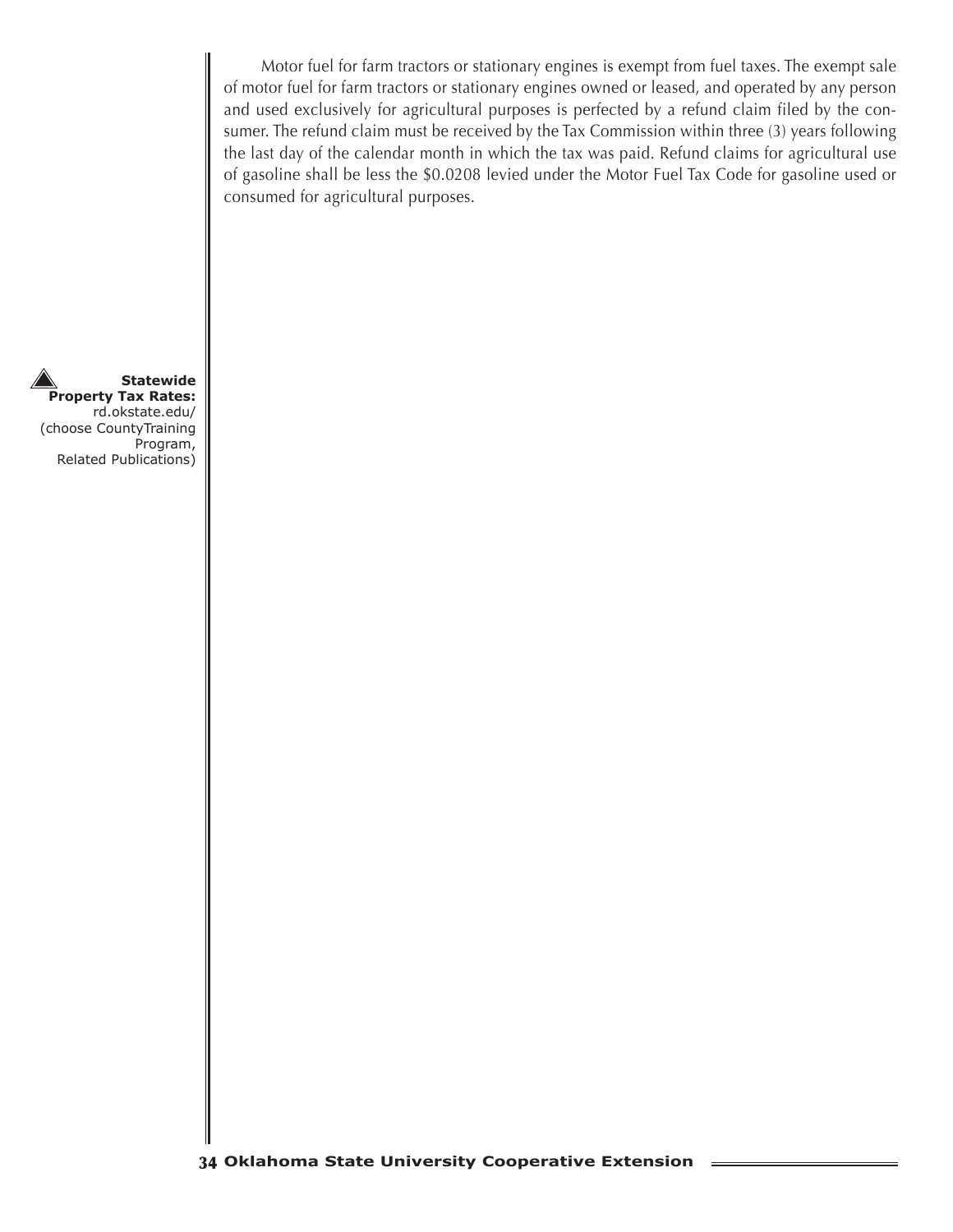Motor fuel for farm tractors or stationary engines is exempt from fuel taxes. The exempt sale of motor fuel for farm tractors or stationary engines owned or leased, and operated by any person and used exclusively for agricultural purposes is perfected by a refund claim filed by the consumer. The refund claim must be received by the Tax Commission within three (3) years following the last day of the calendar month in which the tax was paid. Refund claims for agricultural use of gasoline shall be less the $0.0208 levied under the Motor Fuel Tax Code for gasoline used or consumed for agricultural purposes.

**Statewide Property Tax Rates:** rd.okstate.edu/ (choose CountyTraining Program, Related Publications)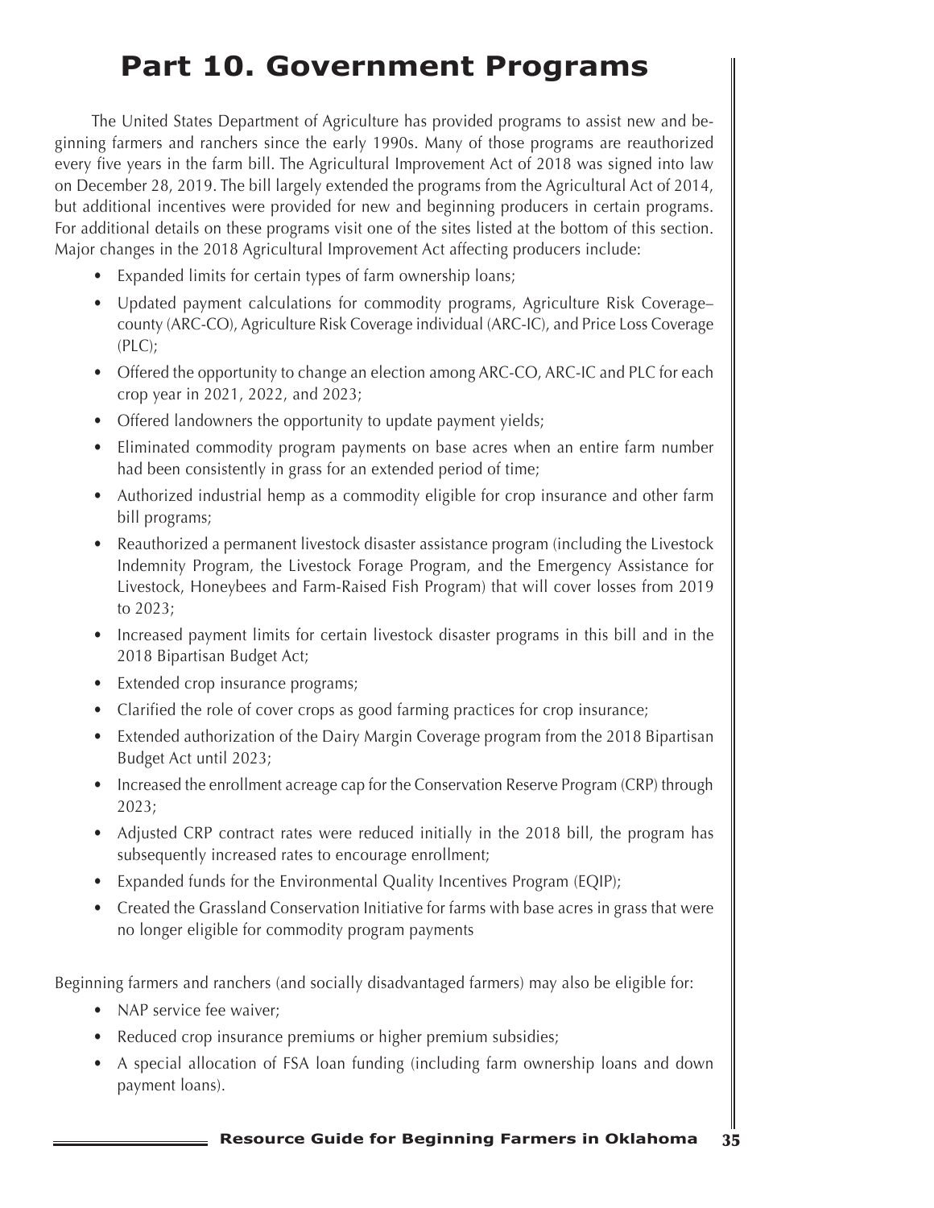# Part 10. Government Programs

The United States Department of Agriculture has provided programs to assist new and beginning farmers and ranchers since the early 1990s. Many of those programs are reauthorized every five years in the farm bill. The Agricultural Improvement Act of 2018 was signed into law on December 28, 2019. The bill largely extended the programs from the Agricultural Act of 2014, but additional incentives were provided for new and beginning producers in certain programs. For additional details on these programs visit one of the sites listed at the bottom of this section. Major changes in the 2018 Agricultural Improvement Act affecting producers include:

- Expanded limits for certain types of farm ownership loans;
- Updated payment calculations for commodity programs, Agriculture Risk Coverage–county (ARC-CO), Agriculture Risk Coverage individual (ARC-IC), and Price Loss Coverage (PLC);
- Offered the opportunity to change an election among ARC-CO, ARC-IC and PLC for each crop year in 2021, 2022, and 2023;
- Offered landowners the opportunity to update payment yields;
- Eliminated commodity program payments on base acres when an entire farm number had been consistently in grass for an extended period of time;
- Authorized industrial hemp as a commodity eligible for crop insurance and other farm bill programs;
- Reauthorized a permanent livestock disaster assistance program (including the Livestock Indemnity Program, the Livestock Forage Program, and the Emergency Assistance for Livestock, Honeybees and Farm-Raised Fish Program) that will cover losses from 2019 to 2023;
- Increased payment limits for certain livestock disaster programs in this bill and in the 2018 Bipartisan Budget Act;
- Extended crop insurance programs;
- Clarified the role of cover crops as good farming practices for crop insurance;
- Extended authorization of the Dairy Margin Coverage program from the 2018 Bipartisan Budget Act until 2023;
- Increased the enrollment acreage cap for the Conservation Reserve Program (CRP) through 2023;
- Adjusted CRP contract rates were reduced initially in the 2018 bill, the program has subsequently increased rates to encourage enrollment;
- Expanded funds for the Environmental Quality Incentives Program (EQIP);
- Created the Grassland Conservation Initiative for farms with base acres in grass that were no longer eligible for commodity program payments

Beginning farmers and ranchers (and socially disadvantaged farmers) may also be eligible for:

- NAP service fee waiver;
- Reduced crop insurance premiums or higher premium subsidies;
- A special allocation of FSA loan funding (including farm ownership loans and down payment loans).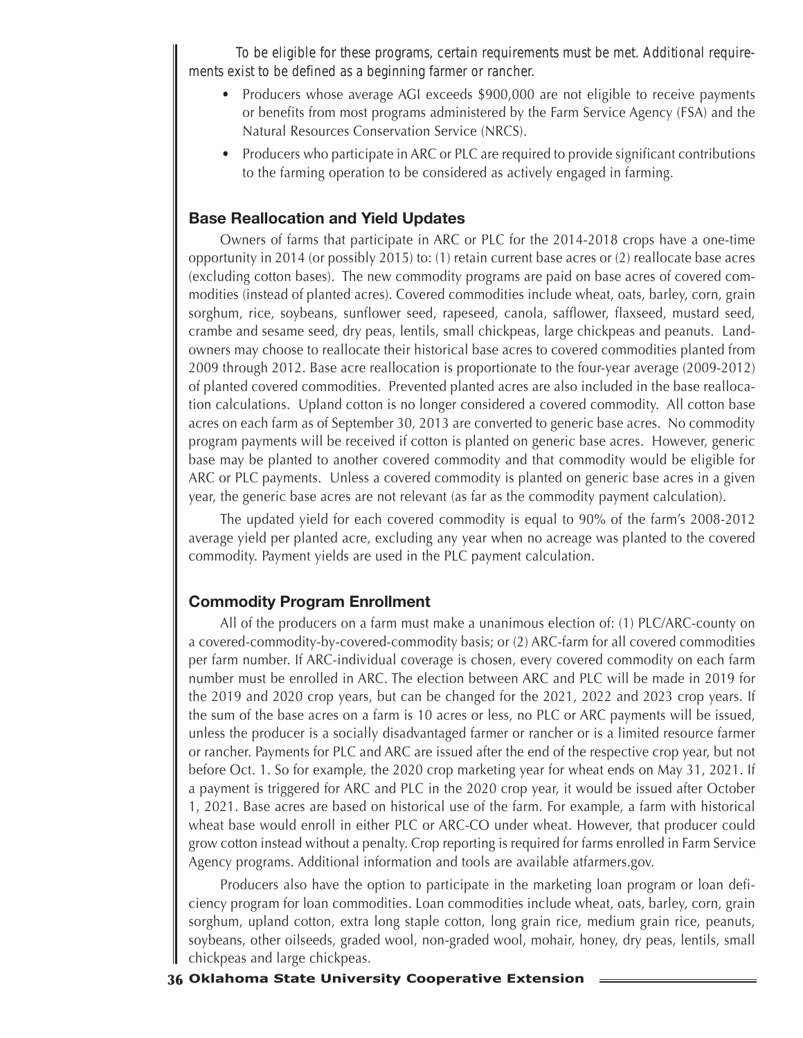*To be eligible for these programs, certain requirements must be met. Additional requirements exist to be defined as a beginning farmer or rancher.*

- Producers whose average AGI exceeds $900,000 are not eligible to receive payments or benefits from most programs administered by the Farm Service Agency (FSA) and the Natural Resources Conservation Service (NRCS).
- Producers who participate in ARC or PLC are required to provide significant contributions to the farming operation to be considered as actively engaged in farming.

### Base Reallocation and Yield Updates

Owners of farms that participate in ARC or PLC for the 2014-2018 crops have a one-time opportunity in 2014 (or possibly 2015) to: (1) retain current base acres or (2) reallocate base acres (excluding cotton bases). The new commodity programs are paid on base acres of covered commodities (instead of planted acres). Covered commodities include wheat, oats, barley, corn, grain sorghum, rice, soybeans, sunflower seed, rapeseed, canola, safflower, flaxseed, mustard seed, crambe and sesame seed, dry peas, lentils, small chickpeas, large chickpeas and peanuts. Landowners may choose to reallocate their historical base acres to covered commodities planted from 2009 through 2012. Base acre reallocation is proportionate to the four-year average (2009-2012) of planted covered commodities. Prevented planted acres are also included in the base reallocation calculations. Upland cotton is no longer considered a covered commodity. All cotton base acres on each farm as of September 30, 2013 are converted to generic base acres. No commodity program payments will be received if cotton is planted on generic base acres. However, generic base may be planted to another covered commodity and that commodity would be eligible for ARC or PLC payments. Unless a covered commodity is planted on generic base acres in a given year, the generic base acres are not relevant (as far as the commodity payment calculation).

The updated yield for each covered commodity is equal to 90% of the farm's 2008-2012 average yield per planted acre, excluding any year when no acreage was planted to the covered commodity. Payment yields are used in the PLC payment calculation.

### Commodity Program Enrollment

All of the producers on a farm must make a unanimous election of: (1) PLC/ARC-county on a covered-commodity-by-covered-commodity basis; or (2) ARC-farm for all covered commodities per farm number. If ARC-individual coverage is chosen, every covered commodity on each farm number must be enrolled in ARC. The election between ARC and PLC will be made in 2019 for the 2019 and 2020 crop years, but can be changed for the 2021, 2022 and 2023 crop years. If the sum of the base acres on a farm is 10 acres or less, no PLC or ARC payments will be issued, unless the producer is a socially disadvantaged farmer or rancher or is a limited resource farmer or rancher. Payments for PLC and ARC are issued after the end of the respective crop year, but not before Oct. 1. So for example, the 2020 crop marketing year for wheat ends on May 31, 2021. If a payment is triggered for ARC and PLC in the 2020 crop year, it would be issued after October 1, 2021. Base acres are based on historical use of the farm. For example, a farm with historical wheat base would enroll in either PLC or ARC-CO under wheat. However, that producer could grow cotton instead without a penalty. Crop reporting is required for farms enrolled in Farm Service Agency programs. Additional information and tools are available atfarmers.gov.

Producers also have the option to participate in the marketing loan program or loan deficiency program for loan commodities. Loan commodities include wheat, oats, barley, corn, grain sorghum, upland cotton, extra long staple cotton, long grain rice, medium grain rice, peanuts, soybeans, other oilseeds, graded wool, non-graded wool, mohair, honey, dry peas, lentils, small chickpeas and large chickpeas.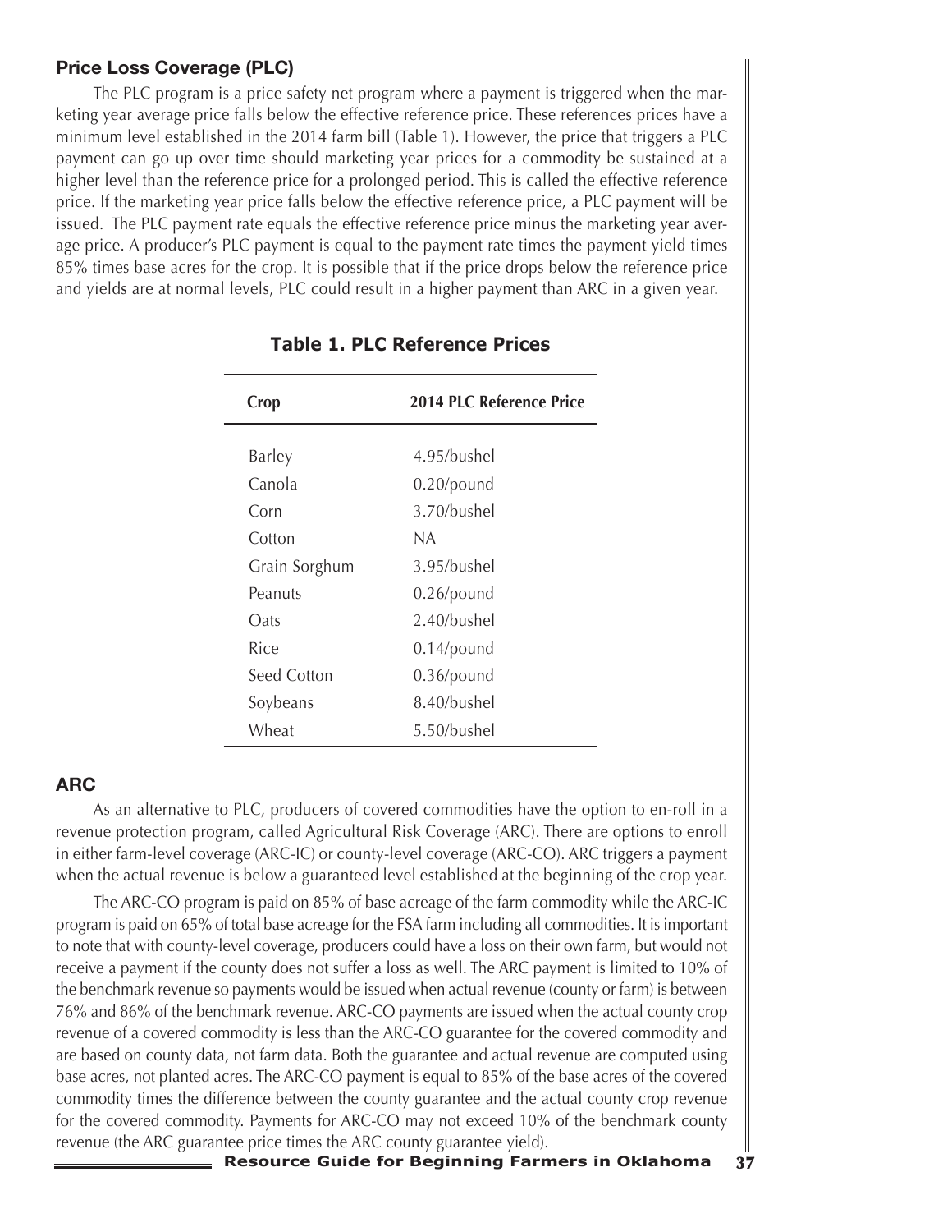### Price Loss Coverage (PLC)

The PLC program is a price safety net program where a payment is triggered when the marketing year average price falls below the effective reference price. These references prices have a minimum level established in the 2014 farm bill (Table 1). However, the price that triggers a PLC payment can go up over time should marketing year prices for a commodity be sustained at a higher level than the reference price for a prolonged period. This is called the effective reference price. If the marketing year price falls below the effective reference price, a PLC payment will be issued. The PLC payment rate equals the effective reference price minus the marketing year average price. A producer's PLC payment is equal to the payment rate times the payment yield times 85% times base acres for the crop. It is possible that if the price drops below the reference price and yields are at normal levels, PLC could result in a higher payment than ARC in a given year.

**Table 1. PLC Reference Prices**

| Crop | 2014 PLC Reference Price |
|---|---|
| Barley | 4.95/bushel |
| Canola | 0.20/pound |
| Corn | 3.70/bushel |
| Cotton | NA |
| Grain Sorghum | 3.95/bushel |
| Peanuts | 0.26/pound |
| Oats | 2.40/bushel |
| Rice | 0.14/pound |
| Seed Cotton | 0.36/pound |
| Soybeans | 8.40/bushel |
| Wheat | 5.50/bushel |

### ARC

As an alternative to PLC, producers of covered commodities have the option to en-roll in a revenue protection program, called Agricultural Risk Coverage (ARC). There are options to enroll in either farm-level coverage (ARC-IC) or county-level coverage (ARC-CO). ARC triggers a payment when the actual revenue is below a guaranteed level established at the beginning of the crop year.

The ARC-CO program is paid on 85% of base acreage of the farm commodity while the ARC-IC program is paid on 65% of total base acreage for the FSA farm including all commodities. It is important to note that with county-level coverage, producers could have a loss on their own farm, but would not receive a payment if the county does not suffer a loss as well. The ARC payment is limited to 10% of the benchmark revenue so payments would be issued when actual revenue (county or farm) is between 76% and 86% of the benchmark revenue. ARC-CO payments are issued when the actual county crop revenue of a covered commodity is less than the ARC-CO guarantee for the covered commodity and are based on county data, not farm data. Both the guarantee and actual revenue are computed using base acres, not planted acres. The ARC-CO payment is equal to 85% of the base acres of the covered commodity times the difference between the county guarantee and the actual county crop revenue for the covered commodity. Payments for ARC-CO may not exceed 10% of the benchmark county revenue (the ARC guarantee price times the ARC county guarantee yield).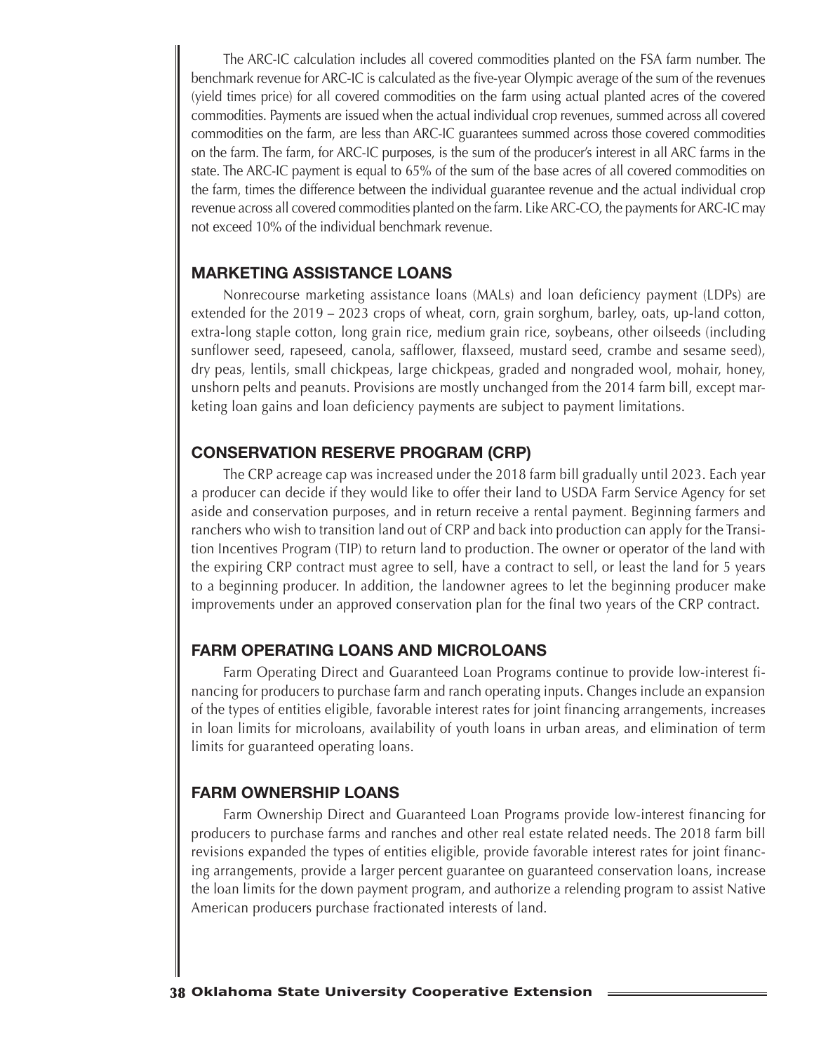The ARC-IC calculation includes all covered commodities planted on the FSA farm number. The benchmark revenue for ARC-IC is calculated as the five-year Olympic average of the sum of the revenues (yield times price) for all covered commodities on the farm using actual planted acres of the covered commodities. Payments are issued when the actual individual crop revenues, summed across all covered commodities on the farm, are less than ARC-IC guarantees summed across those covered commodities on the farm. The farm, for ARC-IC purposes, is the sum of the producer's interest in all ARC farms in the state. The ARC-IC payment is equal to 65% of the sum of the base acres of all covered commodities on the farm, times the difference between the individual guarantee revenue and the actual individual crop revenue across all covered commodities planted on the farm. Like ARC-CO, the payments for ARC-IC may not exceed 10% of the individual benchmark revenue.

## MARKETING ASSISTANCE LOANS

Nonrecourse marketing assistance loans (MALs) and loan deficiency payment (LDPs) are extended for the 2019 – 2023 crops of wheat, corn, grain sorghum, barley, oats, up-land cotton, extra-long staple cotton, long grain rice, medium grain rice, soybeans, other oilseeds (including sunflower seed, rapeseed, canola, safflower, flaxseed, mustard seed, crambe and sesame seed), dry peas, lentils, small chickpeas, large chickpeas, graded and nongraded wool, mohair, honey, unshorn pelts and peanuts. Provisions are mostly unchanged from the 2014 farm bill, except marketing loan gains and loan deficiency payments are subject to payment limitations.

## CONSERVATION RESERVE PROGRAM (CRP)

The CRP acreage cap was increased under the 2018 farm bill gradually until 2023. Each year a producer can decide if they would like to offer their land to USDA Farm Service Agency for set aside and conservation purposes, and in return receive a rental payment. Beginning farmers and ranchers who wish to transition land out of CRP and back into production can apply for the Transition Incentives Program (TIP) to return land to production. The owner or operator of the land with the expiring CRP contract must agree to sell, have a contract to sell, or least the land for 5 years to a beginning producer. In addition, the landowner agrees to let the beginning producer make improvements under an approved conservation plan for the final two years of the CRP contract.

## FARM OPERATING LOANS AND MICROLOANS

Farm Operating Direct and Guaranteed Loan Programs continue to provide low-interest financing for producers to purchase farm and ranch operating inputs. Changes include an expansion of the types of entities eligible, favorable interest rates for joint financing arrangements, increases in loan limits for microloans, availability of youth loans in urban areas, and elimination of term limits for guaranteed operating loans.

## FARM OWNERSHIP LOANS

Farm Ownership Direct and Guaranteed Loan Programs provide low-interest financing for producers to purchase farms and ranches and other real estate related needs. The 2018 farm bill revisions expanded the types of entities eligible, provide favorable interest rates for joint financing arrangements, provide a larger percent guarantee on guaranteed conservation loans, increase the loan limits for the down payment program, and authorize a relending program to assist Native American producers purchase fractionated interests of land.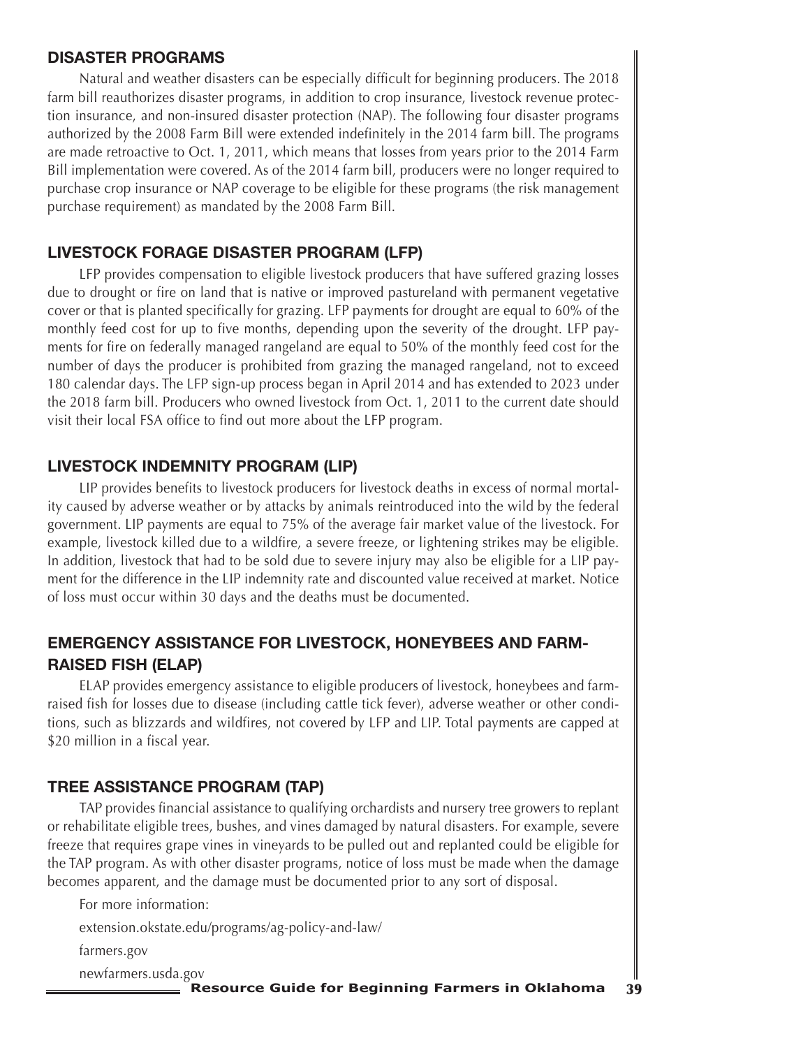## DISASTER PROGRAMS

Natural and weather disasters can be especially difficult for beginning producers. The 2018 farm bill reauthorizes disaster programs, in addition to crop insurance, livestock revenue protection insurance, and non-insured disaster protection (NAP). The following four disaster programs authorized by the 2008 Farm Bill were extended indefinitely in the 2014 farm bill. The programs are made retroactive to Oct. 1, 2011, which means that losses from years prior to the 2014 Farm Bill implementation were covered. As of the 2014 farm bill, producers were no longer required to purchase crop insurance or NAP coverage to be eligible for these programs (the risk management purchase requirement) as mandated by the 2008 Farm Bill.

## LIVESTOCK FORAGE DISASTER PROGRAM (LFP)

LFP provides compensation to eligible livestock producers that have suffered grazing losses due to drought or fire on land that is native or improved pastureland with permanent vegetative cover or that is planted specifically for grazing. LFP payments for drought are equal to 60% of the monthly feed cost for up to five months, depending upon the severity of the drought. LFP payments for fire on federally managed rangeland are equal to 50% of the monthly feed cost for the number of days the producer is prohibited from grazing the managed rangeland, not to exceed 180 calendar days. The LFP sign-up process began in April 2014 and has extended to 2023 under the 2018 farm bill. Producers who owned livestock from Oct. 1, 2011 to the current date should visit their local FSA office to find out more about the LFP program.

## LIVESTOCK INDEMNITY PROGRAM (LIP)

LIP provides benefits to livestock producers for livestock deaths in excess of normal mortality caused by adverse weather or by attacks by animals reintroduced into the wild by the federal government. LIP payments are equal to 75% of the average fair market value of the livestock. For example, livestock killed due to a wildfire, a severe freeze, or lightening strikes may be eligible. In addition, livestock that had to be sold due to severe injury may also be eligible for a LIP payment for the difference in the LIP indemnity rate and discounted value received at market. Notice of loss must occur within 30 days and the deaths must be documented.

## EMERGENCY ASSISTANCE FOR LIVESTOCK, HONEYBEES AND FARM-RAISED FISH (ELAP)

ELAP provides emergency assistance to eligible producers of livestock, honeybees and farm-raised fish for losses due to disease (including cattle tick fever), adverse weather or other conditions, such as blizzards and wildfires, not covered by LFP and LIP. Total payments are capped at $20 million in a fiscal year.

## TREE ASSISTANCE PROGRAM (TAP)

TAP provides financial assistance to qualifying orchardists and nursery tree growers to replant or rehabilitate eligible trees, bushes, and vines damaged by natural disasters. For example, severe freeze that requires grape vines in vineyards to be pulled out and replanted could be eligible for the TAP program. As with other disaster programs, notice of loss must be made when the damage becomes apparent, and the damage must be documented prior to any sort of disposal.

For more information:

extension.okstate.edu/programs/ag-policy-and-law/

farmers.gov

newfarmers.usda.gov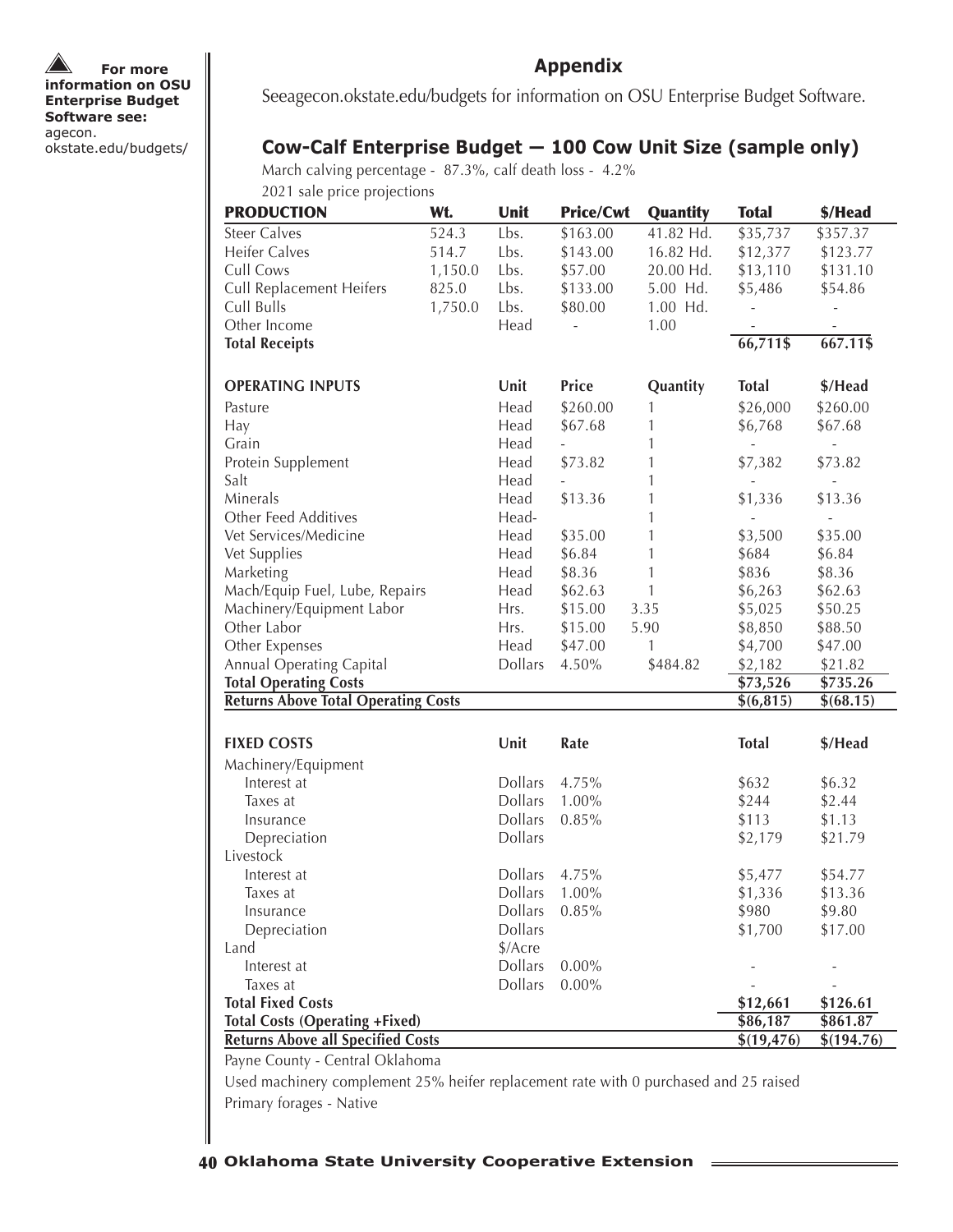For more information on OSU Enterprise Budget Software see: agecon.okstate.edu/budgets/

## Appendix

Seeagecon.okstate.edu/budgets for information on OSU Enterprise Budget Software.

### Cow-Calf Enterprise Budget — 100 Cow Unit Size (sample only)

March calving percentage - 87.3%, calf death loss - 4.2%

2021 sale price projections

| PRODUCTION | Wt. | Unit | Price/Cwt | Quantity | Total | $/Head |
|---|---|---|---|---|---|---|
| Steer Calves | 524.3 | Lbs. | $163.00 | 41.82 Hd. | $35,737 | $357.37 |
| Heifer Calves | 514.7 | Lbs. | $143.00 | 16.82 Hd. | $12,377 | $123.77 |
| Cull Cows | 1,150.0 | Lbs. | $57.00 | 20.00 Hd. | $13,110 | $131.10 |
| Cull Replacement Heifers | 825.0 | Lbs. | $133.00 | 5.00 Hd. | $5,486 | $54.86 |
| Cull Bulls | 1,750.0 | Lbs. | $80.00 | 1.00 Hd. | - | - |
| Other Income | | Head | - | 1.00 | - | - |
| **Total Receipts** | | | | | 66,711$ | 667.11$ |

| OPERATING INPUTS | Unit | Price | Quantity | Total | $/Head |
|---|---|---|---|---|---|
| Pasture | Head | $260.00 | 1 | $26,000 | $260.00 |
| Hay | Head | $67.68 | 1 | $6,768 | $67.68 |
| Grain | Head | - | 1 | - | - |
| Protein Supplement | Head | $73.82 | 1 | $7,382 | $73.82 |
| Salt | Head | - | 1 | - | - |
| Minerals | Head | $13.36 | 1 | $1,336 | $13.36 |
| Other Feed Additives | Head- | | 1 | - | - |
| Vet Services/Medicine | Head | $35.00 | 1 | $3,500 | $35.00 |
| Vet Supplies | Head | $6.84 | 1 | $684 | $6.84 |
| Marketing | Head | $8.36 | 1 | $836 | $8.36 |
| Mach/Equip Fuel, Lube, Repairs | Head | $62.63 | 1 | $6,263 | $62.63 |
| Machinery/Equipment Labor | Hrs. | $15.00 | 3.35 | $5,025 | $50.25 |
| Other Labor | Hrs. | $15.00 | 5.90 | $8,850 | $88.50 |
| Other Expenses | Head | $47.00 | 1 | $4,700 | $47.00 |
| Annual Operating Capital | Dollars | 4.50% | $484.82 | $2,182 | $21.82 |
| **Total Operating Costs** | | | | $73,526 | $735.26 |
| **Returns Above Total Operating Costs** | | | | $(6,815) | $(68.15) |

| FIXED COSTS | Unit | Rate | Total | $/Head |
|---|---|---|---|---|
| Machinery/Equipment | | | | |
| Interest at | Dollars | 4.75% | $632 | $6.32 |
| Taxes at | Dollars | 1.00% | $244 | $2.44 |
| Insurance | Dollars | 0.85% | $113 | $1.13 |
| Depreciation | Dollars | | $2,179 | $21.79 |
| Livestock | | | | |
| Interest at | Dollars | 4.75% | $5,477 | $54.77 |
| Taxes at | Dollars | 1.00% | $1,336 | $13.36 |
| Insurance | Dollars | 0.85% | $980 | $9.80 |
| Depreciation | Dollars | | $1,700 | $17.00 |
| Land | $/Acre | | | |
| Interest at | Dollars | 0.00% | - | - |
| Taxes at | Dollars | 0.00% | - | - |
| **Total Fixed Costs** | | | $12,661 | $126.61 |
| **Total Costs (Operating +Fixed)** | | | $86,187 | $861.87 |
| **Returns Above all Specified Costs** | | | $(19,476) | $(194.76) |

Payne County - Central Oklahoma

Used machinery complement 25% heifer replacement rate with 0 purchased and 25 raised

Primary forages - Native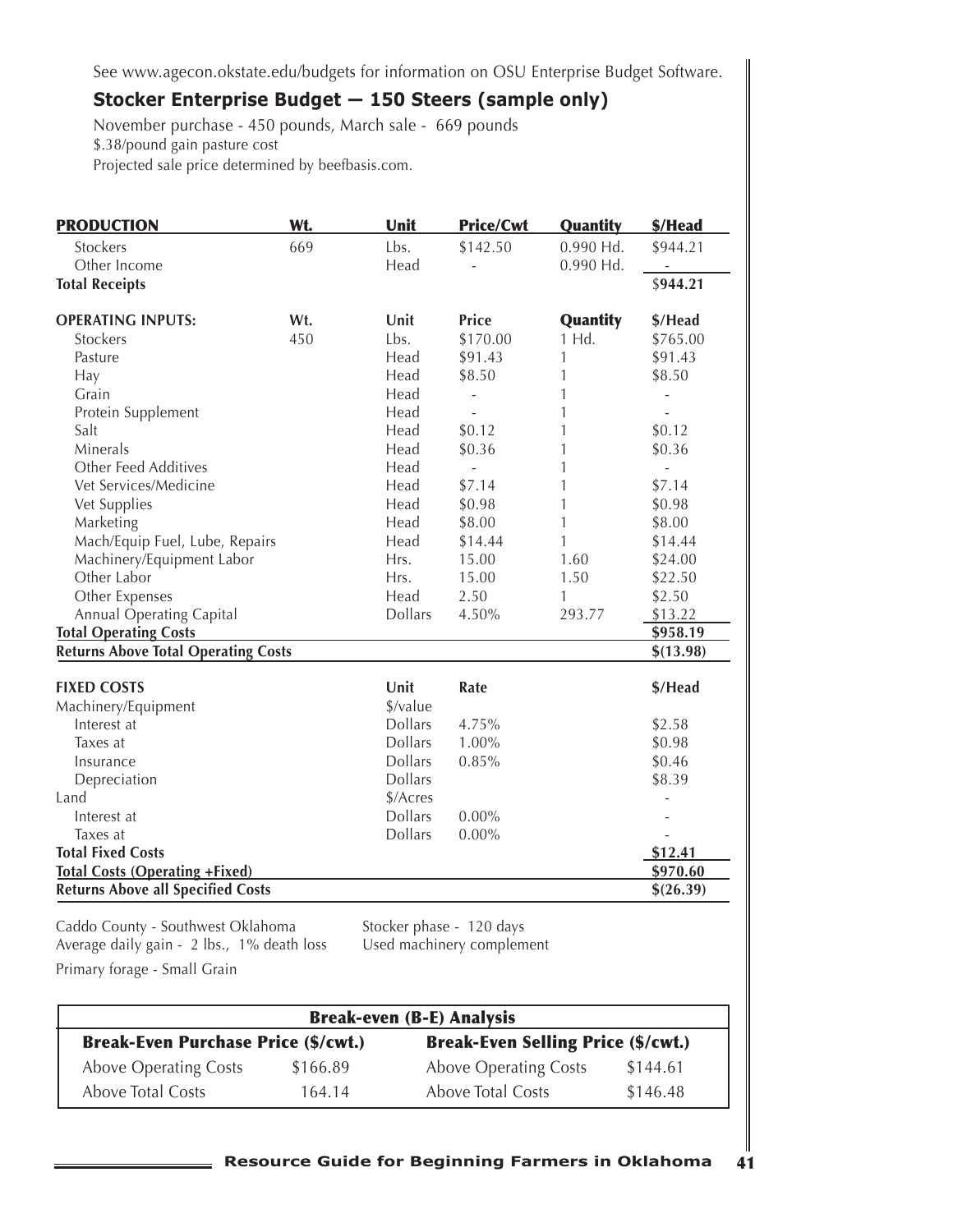See www.agecon.okstate.edu/budgets for information on OSU Enterprise Budget Software.

## Stocker Enterprise Budget — 150 Steers (sample only)

November purchase - 450 pounds, March sale - 669 pounds
$.38/pound gain pasture cost
Projected sale price determined by beefbasis.com.

| PRODUCTION | Wt. | Unit | Price/Cwt | Quantity | $/Head |
|---|---|---|---|---|---|
| Stockers | 669 | Lbs. | $142.50 | 0.990 Hd. | $944.21 |
| Other Income | | Head | - | 0.990 Hd. | - |
| **Total Receipts** | | | | | $**944.21** |
| **OPERATING INPUTS:** | **Wt.** | **Unit** | **Price** | **Quantity** | **$/Head** |
| Stockers | 450 | Lbs. | $170.00 | 1 Hd. | $765.00 |
| Pasture | | Head | $91.43 | 1 | $91.43 |
| Hay | | Head | $8.50 | 1 | $8.50 |
| Grain | | Head | - | 1 | - |
| Protein Supplement | | Head | - | 1 | - |
| Salt | | Head | $0.12 | 1 | $0.12 |
| Minerals | | Head | $0.36 | 1 | $0.36 |
| Other Feed Additives | | Head | - | 1 | - |
| Vet Services/Medicine | | Head | $7.14 | 1 | $7.14 |
| Vet Supplies | | Head | $0.98 | 1 | $0.98 |
| Marketing | | Head | $8.00 | 1 | $8.00 |
| Mach/Equip Fuel, Lube, Repairs | | Head | $14.44 | 1 | $14.44 |
| Machinery/Equipment Labor | | Hrs. | 15.00 | 1.60 | $24.00 |
| Other Labor | | Hrs. | 15.00 | 1.50 | $22.50 |
| Other Expenses | | Head | 2.50 | 1 | $2.50 |
| Annual Operating Capital | | Dollars | 4.50% | 293.77 | $13.22 |
| **Total Operating Costs** | | | | | **$958.19** |
| **Returns Above Total Operating Costs** | | | | | **$(13.98)** |
| **FIXED COSTS** | | **Unit** | **Rate** | | **$/Head** |
| Machinery/Equipment | | $/value | | | |
| Interest at | | Dollars | 4.75% | | $2.58 |
| Taxes at | | Dollars | 1.00% | | $0.98 |
| Insurance | | Dollars | 0.85% | | $0.46 |
| Depreciation | | Dollars | | | $8.39 |
| Land | | $/Acres | | | - |
| Interest at | | Dollars | 0.00% | | - |
| Taxes at | | Dollars | 0.00% | | - |
| **Total Fixed Costs** | | | | | **$12.41** |
| **Total Costs (Operating +Fixed)** | | | | | **$970.60** |
| **Returns Above all Specified Costs** | | | | | **$(26.39)** |

Caddo County - Southwest Oklahoma
Average daily gain - 2 lbs., 1% death loss
Primary forage - Small Grain

Stocker phase - 120 days
Used machinery complement

| Break-even (B-E) Analysis | | | |
|---|---|---|---|
| **Break-Even Purchase Price ($/cwt.)** | | **Break-Even Selling Price ($/cwt.)** | |
| Above Operating Costs | $166.89 | Above Operating Costs | $144.61 |
| Above Total Costs | 164.14 | Above Total Costs | $146.48 |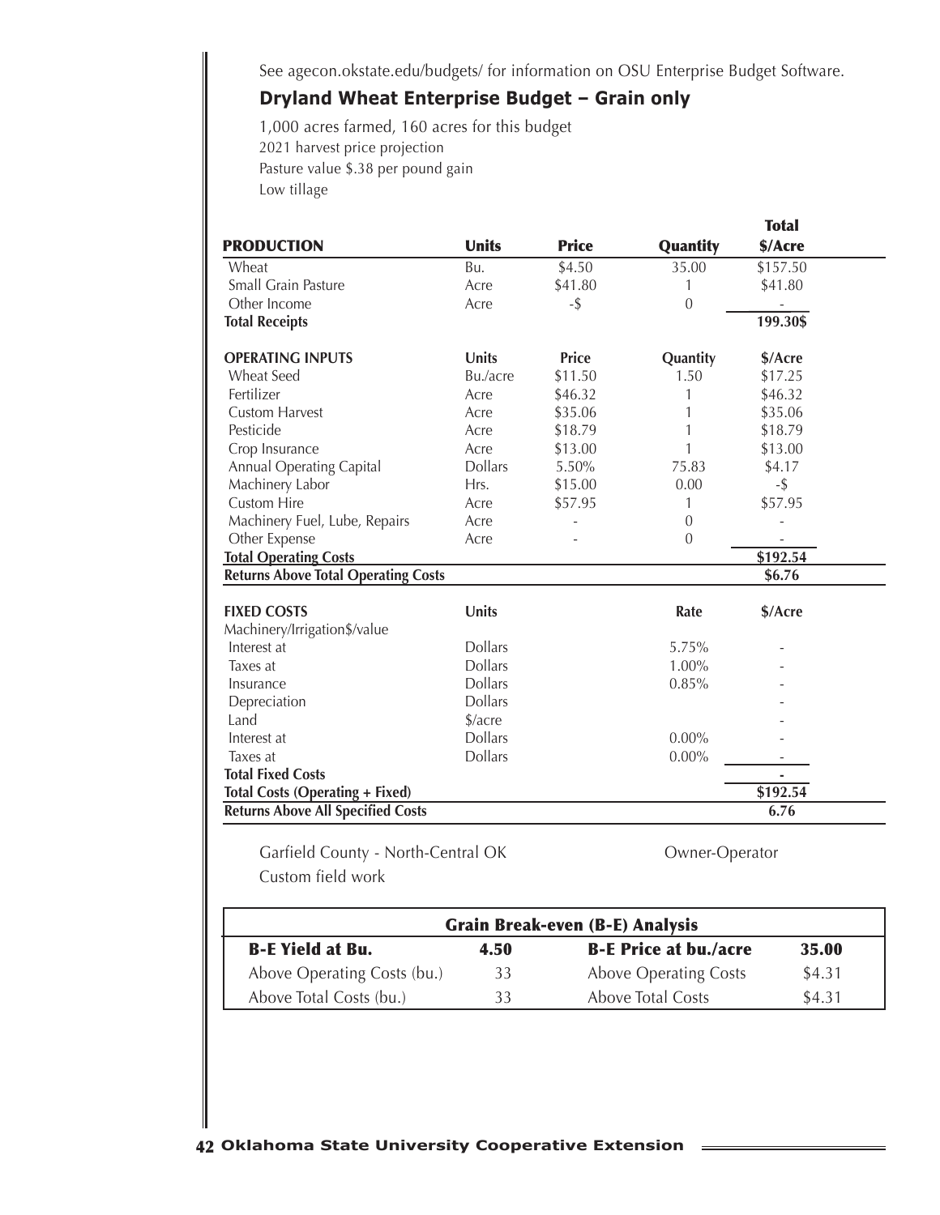See agecon.okstate.edu/budgets/ for information on OSU Enterprise Budget Software.

## Dryland Wheat Enterprise Budget – Grain only

1,000 acres farmed, 160 acres for this budget
2021 harvest price projection
Pasture value $.38 per pound gain
Low tillage

| PRODUCTION | Units | Price | Quantity | Total $/Acre |
|---|---|---|---|---|
| Wheat | Bu. | $4.50 | 35.00 | $157.50 |
| Small Grain Pasture | Acre | $41.80 | 1 | $41.80 |
| Other Income | Acre | -$ | 0 | - |
| **Total Receipts** | | | | 199.30$ |
| **OPERATING INPUTS** | **Units** | **Price** | **Quantity** | **$/Acre** |
| Wheat Seed | Bu./acre | $11.50 | 1.50 | $17.25 |
| Fertilizer | Acre | $46.32 | 1 | $46.32 |
| Custom Harvest | Acre | $35.06 | 1 | $35.06 |
| Pesticide | Acre | $18.79 | 1 | $18.79 |
| Crop Insurance | Acre | $13.00 | 1 | $13.00 |
| Annual Operating Capital | Dollars | 5.50% | 75.83 | $4.17 |
| Machinery Labor | Hrs. | $15.00 | 0.00 | -$ |
| Custom Hire | Acre | $57.95 | 1 | $57.95 |
| Machinery Fuel, Lube, Repairs | Acre | - | 0 | - |
| Other Expense | Acre | - | 0 | - |
| **Total Operating Costs** | | | | $192.54 |
| **Returns Above Total Operating Costs** | | | | $6.76 |
| **FIXED COSTS** | **Units** | | **Rate** | **$/Acre** |
| Machinery/Irrigation$/value | | | | |
| Interest at | Dollars | | 5.75% | - |
| Taxes at | Dollars | | 1.00% | - |
| Insurance | Dollars | | 0.85% | - |
| Depreciation | Dollars | | | - |
| Land | $/acre | | | - |
| Interest at | Dollars | | 0.00% | - |
| Taxes at | Dollars | | 0.00% | - |
| **Total Fixed Costs** | | | | - |
| **Total Costs (Operating + Fixed)** | | | | $192.54 |
| **Returns Above All Specified Costs** | | | | 6.76 |

Garfield County - North-Central OK

Owner-Operator

Custom field work

| Grain Break-even (B-E) Analysis | | | |
|---|---|---|---|
| **B-E Yield at Bu.** | **4.50** | **B-E Price at bu./acre** | **35.00** |
| Above Operating Costs (bu.) | 33 | Above Operating Costs | $4.31 |
| Above Total Costs (bu.) | 33 | Above Total Costs | $4.31 |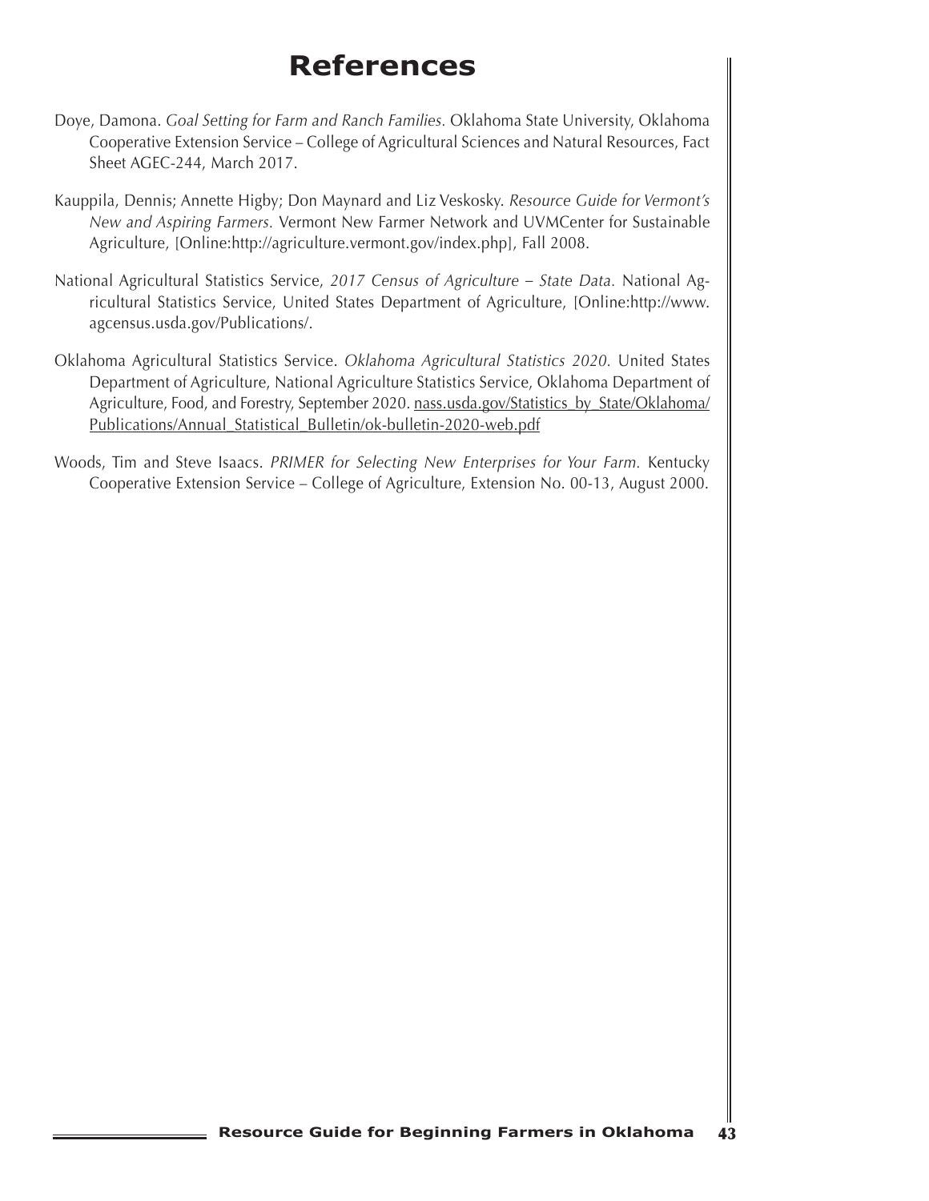# References

Doye, Damona. *Goal Setting for Farm and Ranch Families.* Oklahoma State University, Oklahoma Cooperative Extension Service – College of Agricultural Sciences and Natural Resources, Fact Sheet AGEC-244, March 2017.

Kauppila, Dennis; Annette Higby; Don Maynard and Liz Veskosky. *Resource Guide for Vermont's New and Aspiring Farmers.* Vermont New Farmer Network and UVMCenter for Sustainable Agriculture, [Online:http://agriculture.vermont.gov/index.php], Fall 2008.

National Agricultural Statistics Service, *2017 Census of Agriculture – State Data.* National Agricultural Statistics Service, United States Department of Agriculture, [Online:http://www.agcensus.usda.gov/Publications/.

Oklahoma Agricultural Statistics Service. *Oklahoma Agricultural Statistics 2020.* United States Department of Agriculture, National Agriculture Statistics Service, Oklahoma Department of Agriculture, Food, and Forestry, September 2020. nass.usda.gov/Statistics_by_State/Oklahoma/Publications/Annual_Statistical_Bulletin/ok-bulletin-2020-web.pdf

Woods, Tim and Steve Isaacs. *PRIMER for Selecting New Enterprises for Your Farm.* Kentucky Cooperative Extension Service – College of Agriculture, Extension No. 00-13, August 2000.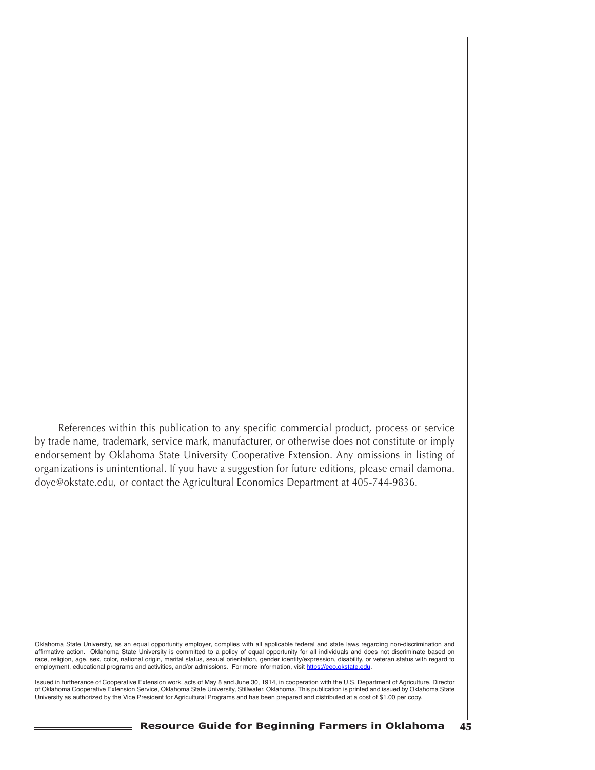References within this publication to any specific commercial product, process or service by trade name, trademark, service mark, manufacturer, or otherwise does not constitute or imply endorsement by Oklahoma State University Cooperative Extension. Any omissions in listing of organizations is unintentional. If you have a suggestion for future editions, please email damona.doye@okstate.edu, or contact the Agricultural Economics Department at 405-744-9836.

Oklahoma State University, as an equal opportunity employer, complies with all applicable federal and state laws regarding non-discrimination and affirmative action. Oklahoma State University is committed to a policy of equal opportunity for all individuals and does not discriminate based on race, religion, age, sex, color, national origin, marital status, sexual orientation, gender identity/expression, disability, or veteran status with regard to employment, educational programs and activities, and/or admissions. For more information, visit https://eeo.okstate.edu.

Issued in furtherance of Cooperative Extension work, acts of May 8 and June 30, 1914, in cooperation with the U.S. Department of Agriculture, Director of Oklahoma Cooperative Extension Service, Oklahoma State University, Stillwater, Oklahoma. This publication is printed and issued by Oklahoma State University as authorized by the Vice President for Agricultural Programs and has been prepared and distributed at a cost of $1.00 per copy.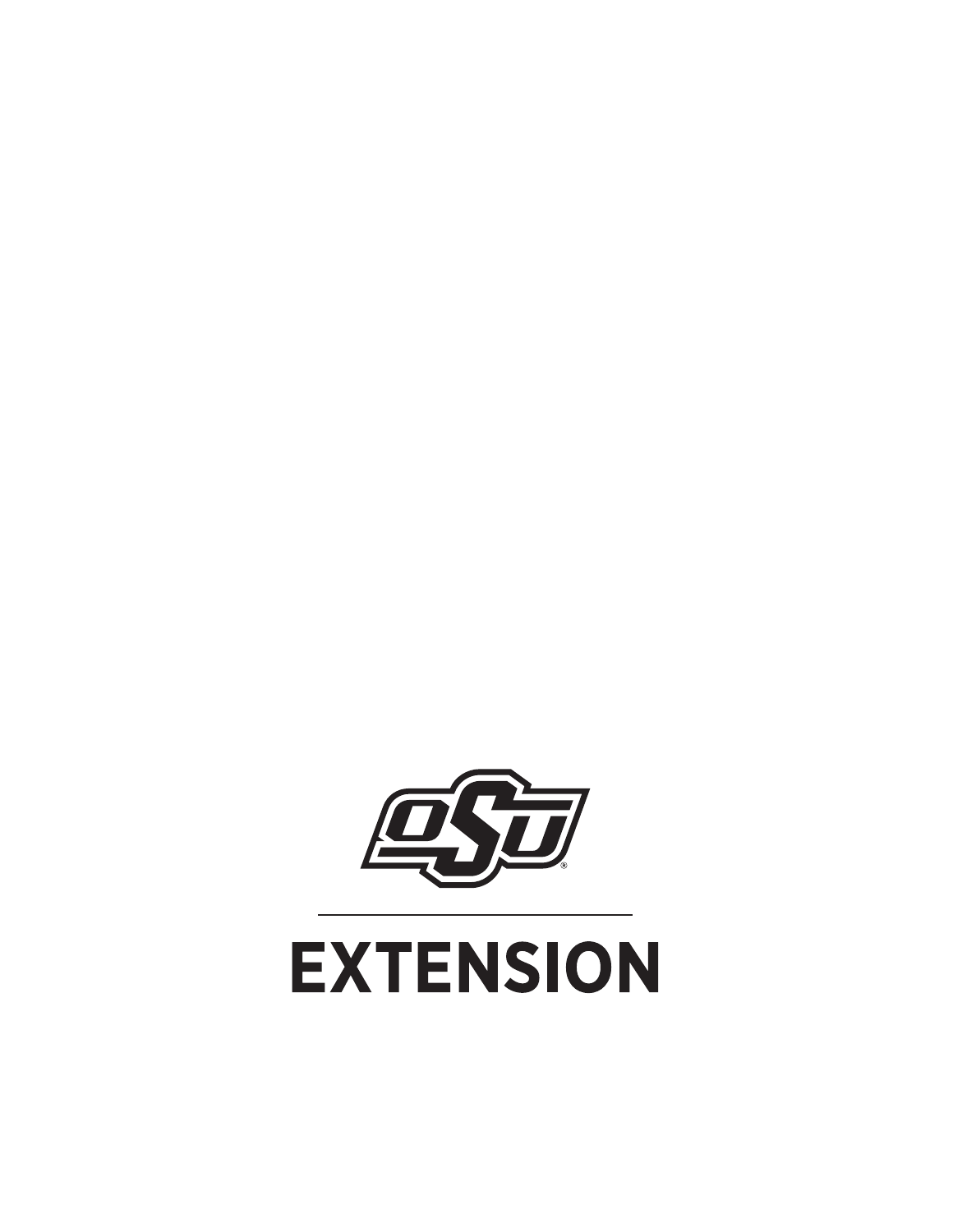EXTENSION